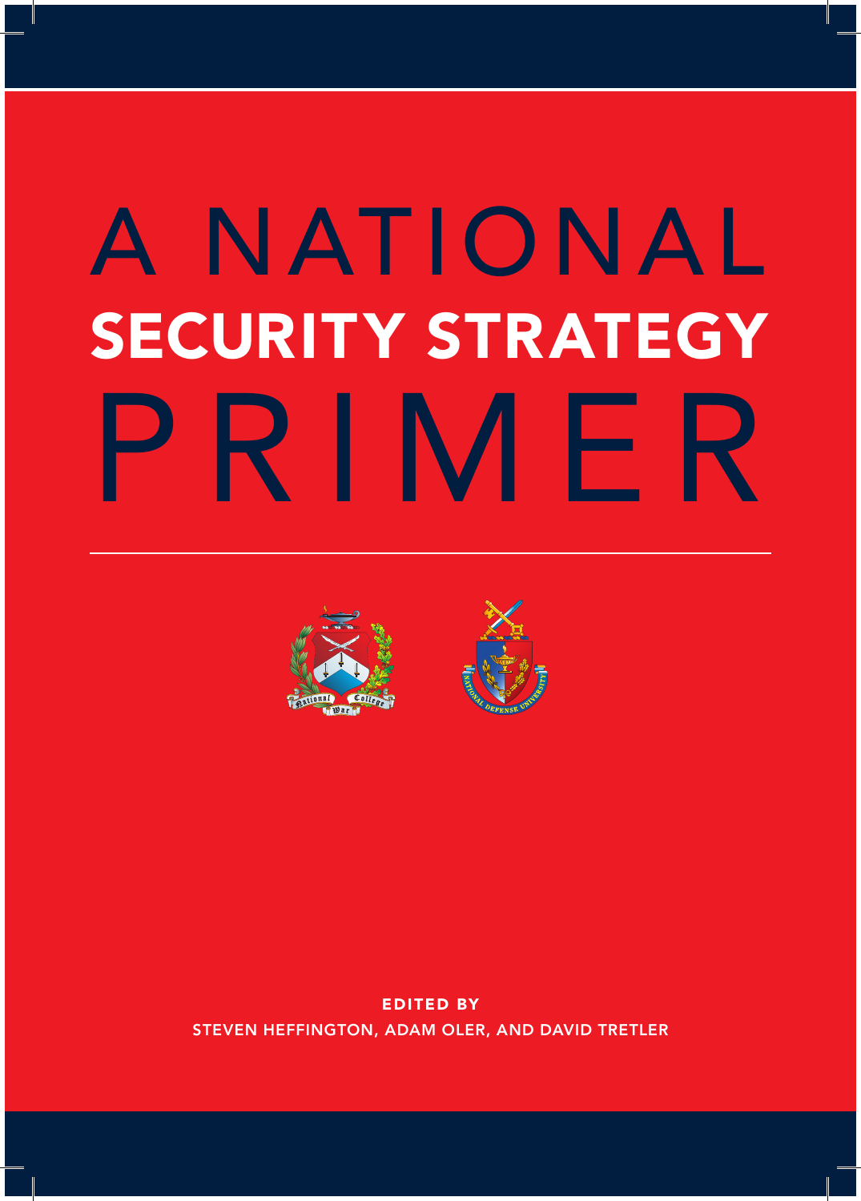# A NATIONAL SECURITY STRATEGY PRIMER

**EDITED BY**

STEVEN HEFFINGTON, ADAM OLER, AND DAVID TRETLER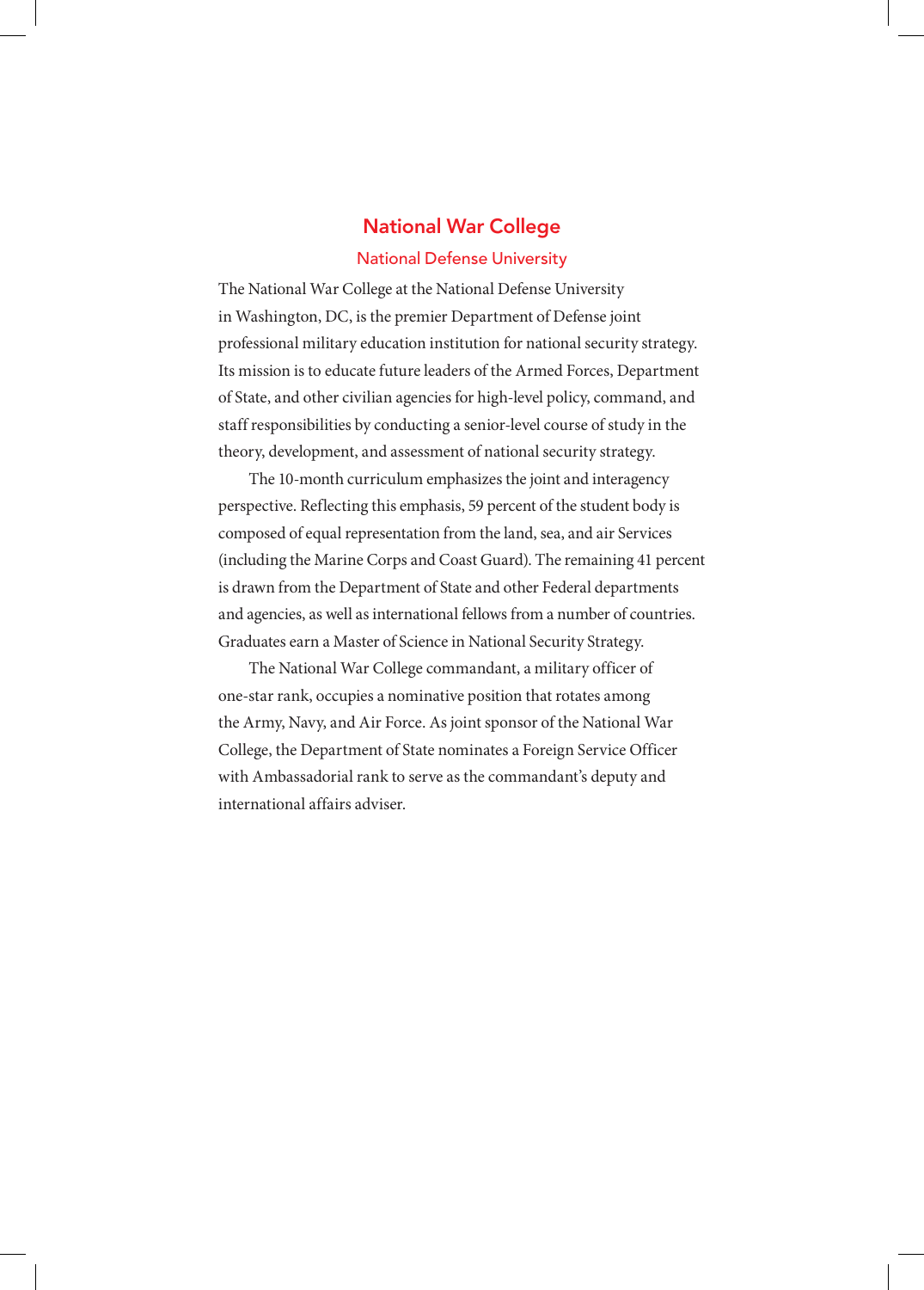# National War College

## National Defense University

The National War College at the National Defense University in Washington, DC, is the premier Department of Defense joint professional military education institution for national security strategy. Its mission is to educate future leaders of the Armed Forces, Department of State, and other civilian agencies for high-level policy, command, and staff responsibilities by conducting a senior-level course of study in the theory, development, and assessment of national security strategy.

The 10-month curriculum emphasizes the joint and interagency perspective. Reflecting this emphasis, 59 percent of the student body is composed of equal representation from the land, sea, and air Services (including the Marine Corps and Coast Guard). The remaining 41 percent is drawn from the Department of State and other Federal departments and agencies, as well as international fellows from a number of countries. Graduates earn a Master of Science in National Security Strategy.

The National War College commandant, a military officer of one-star rank, occupies a nominative position that rotates among the Army, Navy, and Air Force. As joint sponsor of the National War College, the Department of State nominates a Foreign Service Officer with Ambassadorial rank to serve as the commandant's deputy and international affairs adviser.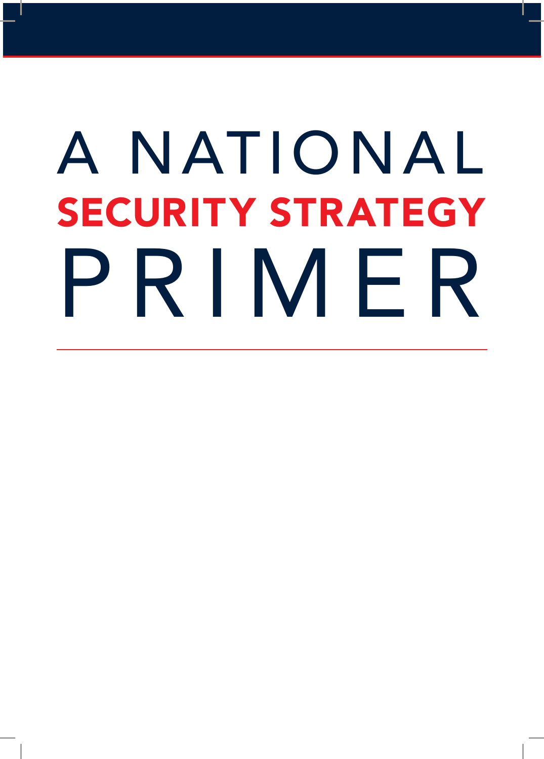# A NATIONAL SECURITY STRATEGY PRIMER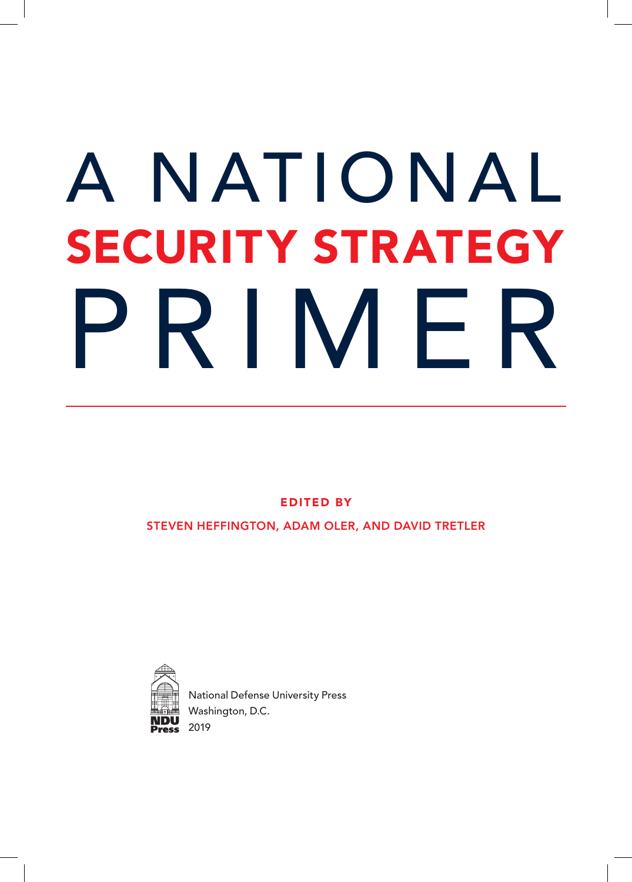# A NATIONAL SECURITY STRATEGY PRIMER

EDITED BY

STEVEN HEFFINGTON, ADAM OLER, AND DAVID TRETLER

National Defense University Press
Washington, D.C.
2019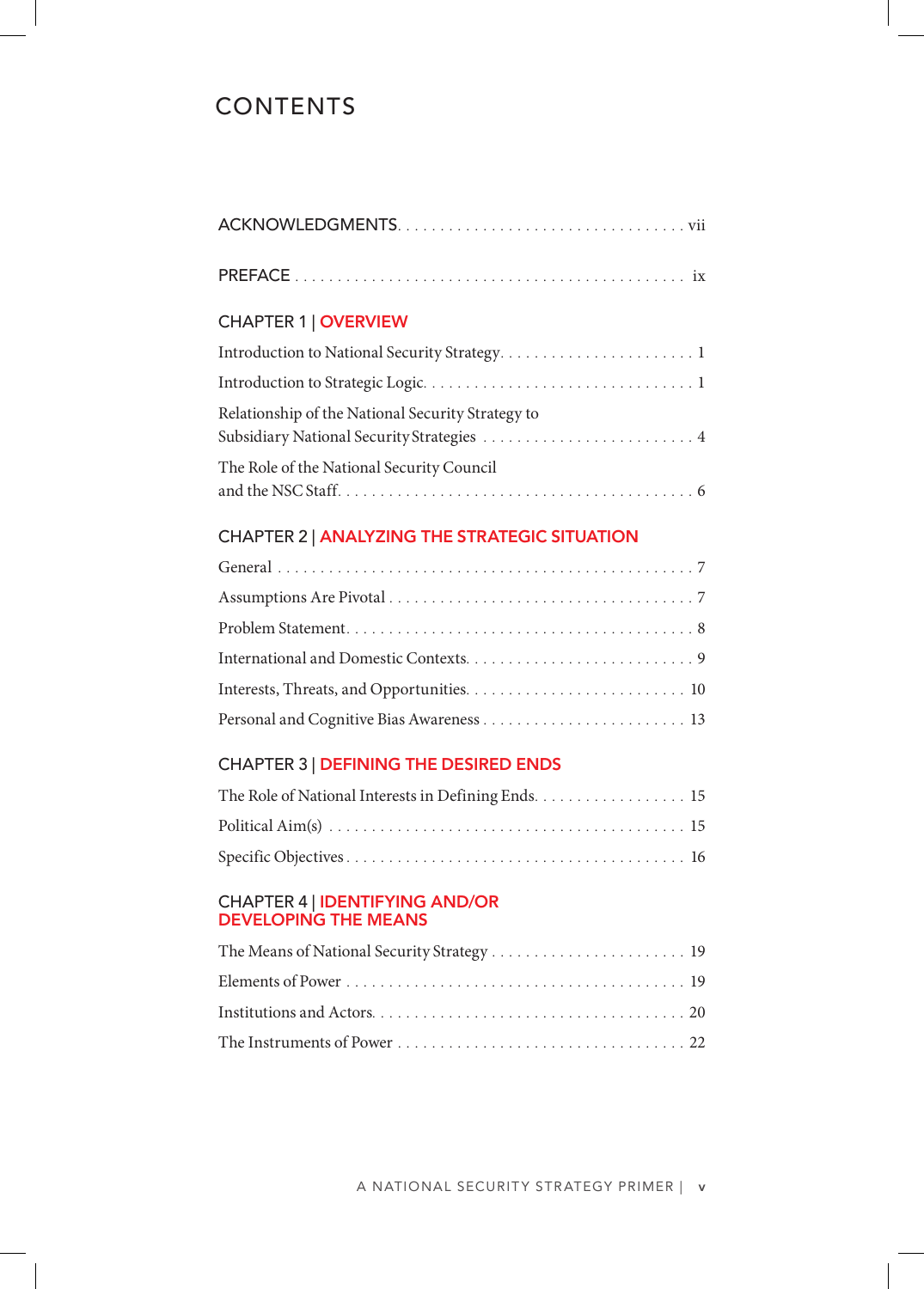# CONTENTS

ACKNOWLEDGMENTS . . . . . . . . . . . . . . . . . . . . . . . . . . . . . . . . vii

PREFACE . . . . . . . . . . . . . . . . . . . . . . . . . . . . . . . . . . . . . . . . . . ix

## CHAPTER 1 | OVERVIEW

Introduction to National Security Strategy . . . . . . . . . . . . . . . . . . . . . 1

Introduction to Strategic Logic . . . . . . . . . . . . . . . . . . . . . . . . . . . . . 1

Relationship of the National Security Strategy to Subsidiary National Security Strategies . . . . . . . . . . . . . . . . . . . . . . . 4

The Role of the National Security Council and the NSC Staff . . . . . . . . . . . . . . . . . . . . . . . . . . . . . . . . . . . . . . 6

## CHAPTER 2 | ANALYZING THE STRATEGIC SITUATION

General . . . . . . . . . . . . . . . . . . . . . . . . . . . . . . . . . . . . . . . . . . . . . 7

Assumptions Are Pivotal . . . . . . . . . . . . . . . . . . . . . . . . . . . . . . . . . 7

Problem Statement . . . . . . . . . . . . . . . . . . . . . . . . . . . . . . . . . . . . . 8

International and Domestic Contexts . . . . . . . . . . . . . . . . . . . . . . . . 9

Interests, Threats, and Opportunities . . . . . . . . . . . . . . . . . . . . . . . . 10

Personal and Cognitive Bias Awareness . . . . . . . . . . . . . . . . . . . . . . 13

## CHAPTER 3 | DEFINING THE DESIRED ENDS

The Role of National Interests in Defining Ends . . . . . . . . . . . . . . . . 15

Political Aim(s) . . . . . . . . . . . . . . . . . . . . . . . . . . . . . . . . . . . . . . . 15

Specific Objectives . . . . . . . . . . . . . . . . . . . . . . . . . . . . . . . . . . . . . 16

## CHAPTER 4 | IDENTIFYING AND/OR DEVELOPING THE MEANS

The Means of National Security Strategy . . . . . . . . . . . . . . . . . . . . . 19

Elements of Power . . . . . . . . . . . . . . . . . . . . . . . . . . . . . . . . . . . . . 19

Institutions and Actors . . . . . . . . . . . . . . . . . . . . . . . . . . . . . . . . . . 20

The Instruments of Power . . . . . . . . . . . . . . . . . . . . . . . . . . . . . . . . 22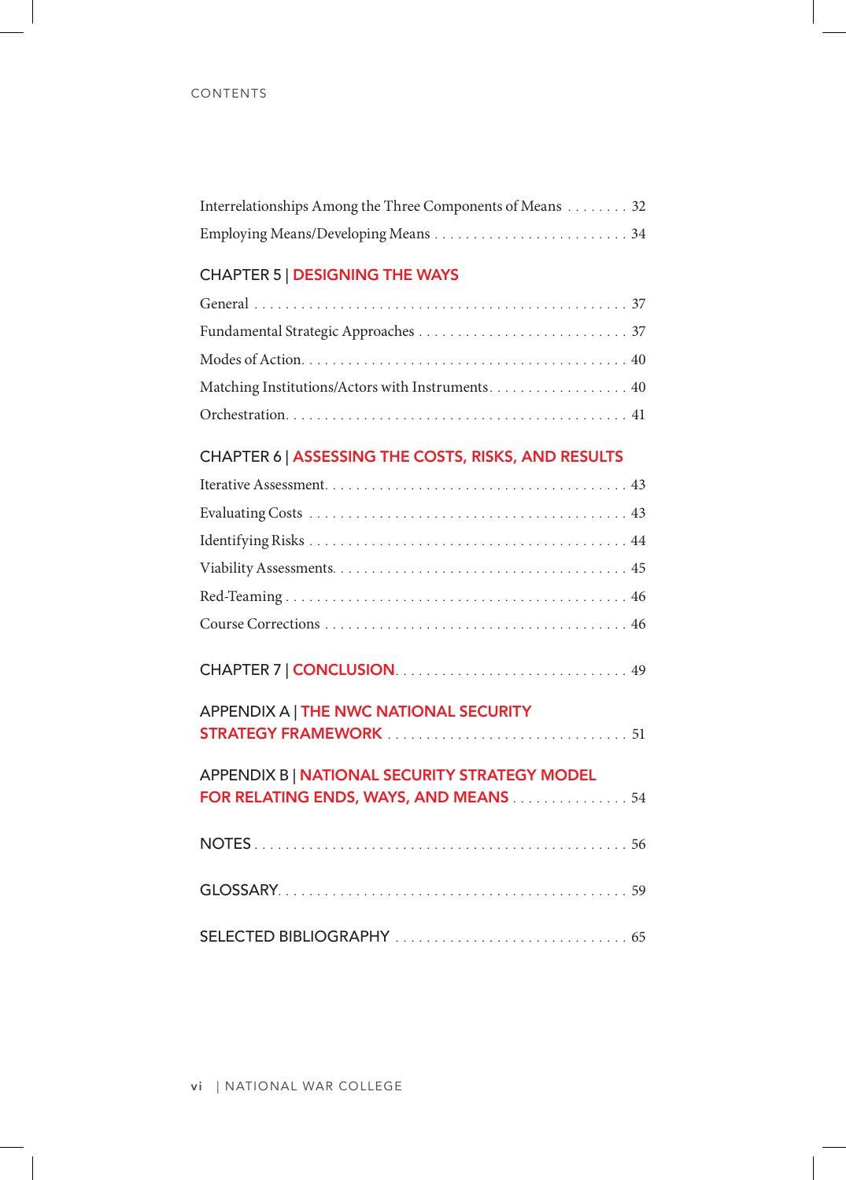Interrelationships Among the Three Components of Means . . . . . . . . 32

Employing Means/Developing Means . . . . . . . . . . . . . . . . . . . . . . . . 34

CHAPTER 5 | DESIGNING THE WAYS

General . . . . . . . . . . . . . . . . . . . . . . . . . . . . . . . . . . . . . . . . . . . . . . . . 37

Fundamental Strategic Approaches . . . . . . . . . . . . . . . . . . . . . . . . . . 37

Modes of Action. . . . . . . . . . . . . . . . . . . . . . . . . . . . . . . . . . . . . . . . 40

Matching Institutions/Actors with Instruments. . . . . . . . . . . . . . . . . . 40

Orchestration. . . . . . . . . . . . . . . . . . . . . . . . . . . . . . . . . . . . . . . . . . 41

CHAPTER 6 | ASSESSING THE COSTS, RISKS, AND RESULTS

Iterative Assessment. . . . . . . . . . . . . . . . . . . . . . . . . . . . . . . . . . . . . 43

Evaluating Costs . . . . . . . . . . . . . . . . . . . . . . . . . . . . . . . . . . . . . . . 43

Identifying Risks . . . . . . . . . . . . . . . . . . . . . . . . . . . . . . . . . . . . . . . 44

Viability Assessments. . . . . . . . . . . . . . . . . . . . . . . . . . . . . . . . . . . . 45

Red-Teaming . . . . . . . . . . . . . . . . . . . . . . . . . . . . . . . . . . . . . . . . . . 46

Course Corrections . . . . . . . . . . . . . . . . . . . . . . . . . . . . . . . . . . . . . 46

CHAPTER 7 | CONCLUSION. . . . . . . . . . . . . . . . . . . . . . . . . . . . . . 49

APPENDIX A | THE NWC NATIONAL SECURITY STRATEGY FRAMEWORK . . . . . . . . . . . . . . . . . . . . . . . . . . . . . . 51

APPENDIX B | NATIONAL SECURITY STRATEGY MODEL FOR RELATING ENDS, WAYS, AND MEANS . . . . . . . . . . . . . . . 54

NOTES . . . . . . . . . . . . . . . . . . . . . . . . . . . . . . . . . . . . . . . . . . . . . . . 56

GLOSSARY. . . . . . . . . . . . . . . . . . . . . . . . . . . . . . . . . . . . . . . . . . . . 59

SELECTED BIBLIOGRAPHY . . . . . . . . . . . . . . . . . . . . . . . . . . . . . 65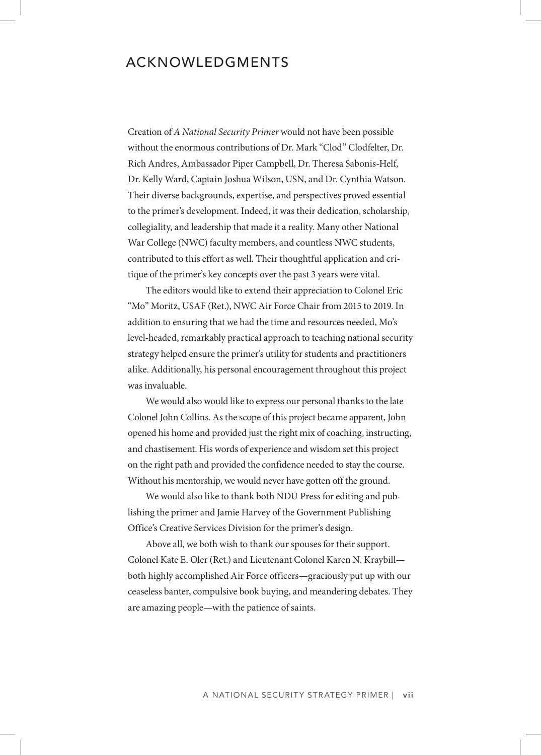# ACKNOWLEDGMENTS

Creation of *A National Security Primer* would not have been possible without the enormous contributions of Dr. Mark "Clod" Clodfelter, Dr. Rich Andres, Ambassador Piper Campbell, Dr. Theresa Sabonis-Helf, Dr. Kelly Ward, Captain Joshua Wilson, USN, and Dr. Cynthia Watson. Their diverse backgrounds, expertise, and perspectives proved essential to the primer's development. Indeed, it was their dedication, scholarship, collegiality, and leadership that made it a reality. Many other National War College (NWC) faculty members, and countless NWC students, contributed to this effort as well. Their thoughtful application and critique of the primer's key concepts over the past 3 years were vital.

The editors would like to extend their appreciation to Colonel Eric "Mo" Moritz, USAF (Ret.), NWC Air Force Chair from 2015 to 2019. In addition to ensuring that we had the time and resources needed, Mo's level-headed, remarkably practical approach to teaching national security strategy helped ensure the primer's utility for students and practitioners alike. Additionally, his personal encouragement throughout this project was invaluable.

We would also would like to express our personal thanks to the late Colonel John Collins. As the scope of this project became apparent, John opened his home and provided just the right mix of coaching, instructing, and chastisement. His words of experience and wisdom set this project on the right path and provided the confidence needed to stay the course. Without his mentorship, we would never have gotten off the ground.

We would also like to thank both NDU Press for editing and publishing the primer and Jamie Harvey of the Government Publishing Office's Creative Services Division for the primer's design.

Above all, we both wish to thank our spouses for their support. Colonel Kate E. Oler (Ret.) and Lieutenant Colonel Karen N. Kraybill—both highly accomplished Air Force officers—graciously put up with our ceaseless banter, compulsive book buying, and meandering debates. They are amazing people—with the patience of saints.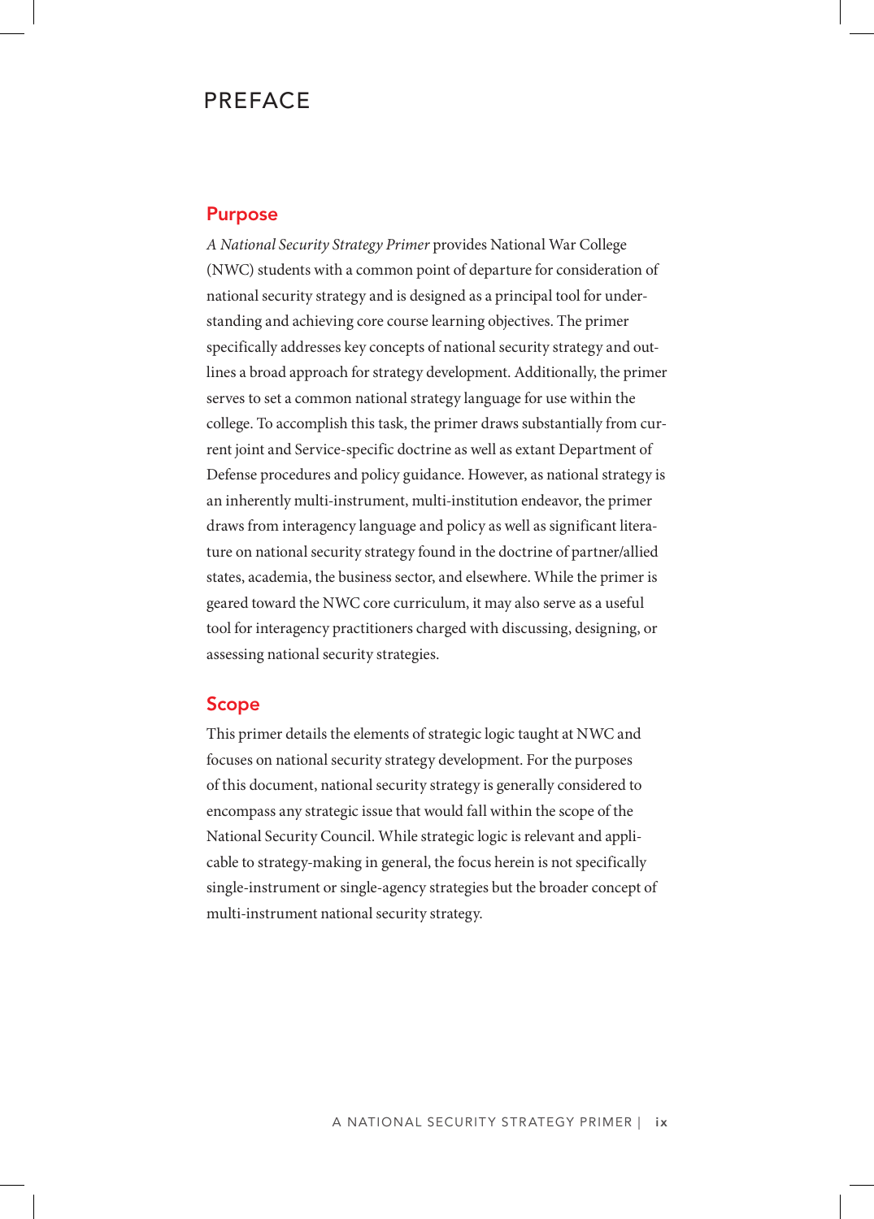# PREFACE

## Purpose

*A National Security Strategy Primer* provides National War College (NWC) students with a common point of departure for consideration of national security strategy and is designed as a principal tool for understanding and achieving core course learning objectives. The primer specifically addresses key concepts of national security strategy and outlines a broad approach for strategy development. Additionally, the primer serves to set a common national strategy language for use within the college. To accomplish this task, the primer draws substantially from current joint and Service-specific doctrine as well as extant Department of Defense procedures and policy guidance. However, as national strategy is an inherently multi-instrument, multi-institution endeavor, the primer draws from interagency language and policy as well as significant literature on national security strategy found in the doctrine of partner/allied states, academia, the business sector, and elsewhere. While the primer is geared toward the NWC core curriculum, it may also serve as a useful tool for interagency practitioners charged with discussing, designing, or assessing national security strategies.

## Scope

This primer details the elements of strategic logic taught at NWC and focuses on national security strategy development. For the purposes of this document, national security strategy is generally considered to encompass any strategic issue that would fall within the scope of the National Security Council. While strategic logic is relevant and applicable to strategy-making in general, the focus herein is not specifically single-instrument or single-agency strategies but the broader concept of multi-instrument national security strategy.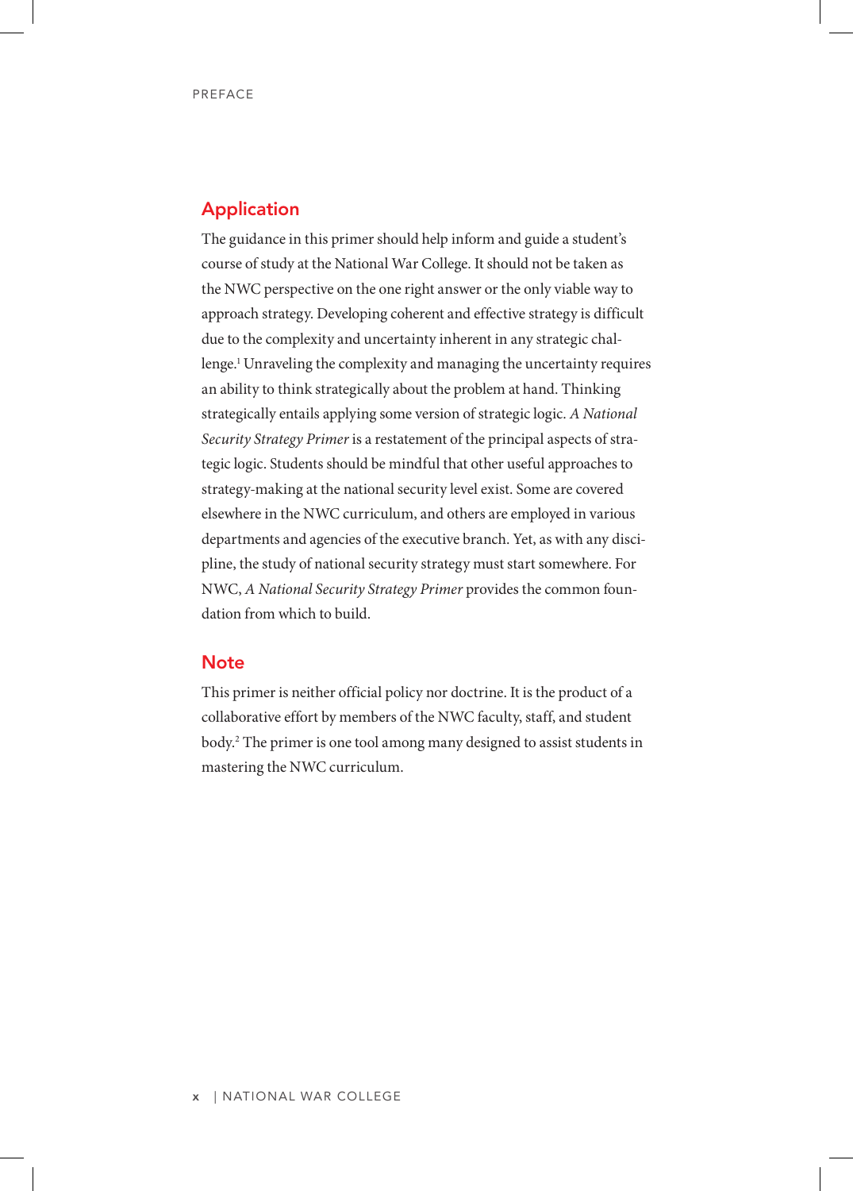## Application

The guidance in this primer should help inform and guide a student's course of study at the National War College. It should not be taken as the NWC perspective on the one right answer or the only viable way to approach strategy. Developing coherent and effective strategy is difficult due to the complexity and uncertainty inherent in any strategic challenge.[1] Unraveling the complexity and managing the uncertainty requires an ability to think strategically about the problem at hand. Thinking strategically entails applying some version of strategic logic. *A National Security Strategy Primer* is a restatement of the principal aspects of strategic logic. Students should be mindful that other useful approaches to strategy-making at the national security level exist. Some are covered elsewhere in the NWC curriculum, and others are employed in various departments and agencies of the executive branch. Yet, as with any discipline, the study of national security strategy must start somewhere. For NWC, *A National Security Strategy Primer* provides the common foundation from which to build.

## Note

This primer is neither official policy nor doctrine. It is the product of a collaborative effort by members of the NWC faculty, staff, and student body.[2] The primer is one tool among many designed to assist students in mastering the NWC curriculum.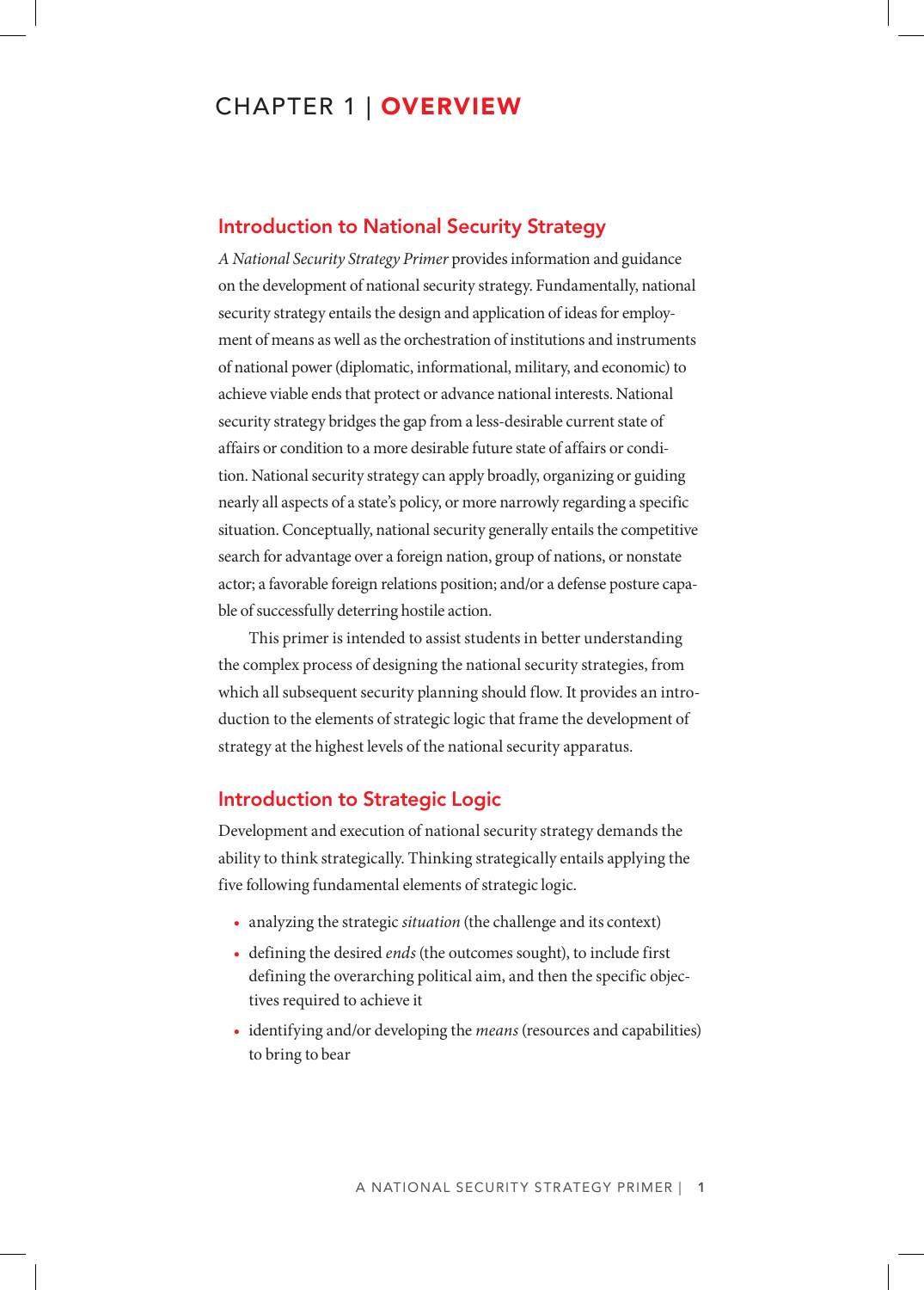# CHAPTER 1 | OVERVIEW

## Introduction to National Security Strategy

*A National Security Strategy Primer* provides information and guidance on the development of national security strategy. Fundamentally, national security strategy entails the design and application of ideas for employment of means as well as the orchestration of institutions and instruments of national power (diplomatic, informational, military, and economic) to achieve viable ends that protect or advance national interests. National security strategy bridges the gap from a less-desirable current state of affairs or condition to a more desirable future state of affairs or condition. National security strategy can apply broadly, organizing or guiding nearly all aspects of a state's policy, or more narrowly regarding a specific situation. Conceptually, national security generally entails the competitive search for advantage over a foreign nation, group of nations, or nonstate actor; a favorable foreign relations position; and/or a defense posture capable of successfully deterring hostile action.

This primer is intended to assist students in better understanding the complex process of designing the national security strategies, from which all subsequent security planning should flow. It provides an introduction to the elements of strategic logic that frame the development of strategy at the highest levels of the national security apparatus.

## Introduction to Strategic Logic

Development and execution of national security strategy demands the ability to think strategically. Thinking strategically entails applying the five following fundamental elements of strategic logic.

- analyzing the strategic *situation* (the challenge and its context)
- defining the desired *ends* (the outcomes sought), to include first defining the overarching political aim, and then the specific objectives required to achieve it
- identifying and/or developing the *means* (resources and capabilities) to bring to bear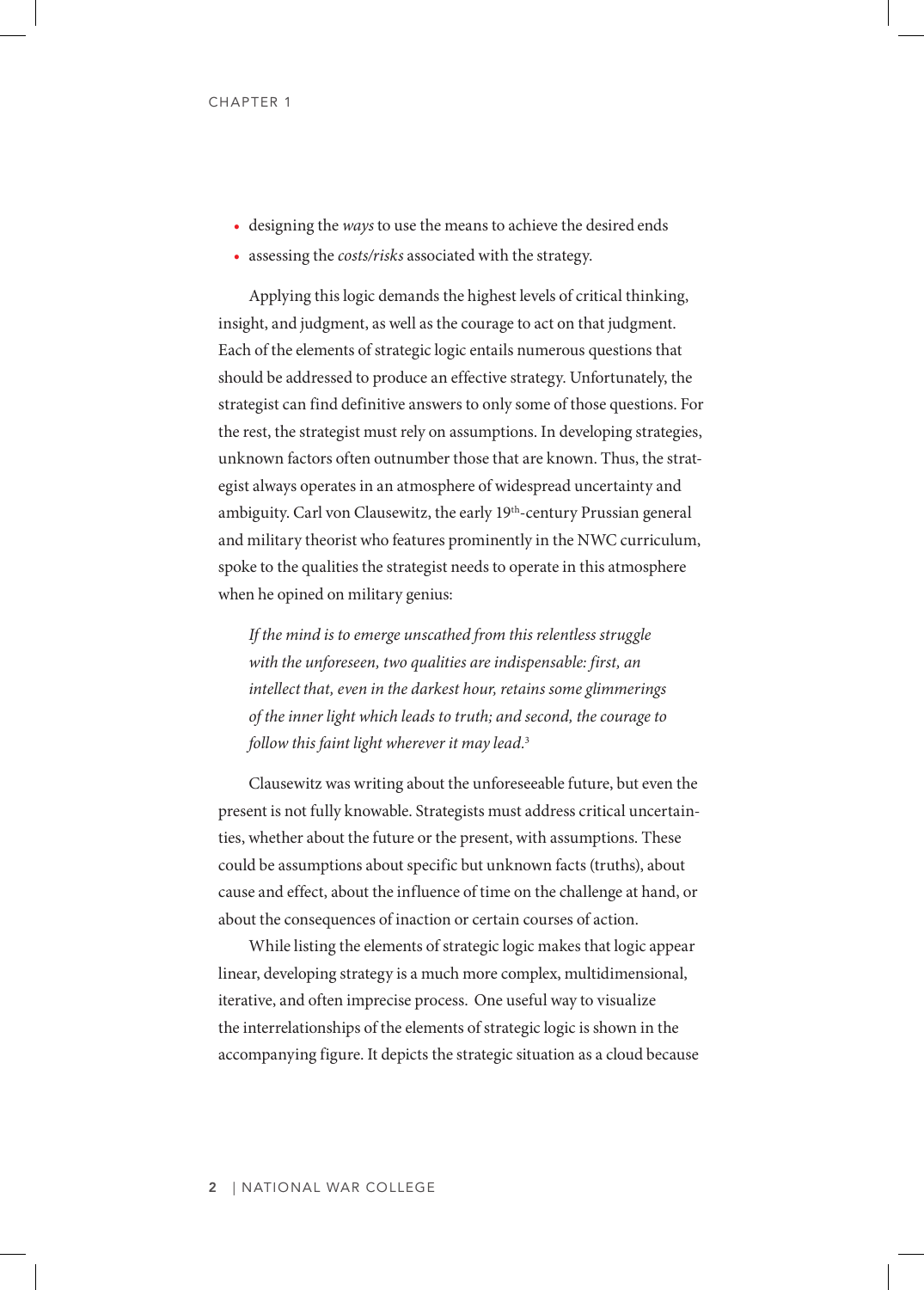- designing the *ways* to use the means to achieve the desired ends
- assessing the *costs/risks* associated with the strategy.

Applying this logic demands the highest levels of critical thinking, insight, and judgment, as well as the courage to act on that judgment. Each of the elements of strategic logic entails numerous questions that should be addressed to produce an effective strategy. Unfortunately, the strategist can find definitive answers to only some of those questions. For the rest, the strategist must rely on assumptions. In developing strategies, unknown factors often outnumber those that are known. Thus, the strategist always operates in an atmosphere of widespread uncertainty and ambiguity. Carl von Clausewitz, the early 19th-century Prussian general and military theorist who features prominently in the NWC curriculum, spoke to the qualities the strategist needs to operate in this atmosphere when he opined on military genius:

> *If the mind is to emerge unscathed from this relentless struggle with the unforeseen, two qualities are indispensable: first, an intellect that, even in the darkest hour, retains some glimmerings of the inner light which leads to truth; and second, the courage to follow this faint light wherever it may lead.*[3]

Clausewitz was writing about the unforeseeable future, but even the present is not fully knowable. Strategists must address critical uncertainties, whether about the future or the present, with assumptions. These could be assumptions about specific but unknown facts (truths), about cause and effect, about the influence of time on the challenge at hand, or about the consequences of inaction or certain courses of action.

While listing the elements of strategic logic makes that logic appear linear, developing strategy is a much more complex, multidimensional, iterative, and often imprecise process. One useful way to visualize the interrelationships of the elements of strategic logic is shown in the accompanying figure. It depicts the strategic situation as a cloud because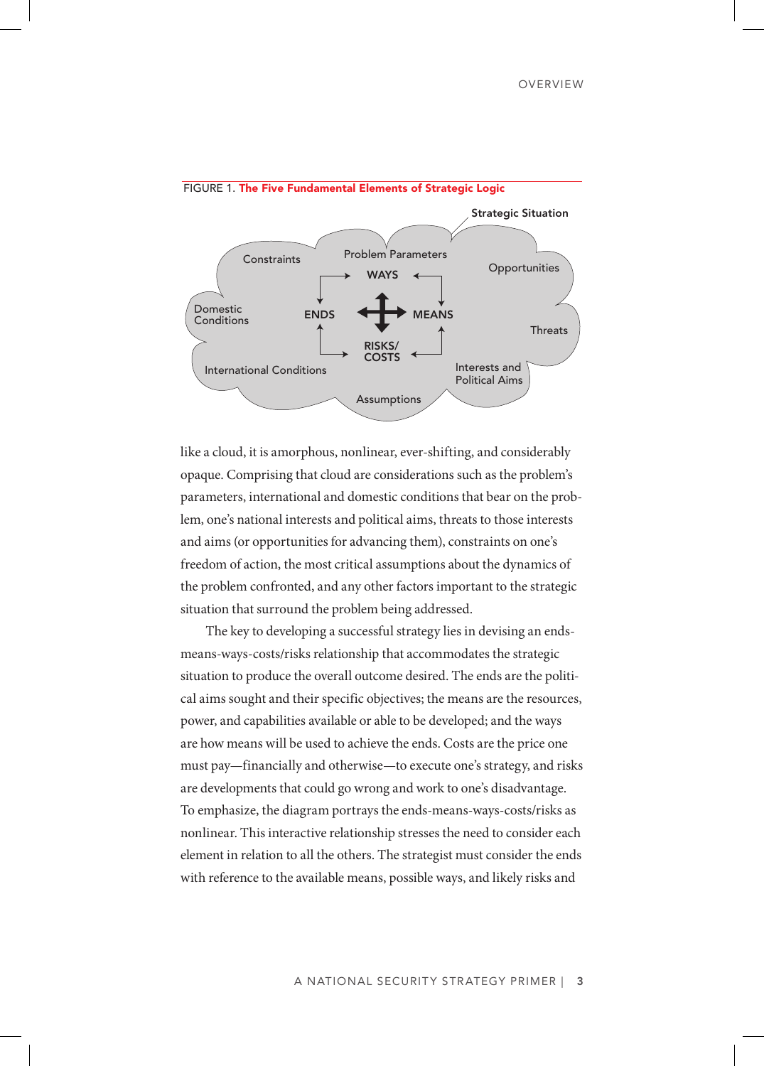FIGURE 1. **The Five Fundamental Elements of Strategic Logic**

Strategic Situation

Constraints | Problem Parameters | Opportunities | Domestic Conditions | Threats | International Conditions | Interests and Political Aims | Assumptions

WAYS | ENDS | MEANS | RISKS/COSTS

like a cloud, it is amorphous, nonlinear, ever-shifting, and considerably opaque. Comprising that cloud are considerations such as the problem's parameters, international and domestic conditions that bear on the problem, one's national interests and political aims, threats to those interests and aims (or opportunities for advancing them), constraints on one's freedom of action, the most critical assumptions about the dynamics of the problem confronted, and any other factors important to the strategic situation that surround the problem being addressed.

The key to developing a successful strategy lies in devising an ends-means-ways-costs/risks relationship that accommodates the strategic situation to produce the overall outcome desired. The ends are the political aims sought and their specific objectives; the means are the resources, power, and capabilities available or able to be developed; and the ways are how means will be used to achieve the ends. Costs are the price one must pay—financially and otherwise—to execute one's strategy, and risks are developments that could go wrong and work to one's disadvantage. To emphasize, the diagram portrays the ends-means-ways-costs/risks as nonlinear. This interactive relationship stresses the need to consider each element in relation to all the others. The strategist must consider the ends with reference to the available means, possible ways, and likely risks and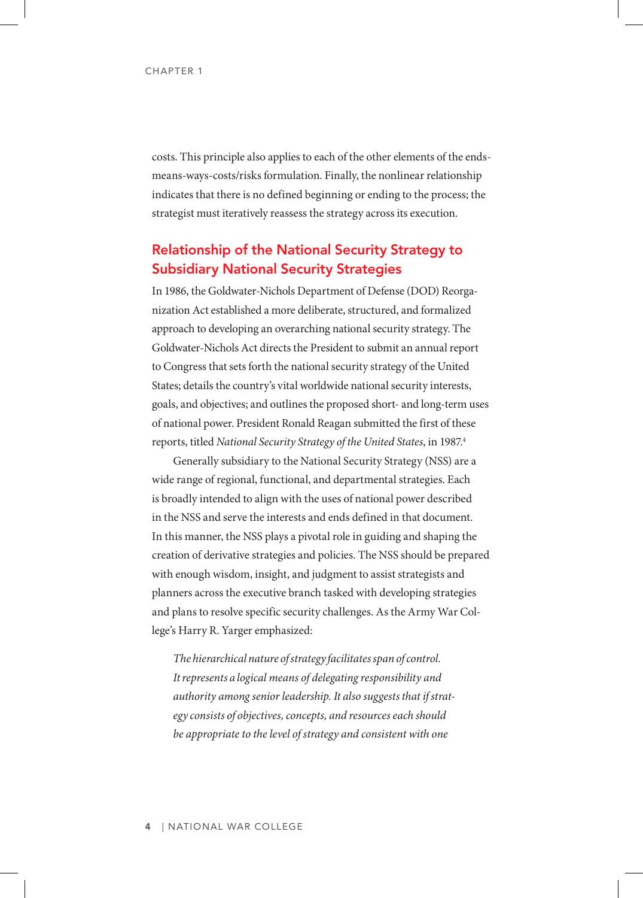costs. This principle also applies to each of the other elements of the ends-means-ways-costs/risks formulation. Finally, the nonlinear relationship indicates that there is no defined beginning or ending to the process; the strategist must iteratively reassess the strategy across its execution.

## Relationship of the National Security Strategy to Subsidiary National Security Strategies

In 1986, the Goldwater-Nichols Department of Defense (DOD) Reorganization Act established a more deliberate, structured, and formalized approach to developing an overarching national security strategy. The Goldwater-Nichols Act directs the President to submit an annual report to Congress that sets forth the national security strategy of the United States; details the country's vital worldwide national security interests, goals, and objectives; and outlines the proposed short- and long-term uses of national power. President Ronald Reagan submitted the first of these reports, titled *National Security Strategy of the United States*, in 1987.[4]

Generally subsidiary to the National Security Strategy (NSS) are a wide range of regional, functional, and departmental strategies. Each is broadly intended to align with the uses of national power described in the NSS and serve the interests and ends defined in that document. In this manner, the NSS plays a pivotal role in guiding and shaping the creation of derivative strategies and policies. The NSS should be prepared with enough wisdom, insight, and judgment to assist strategists and planners across the executive branch tasked with developing strategies and plans to resolve specific security challenges. As the Army War College's Harry R. Yarger emphasized:

> *The hierarchical nature of strategy facilitates span of control. It represents a logical means of delegating responsibility and authority among senior leadership. It also suggests that if strategy consists of objectives, concepts, and resources each should be appropriate to the level of strategy and consistent with one*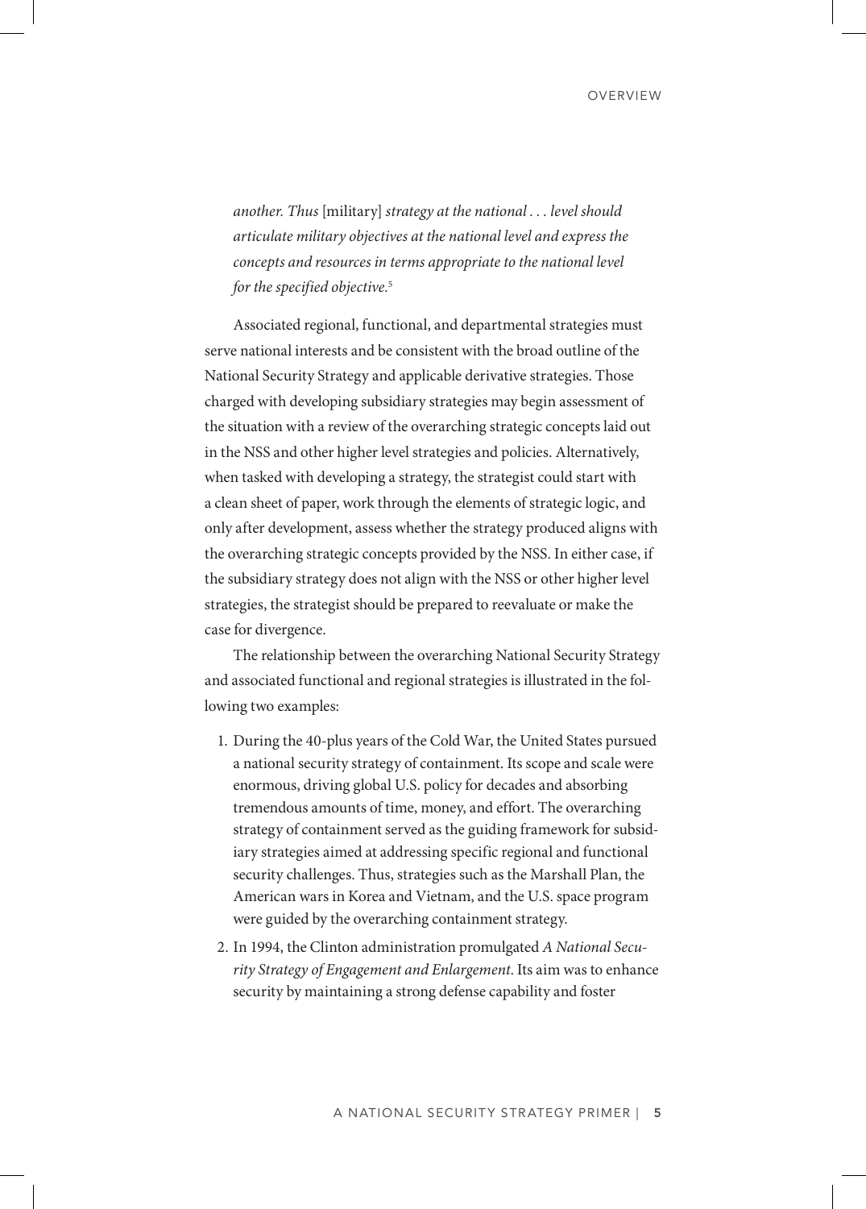*another. Thus* [military] *strategy at the national . . . level should articulate military objectives at the national level and express the concepts and resources in terms appropriate to the national level for the specified objective.*[5]

Associated regional, functional, and departmental strategies must serve national interests and be consistent with the broad outline of the National Security Strategy and applicable derivative strategies. Those charged with developing subsidiary strategies may begin assessment of the situation with a review of the overarching strategic concepts laid out in the NSS and other higher level strategies and policies. Alternatively, when tasked with developing a strategy, the strategist could start with a clean sheet of paper, work through the elements of strategic logic, and only after development, assess whether the strategy produced aligns with the overarching strategic concepts provided by the NSS. In either case, if the subsidiary strategy does not align with the NSS or other higher level strategies, the strategist should be prepared to reevaluate or make the case for divergence.

The relationship between the overarching National Security Strategy and associated functional and regional strategies is illustrated in the following two examples:

1. During the 40-plus years of the Cold War, the United States pursued a national security strategy of containment. Its scope and scale were enormous, driving global U.S. policy for decades and absorbing tremendous amounts of time, money, and effort. The overarching strategy of containment served as the guiding framework for subsidiary strategies aimed at addressing specific regional and functional security challenges. Thus, strategies such as the Marshall Plan, the American wars in Korea and Vietnam, and the U.S. space program were guided by the overarching containment strategy.
2. In 1994, the Clinton administration promulgated *A National Security Strategy of Engagement and Enlargement*. Its aim was to enhance security by maintaining a strong defense capability and foster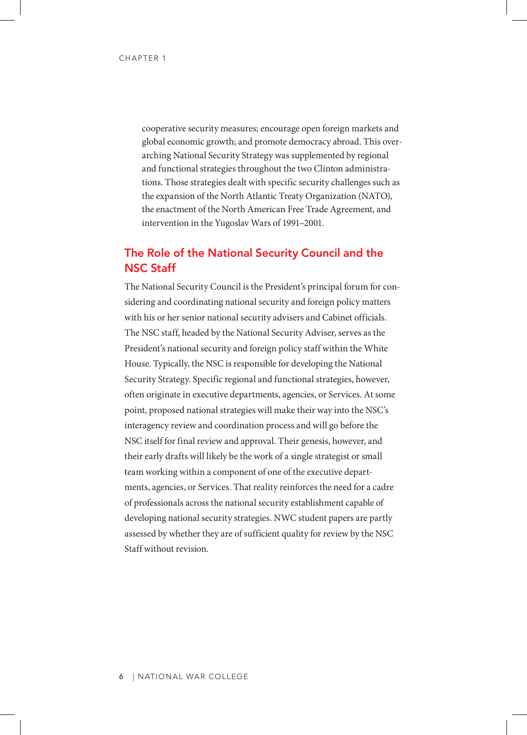cooperative security measures; encourage open foreign markets and global economic growth; and promote democracy abroad. This overarching National Security Strategy was supplemented by regional and functional strategies throughout the two Clinton administrations. Those strategies dealt with specific security challenges such as the expansion of the North Atlantic Treaty Organization (NATO), the enactment of the North American Free Trade Agreement, and intervention in the Yugoslav Wars of 1991–2001.

## The Role of the National Security Council and the NSC Staff

The National Security Council is the President's principal forum for considering and coordinating national security and foreign policy matters with his or her senior national security advisers and Cabinet officials. The NSC staff, headed by the National Security Adviser, serves as the President's national security and foreign policy staff within the White House. Typically, the NSC is responsible for developing the National Security Strategy. Specific regional and functional strategies, however, often originate in executive departments, agencies, or Services. At some point, proposed national strategies will make their way into the NSC's interagency review and coordination process and will go before the NSC itself for final review and approval. Their genesis, however, and their early drafts will likely be the work of a single strategist or small team working within a component of one of the executive departments, agencies, or Services. That reality reinforces the need for a cadre of professionals across the national security establishment capable of developing national security strategies. NWC student papers are partly assessed by whether they are of sufficient quality for review by the NSC Staff without revision.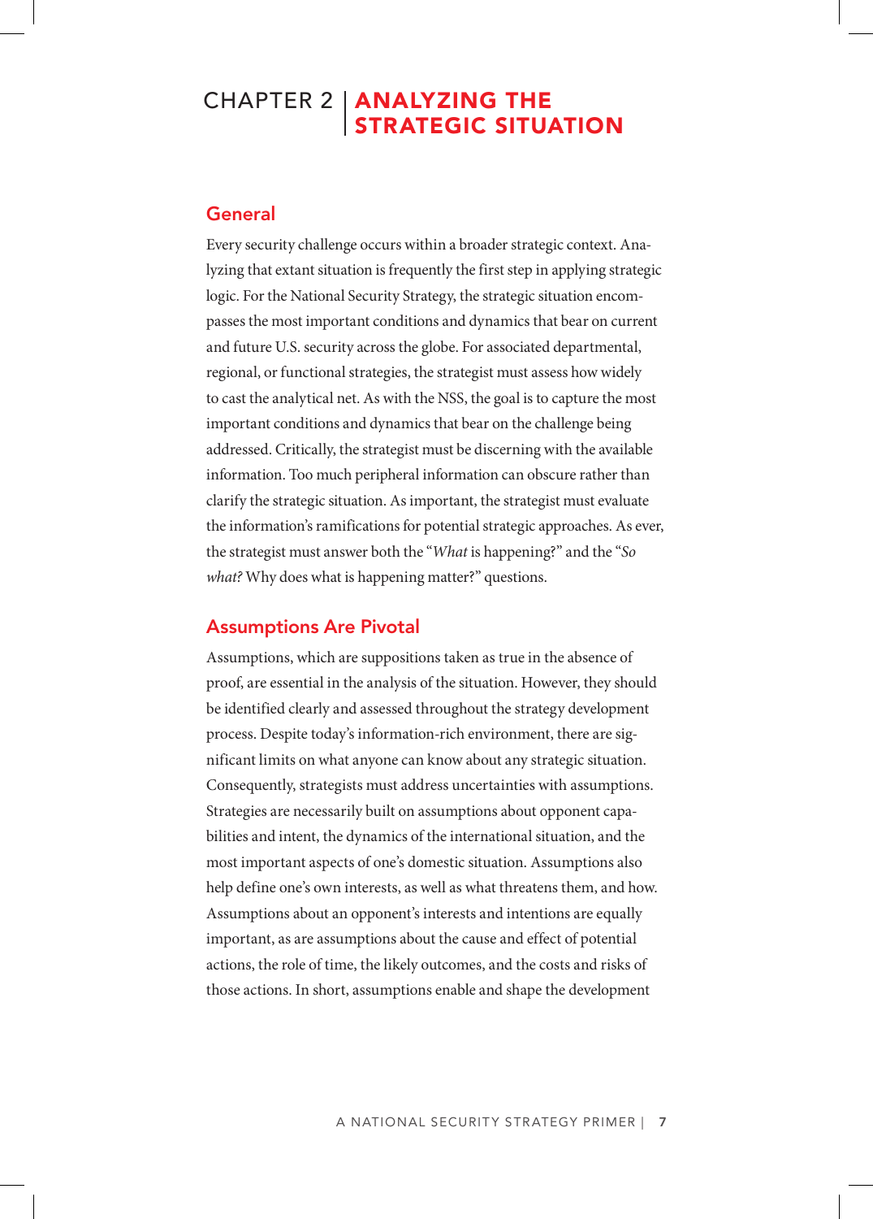# CHAPTER 2 | ANALYZING THE STRATEGIC SITUATION

## General

Every security challenge occurs within a broader strategic context. Analyzing that extant situation is frequently the first step in applying strategic logic. For the National Security Strategy, the strategic situation encompasses the most important conditions and dynamics that bear on current and future U.S. security across the globe. For associated departmental, regional, or functional strategies, the strategist must assess how widely to cast the analytical net. As with the NSS, the goal is to capture the most important conditions and dynamics that bear on the challenge being addressed. Critically, the strategist must be discerning with the available information. Too much peripheral information can obscure rather than clarify the strategic situation. As important, the strategist must evaluate the information's ramifications for potential strategic approaches. As ever, the strategist must answer both the "*What* is happening?" and the "*So what?* Why does what is happening matter?" questions.

## Assumptions Are Pivotal

Assumptions, which are suppositions taken as true in the absence of proof, are essential in the analysis of the situation. However, they should be identified clearly and assessed throughout the strategy development process. Despite today's information-rich environment, there are significant limits on what anyone can know about any strategic situation. Consequently, strategists must address uncertainties with assumptions. Strategies are necessarily built on assumptions about opponent capabilities and intent, the dynamics of the international situation, and the most important aspects of one's domestic situation. Assumptions also help define one's own interests, as well as what threatens them, and how. Assumptions about an opponent's interests and intentions are equally important, as are assumptions about the cause and effect of potential actions, the role of time, the likely outcomes, and the costs and risks of those actions. In short, assumptions enable and shape the development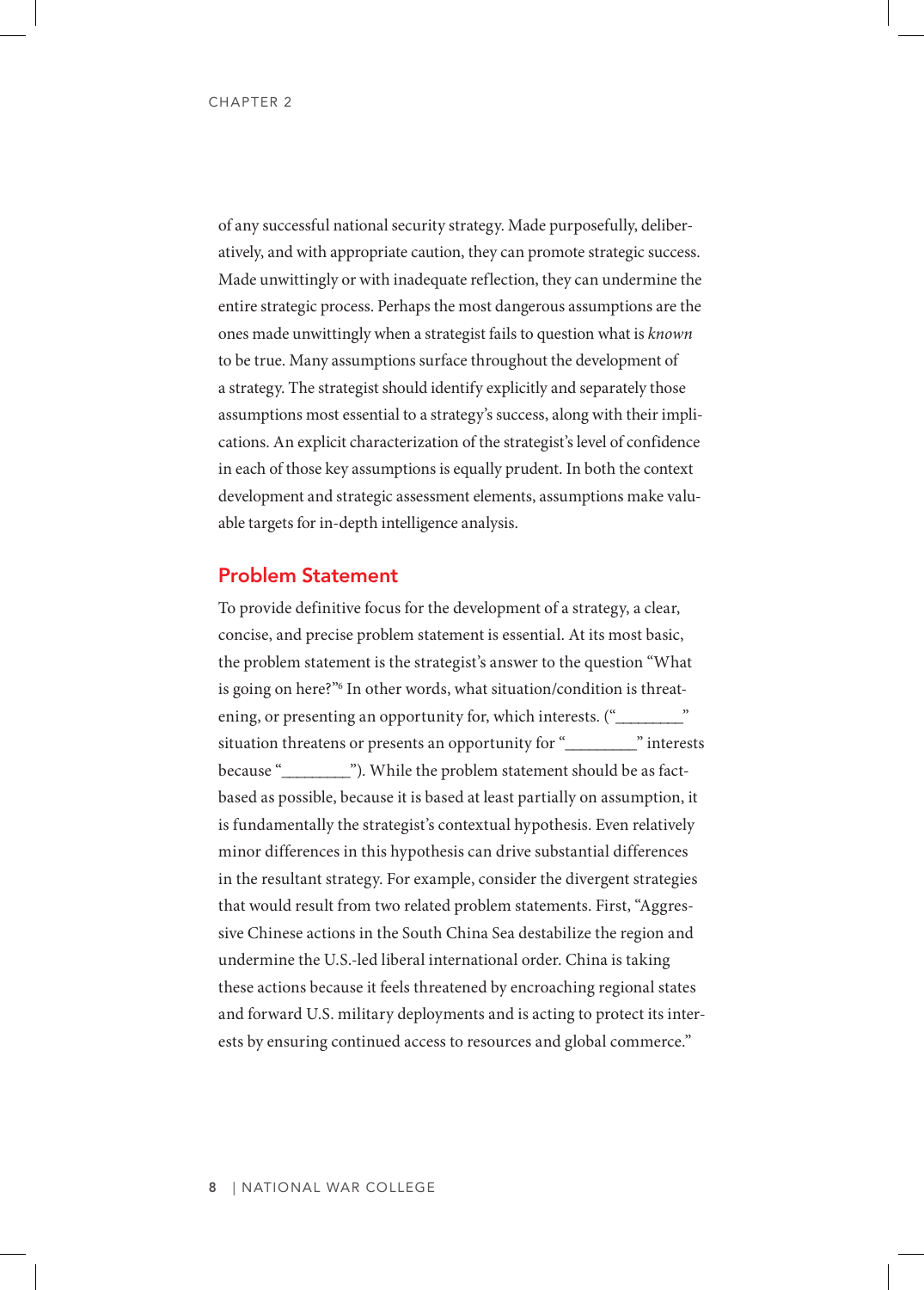of any successful national security strategy. Made purposefully, deliberatively, and with appropriate caution, they can promote strategic success. Made unwittingly or with inadequate reflection, they can undermine the entire strategic process. Perhaps the most dangerous assumptions are the ones made unwittingly when a strategist fails to question what is *known* to be true. Many assumptions surface throughout the development of a strategy. The strategist should identify explicitly and separately those assumptions most essential to a strategy's success, along with their implications. An explicit characterization of the strategist's level of confidence in each of those key assumptions is equally prudent. In both the context development and strategic assessment elements, assumptions make valuable targets for in-depth intelligence analysis.

## Problem Statement

To provide definitive focus for the development of a strategy, a clear, concise, and precise problem statement is essential. At its most basic, the problem statement is the strategist's answer to the question "What is going on here?"[6] In other words, what situation/condition is threatening, or presenting an opportunity for, which interests. ("________" situation threatens or presents an opportunity for "________" interests because "________"). While the problem statement should be as fact-based as possible, because it is based at least partially on assumption, it is fundamentally the strategist's contextual hypothesis. Even relatively minor differences in this hypothesis can drive substantial differences in the resultant strategy. For example, consider the divergent strategies that would result from two related problem statements. First, "Aggressive Chinese actions in the South China Sea destabilize the region and undermine the U.S.-led liberal international order. China is taking these actions because it feels threatened by encroaching regional states and forward U.S. military deployments and is acting to protect its interests by ensuring continued access to resources and global commerce."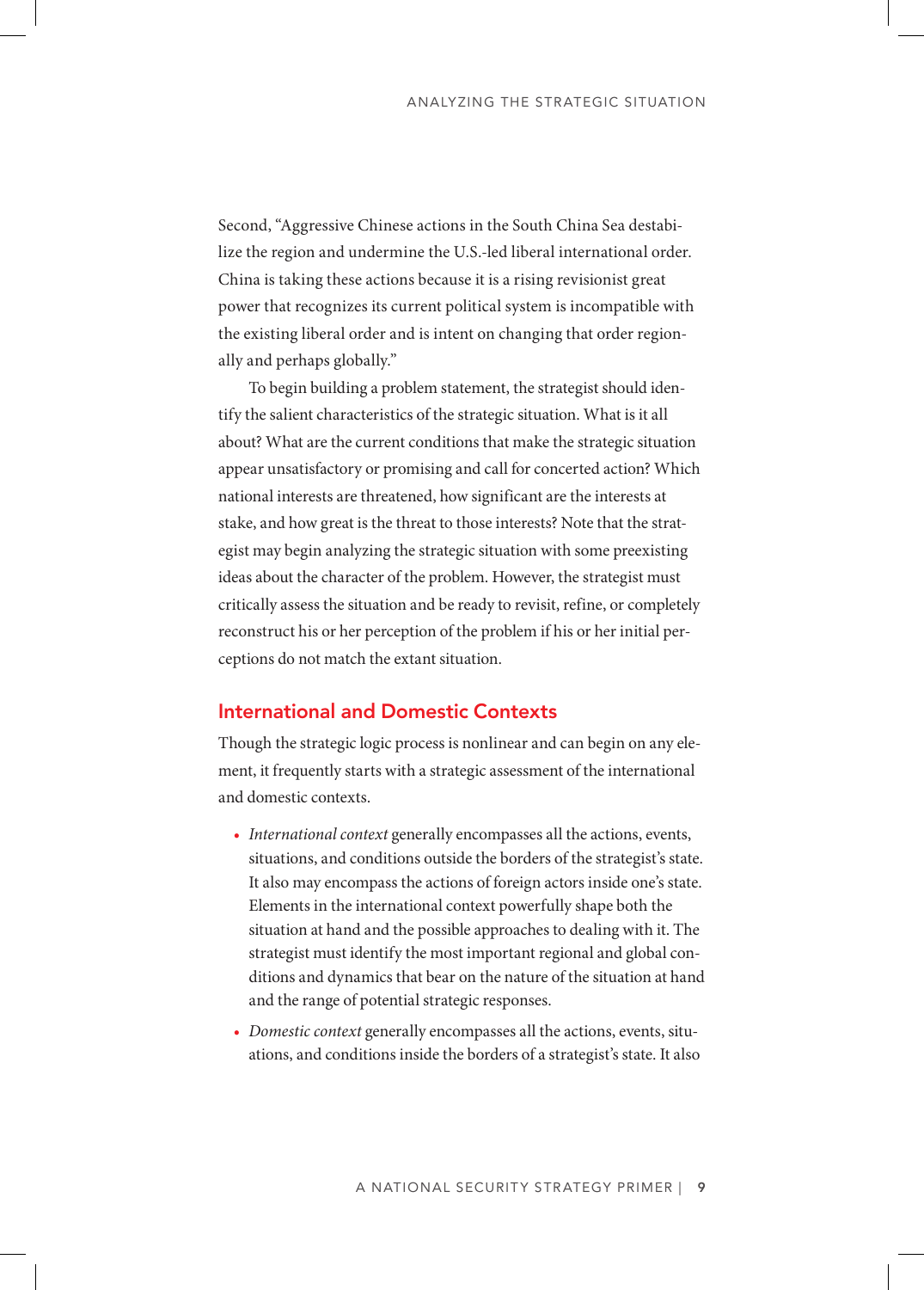Second, "Aggressive Chinese actions in the South China Sea destabilize the region and undermine the U.S.-led liberal international order. China is taking these actions because it is a rising revisionist great power that recognizes its current political system is incompatible with the existing liberal order and is intent on changing that order regionally and perhaps globally."

To begin building a problem statement, the strategist should identify the salient characteristics of the strategic situation. What is it all about? What are the current conditions that make the strategic situation appear unsatisfactory or promising and call for concerted action? Which national interests are threatened, how significant are the interests at stake, and how great is the threat to those interests? Note that the strategist may begin analyzing the strategic situation with some preexisting ideas about the character of the problem. However, the strategist must critically assess the situation and be ready to revisit, refine, or completely reconstruct his or her perception of the problem if his or her initial perceptions do not match the extant situation.

## International and Domestic Contexts

Though the strategic logic process is nonlinear and can begin on any element, it frequently starts with a strategic assessment of the international and domestic contexts.

- *International context* generally encompasses all the actions, events, situations, and conditions outside the borders of the strategist's state. It also may encompass the actions of foreign actors inside one's state. Elements in the international context powerfully shape both the situation at hand and the possible approaches to dealing with it. The strategist must identify the most important regional and global conditions and dynamics that bear on the nature of the situation at hand and the range of potential strategic responses.
- *Domestic context* generally encompasses all the actions, events, situations, and conditions inside the borders of a strategist's state. It also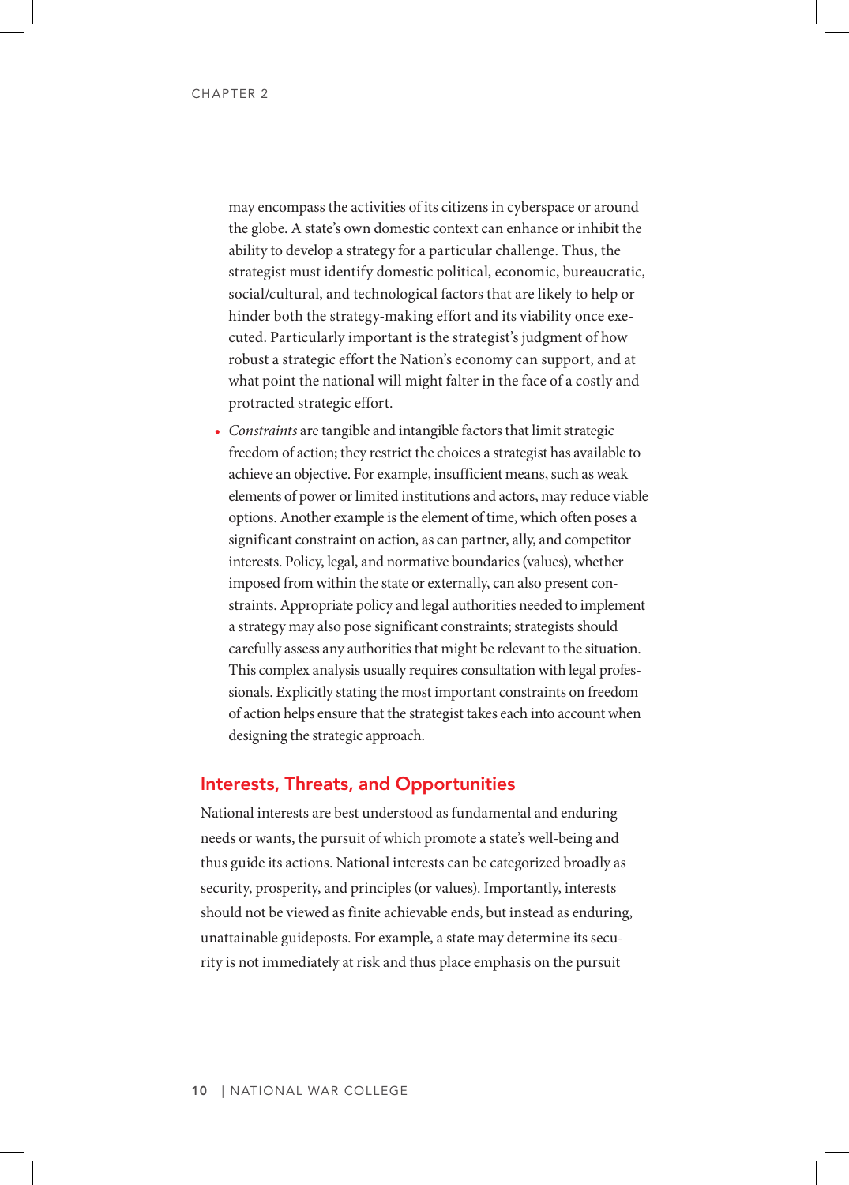may encompass the activities of its citizens in cyberspace or around the globe. A state's own domestic context can enhance or inhibit the ability to develop a strategy for a particular challenge. Thus, the strategist must identify domestic political, economic, bureaucratic, social/cultural, and technological factors that are likely to help or hinder both the strategy-making effort and its viability once executed. Particularly important is the strategist's judgment of how robust a strategic effort the Nation's economy can support, and at what point the national will might falter in the face of a costly and protracted strategic effort.

- *Constraints* are tangible and intangible factors that limit strategic freedom of action; they restrict the choices a strategist has available to achieve an objective. For example, insufficient means, such as weak elements of power or limited institutions and actors, may reduce viable options. Another example is the element of time, which often poses a significant constraint on action, as can partner, ally, and competitor interests. Policy, legal, and normative boundaries (values), whether imposed from within the state or externally, can also present constraints. Appropriate policy and legal authorities needed to implement a strategy may also pose significant constraints; strategists should carefully assess any authorities that might be relevant to the situation. This complex analysis usually requires consultation with legal professionals. Explicitly stating the most important constraints on freedom of action helps ensure that the strategist takes each into account when designing the strategic approach.

## Interests, Threats, and Opportunities

National interests are best understood as fundamental and enduring needs or wants, the pursuit of which promote a state's well-being and thus guide its actions. National interests can be categorized broadly as security, prosperity, and principles (or values). Importantly, interests should not be viewed as finite achievable ends, but instead as enduring, unattainable guideposts. For example, a state may determine its security is not immediately at risk and thus place emphasis on the pursuit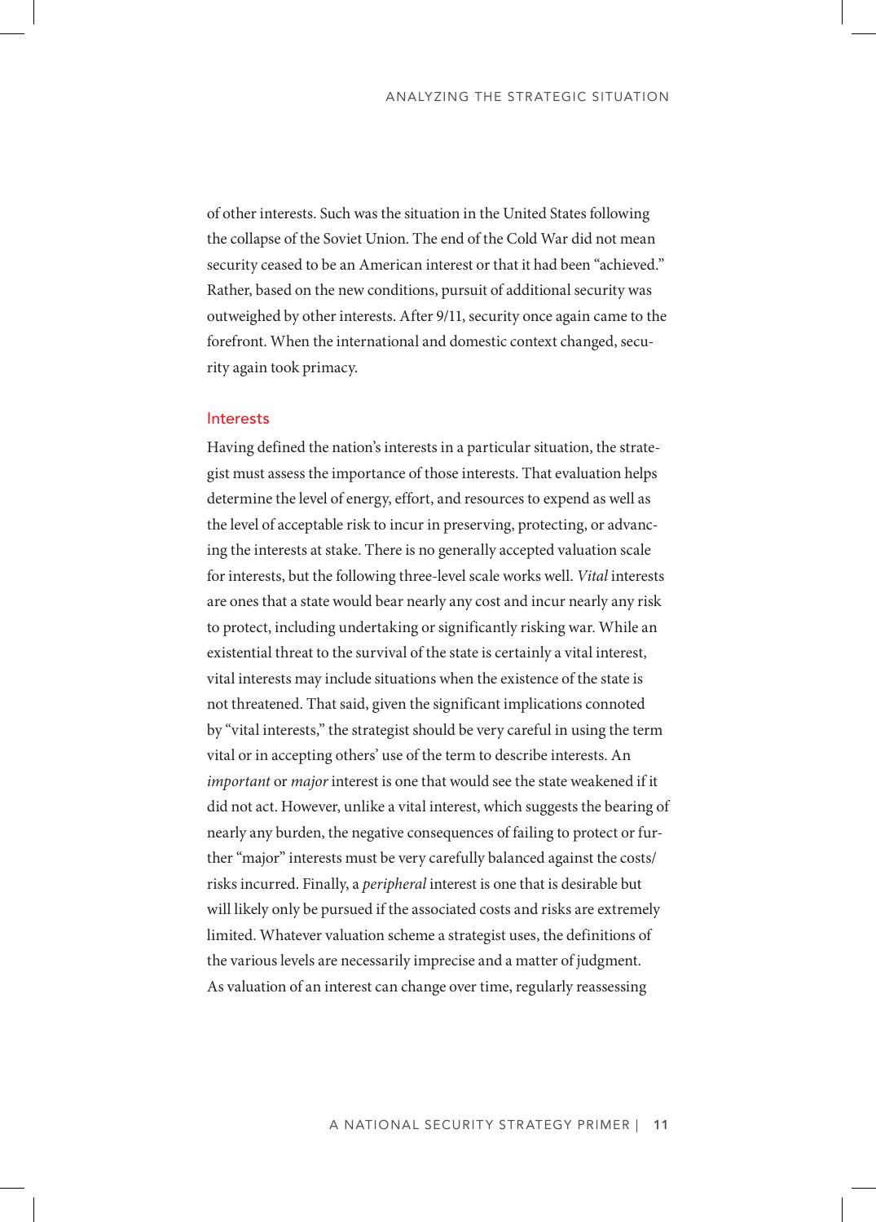of other interests. Such was the situation in the United States following the collapse of the Soviet Union. The end of the Cold War did not mean security ceased to be an American interest or that it had been "achieved." Rather, based on the new conditions, pursuit of additional security was outweighed by other interests. After 9/11, security once again came to the forefront. When the international and domestic context changed, security again took primacy.

### Interests

Having defined the nation's interests in a particular situation, the strategist must assess the importance of those interests. That evaluation helps determine the level of energy, effort, and resources to expend as well as the level of acceptable risk to incur in preserving, protecting, or advancing the interests at stake. There is no generally accepted valuation scale for interests, but the following three-level scale works well. *Vital* interests are ones that a state would bear nearly any cost and incur nearly any risk to protect, including undertaking or significantly risking war. While an existential threat to the survival of the state is certainly a vital interest, vital interests may include situations when the existence of the state is not threatened. That said, given the significant implications connoted by "vital interests," the strategist should be very careful in using the term vital or in accepting others' use of the term to describe interests. An *important* or *major* interest is one that would see the state weakened if it did not act. However, unlike a vital interest, which suggests the bearing of nearly any burden, the negative consequences of failing to protect or further "major" interests must be very carefully balanced against the costs/risks incurred. Finally, a *peripheral* interest is one that is desirable but will likely only be pursued if the associated costs and risks are extremely limited. Whatever valuation scheme a strategist uses, the definitions of the various levels are necessarily imprecise and a matter of judgment. As valuation of an interest can change over time, regularly reassessing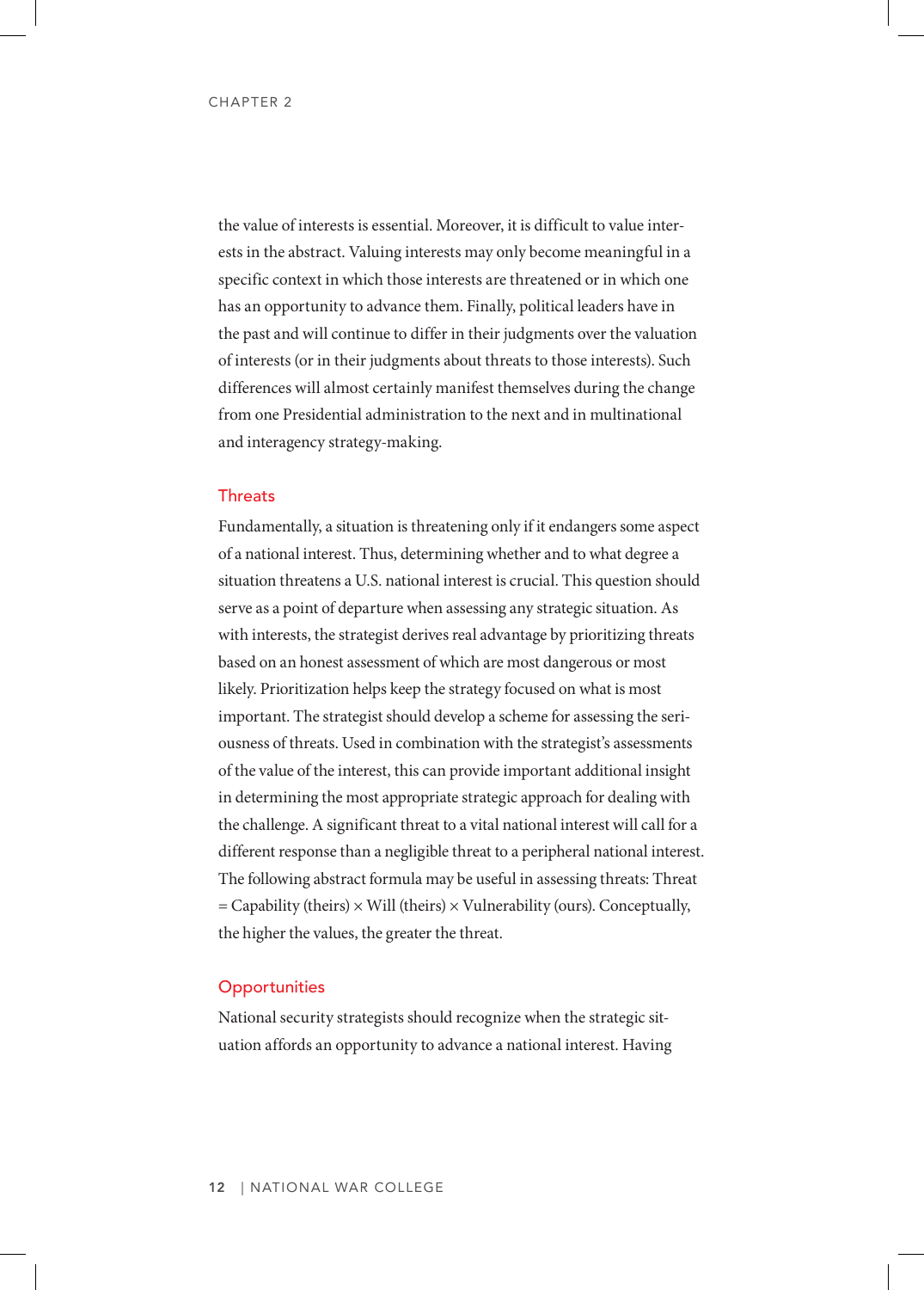the value of interests is essential. Moreover, it is difficult to value interests in the abstract. Valuing interests may only become meaningful in a specific context in which those interests are threatened or in which one has an opportunity to advance them. Finally, political leaders have in the past and will continue to differ in their judgments over the valuation of interests (or in their judgments about threats to those interests). Such differences will almost certainly manifest themselves during the change from one Presidential administration to the next and in multinational and interagency strategy-making.

### Threats

Fundamentally, a situation is threatening only if it endangers some aspect of a national interest. Thus, determining whether and to what degree a situation threatens a U.S. national interest is crucial. This question should serve as a point of departure when assessing any strategic situation. As with interests, the strategist derives real advantage by prioritizing threats based on an honest assessment of which are most dangerous or most likely. Prioritization helps keep the strategy focused on what is most important. The strategist should develop a scheme for assessing the seriousness of threats. Used in combination with the strategist's assessments of the value of the interest, this can provide important additional insight in determining the most appropriate strategic approach for dealing with the challenge. A significant threat to a vital national interest will call for a different response than a negligible threat to a peripheral national interest. The following abstract formula may be useful in assessing threats: Threat = Capability (theirs) × Will (theirs) × Vulnerability (ours). Conceptually, the higher the values, the greater the threat.

### Opportunities

National security strategists should recognize when the strategic situation affords an opportunity to advance a national interest. Having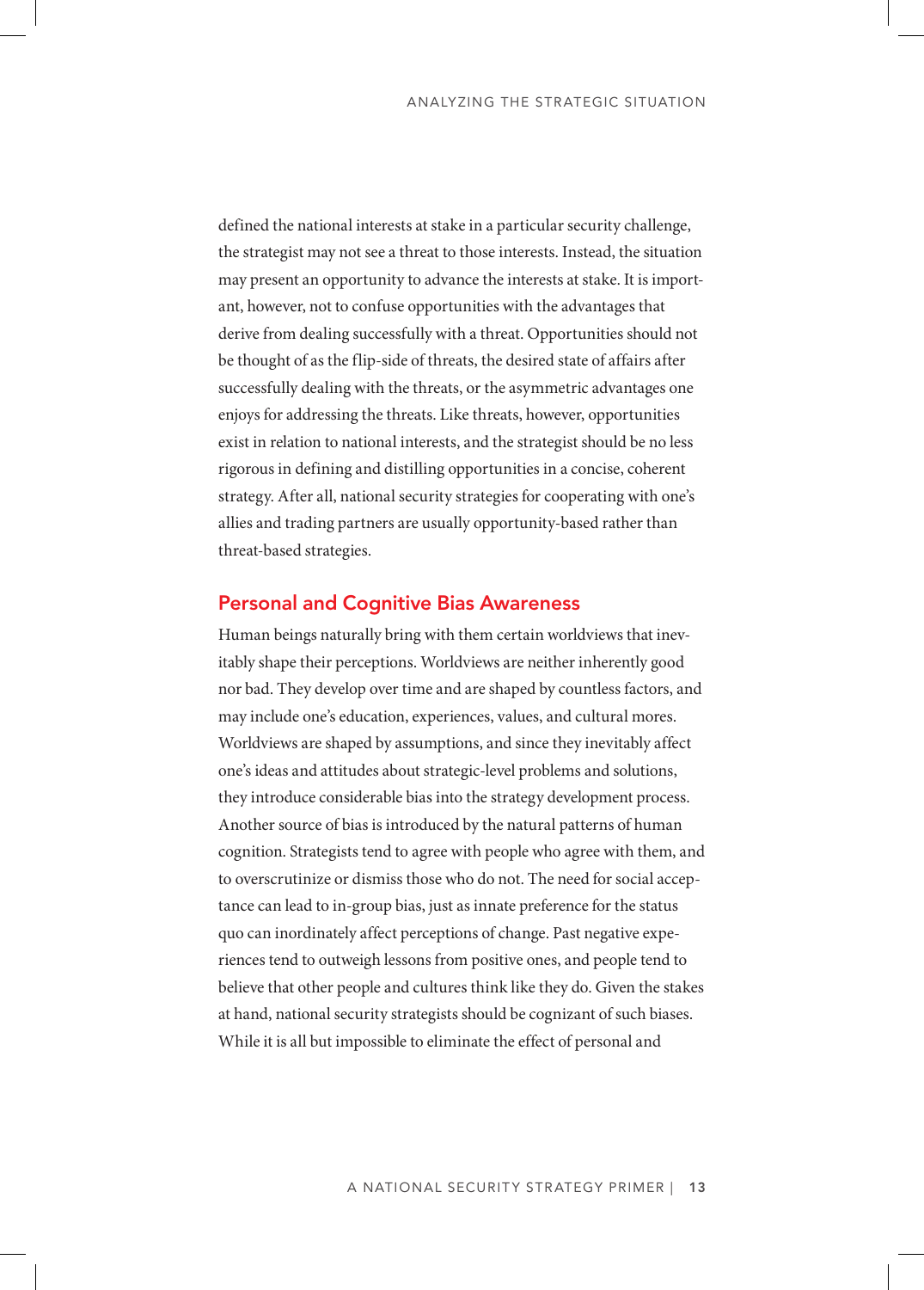defined the national interests at stake in a particular security challenge, the strategist may not see a threat to those interests. Instead, the situation may present an opportunity to advance the interests at stake. It is important, however, not to confuse opportunities with the advantages that derive from dealing successfully with a threat. Opportunities should not be thought of as the flip-side of threats, the desired state of affairs after successfully dealing with the threats, or the asymmetric advantages one enjoys for addressing the threats. Like threats, however, opportunities exist in relation to national interests, and the strategist should be no less rigorous in defining and distilling opportunities in a concise, coherent strategy. After all, national security strategies for cooperating with one's allies and trading partners are usually opportunity-based rather than threat-based strategies.

## Personal and Cognitive Bias Awareness

Human beings naturally bring with them certain worldviews that inevitably shape their perceptions. Worldviews are neither inherently good nor bad. They develop over time and are shaped by countless factors, and may include one's education, experiences, values, and cultural mores. Worldviews are shaped by assumptions, and since they inevitably affect one's ideas and attitudes about strategic-level problems and solutions, they introduce considerable bias into the strategy development process. Another source of bias is introduced by the natural patterns of human cognition. Strategists tend to agree with people who agree with them, and to overscrutinize or dismiss those who do not. The need for social acceptance can lead to in-group bias, just as innate preference for the status quo can inordinately affect perceptions of change. Past negative experiences tend to outweigh lessons from positive ones, and people tend to believe that other people and cultures think like they do. Given the stakes at hand, national security strategists should be cognizant of such biases. While it is all but impossible to eliminate the effect of personal and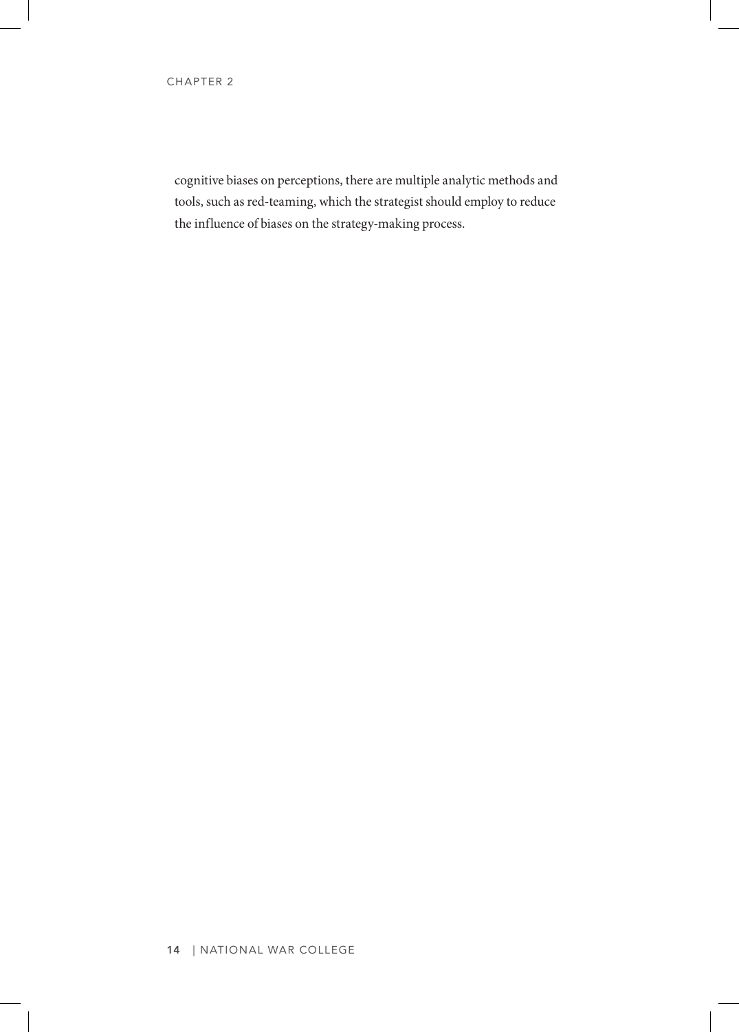cognitive biases on perceptions, there are multiple analytic methods and tools, such as red-teaming, which the strategist should employ to reduce the influence of biases on the strategy-making process.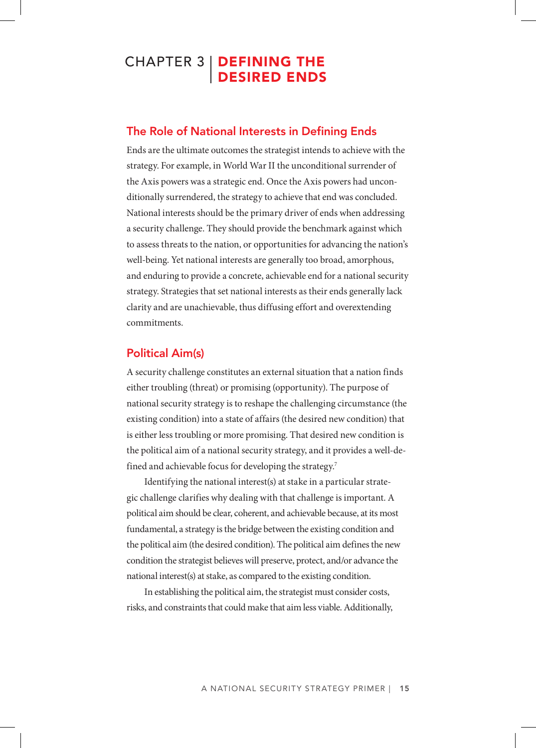# CHAPTER 3 | DEFINING THE DESIRED ENDS

## The Role of National Interests in Defining Ends

Ends are the ultimate outcomes the strategist intends to achieve with the strategy. For example, in World War II the unconditional surrender of the Axis powers was a strategic end. Once the Axis powers had unconditionally surrendered, the strategy to achieve that end was concluded. National interests should be the primary driver of ends when addressing a security challenge. They should provide the benchmark against which to assess threats to the nation, or opportunities for advancing the nation's well-being. Yet national interests are generally too broad, amorphous, and enduring to provide a concrete, achievable end for a national security strategy. Strategies that set national interests as their ends generally lack clarity and are unachievable, thus diffusing effort and overextending commitments.

## Political Aim(s)

A security challenge constitutes an external situation that a nation finds either troubling (threat) or promising (opportunity). The purpose of national security strategy is to reshape the challenging circumstance (the existing condition) into a state of affairs (the desired new condition) that is either less troubling or more promising. That desired new condition is the political aim of a national security strategy, and it provides a well-defined and achievable focus for developing the strategy.[7]

Identifying the national interest(s) at stake in a particular strategic challenge clarifies why dealing with that challenge is important. A political aim should be clear, coherent, and achievable because, at its most fundamental, a strategy is the bridge between the existing condition and the political aim (the desired condition). The political aim defines the new condition the strategist believes will preserve, protect, and/or advance the national interest(s) at stake, as compared to the existing condition.

In establishing the political aim, the strategist must consider costs, risks, and constraints that could make that aim less viable. Additionally,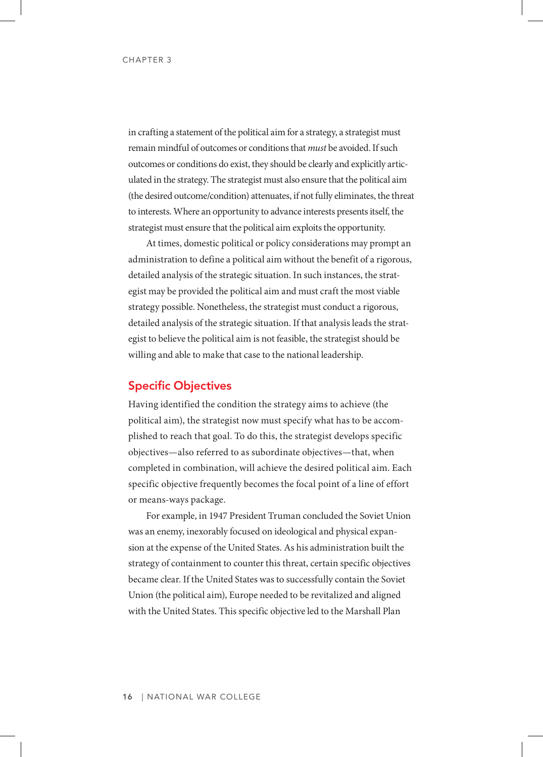in crafting a statement of the political aim for a strategy, a strategist must remain mindful of outcomes or conditions that *must* be avoided. If such outcomes or conditions do exist, they should be clearly and explicitly articulated in the strategy. The strategist must also ensure that the political aim (the desired outcome/condition) attenuates, if not fully eliminates, the threat to interests. Where an opportunity to advance interests presents itself, the strategist must ensure that the political aim exploits the opportunity.

At times, domestic political or policy considerations may prompt an administration to define a political aim without the benefit of a rigorous, detailed analysis of the strategic situation. In such instances, the strategist may be provided the political aim and must craft the most viable strategy possible. Nonetheless, the strategist must conduct a rigorous, detailed analysis of the strategic situation. If that analysis leads the strategist to believe the political aim is not feasible, the strategist should be willing and able to make that case to the national leadership.

## Specific Objectives

Having identified the condition the strategy aims to achieve (the political aim), the strategist now must specify what has to be accomplished to reach that goal. To do this, the strategist develops specific objectives—also referred to as subordinate objectives—that, when completed in combination, will achieve the desired political aim. Each specific objective frequently becomes the focal point of a line of effort or means-ways package.

For example, in 1947 President Truman concluded the Soviet Union was an enemy, inexorably focused on ideological and physical expansion at the expense of the United States. As his administration built the strategy of containment to counter this threat, certain specific objectives became clear. If the United States was to successfully contain the Soviet Union (the political aim), Europe needed to be revitalized and aligned with the United States. This specific objective led to the Marshall Plan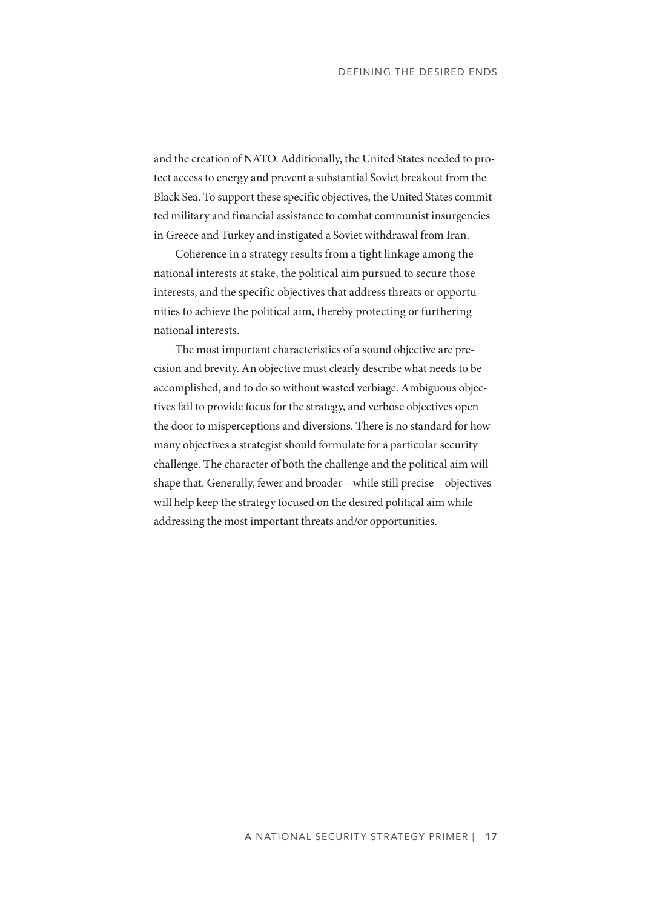and the creation of NATO. Additionally, the United States needed to protect access to energy and prevent a substantial Soviet breakout from the Black Sea. To support these specific objectives, the United States committed military and financial assistance to combat communist insurgencies in Greece and Turkey and instigated a Soviet withdrawal from Iran.

Coherence in a strategy results from a tight linkage among the national interests at stake, the political aim pursued to secure those interests, and the specific objectives that address threats or opportunities to achieve the political aim, thereby protecting or furthering national interests.

The most important characteristics of a sound objective are precision and brevity. An objective must clearly describe what needs to be accomplished, and to do so without wasted verbiage. Ambiguous objectives fail to provide focus for the strategy, and verbose objectives open the door to misperceptions and diversions. There is no standard for how many objectives a strategist should formulate for a particular security challenge. The character of both the challenge and the political aim will shape that. Generally, fewer and broader—while still precise—objectives will help keep the strategy focused on the desired political aim while addressing the most important threats and/or opportunities.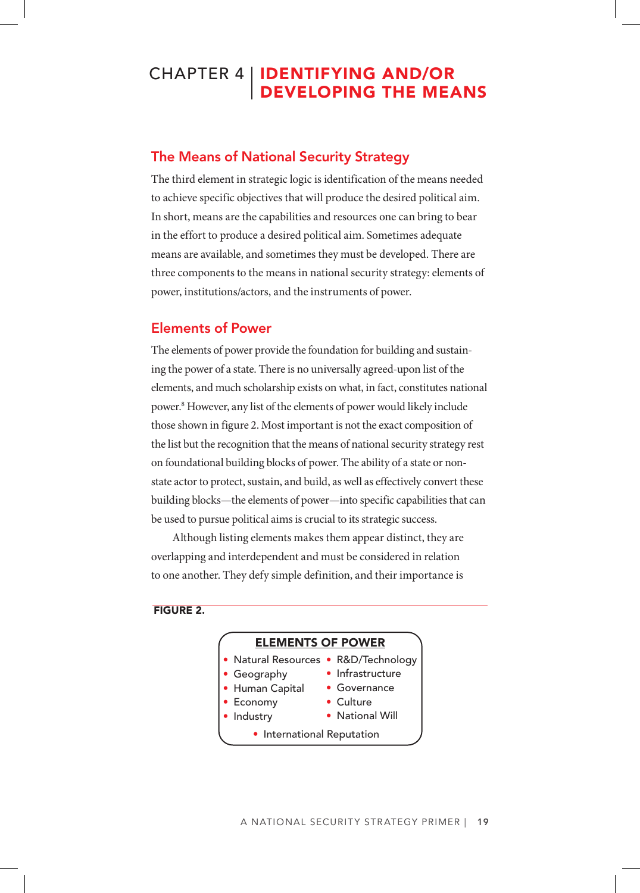# CHAPTER 4 | IDENTIFYING AND/OR DEVELOPING THE MEANS

## The Means of National Security Strategy

The third element in strategic logic is identification of the means needed to achieve specific objectives that will produce the desired political aim. In short, means are the capabilities and resources one can bring to bear in the effort to produce a desired political aim. Sometimes adequate means are available, and sometimes they must be developed. There are three components to the means in national security strategy: elements of power, institutions/actors, and the instruments of power.

## Elements of Power

The elements of power provide the foundation for building and sustaining the power of a state. There is no universally agreed-upon list of the elements, and much scholarship exists on what, in fact, constitutes national power.[8] However, any list of the elements of power would likely include those shown in figure 2. Most important is not the exact composition of the list but the recognition that the means of national security strategy rest on foundational building blocks of power. The ability of a state or non-state actor to protect, sustain, and build, as well as effectively convert these building blocks—the elements of power—into specific capabilities that can be used to pursue political aims is crucial to its strategic success.

Although listing elements makes them appear distinct, they are overlapping and interdependent and must be considered in relation to one another. They defy simple definition, and their importance is

**FIGURE 2.**

**ELEMENTS OF POWER**

- Natural Resources
- Geography
- Human Capital
- Economy
- Industry
- R&D/Technology
- Infrastructure
- Governance
- Culture
- National Will
- International Reputation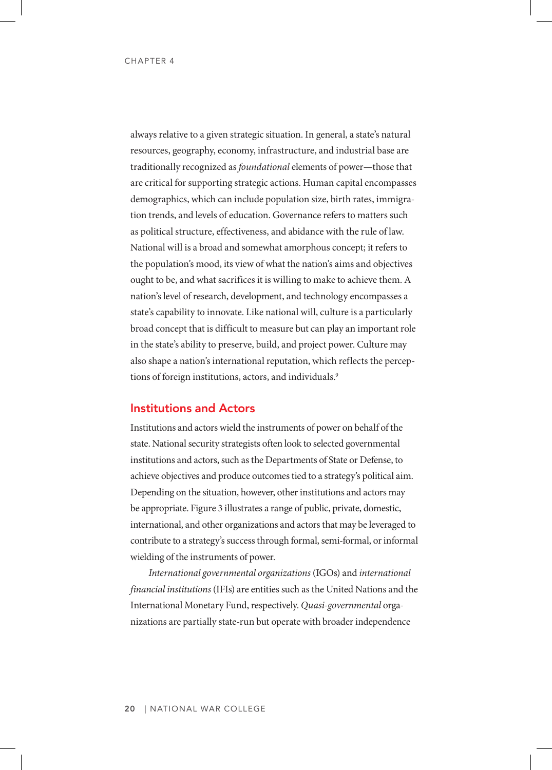always relative to a given strategic situation. In general, a state's natural resources, geography, economy, infrastructure, and industrial base are traditionally recognized as *foundational* elements of power—those that are critical for supporting strategic actions. Human capital encompasses demographics, which can include population size, birth rates, immigration trends, and levels of education. Governance refers to matters such as political structure, effectiveness, and abidance with the rule of law. National will is a broad and somewhat amorphous concept; it refers to the population's mood, its view of what the nation's aims and objectives ought to be, and what sacrifices it is willing to make to achieve them. A nation's level of research, development, and technology encompasses a state's capability to innovate. Like national will, culture is a particularly broad concept that is difficult to measure but can play an important role in the state's ability to preserve, build, and project power. Culture may also shape a nation's international reputation, which reflects the perceptions of foreign institutions, actors, and individuals.[9]

## Institutions and Actors

Institutions and actors wield the instruments of power on behalf of the state. National security strategists often look to selected governmental institutions and actors, such as the Departments of State or Defense, to achieve objectives and produce outcomes tied to a strategy's political aim. Depending on the situation, however, other institutions and actors may be appropriate. Figure 3 illustrates a range of public, private, domestic, international, and other organizations and actors that may be leveraged to contribute to a strategy's success through formal, semi-formal, or informal wielding of the instruments of power.

*International governmental organizations* (IGOs) and *international financial institutions* (IFIs) are entities such as the United Nations and the International Monetary Fund, respectively. *Quasi-governmental* organizations are partially state-run but operate with broader independence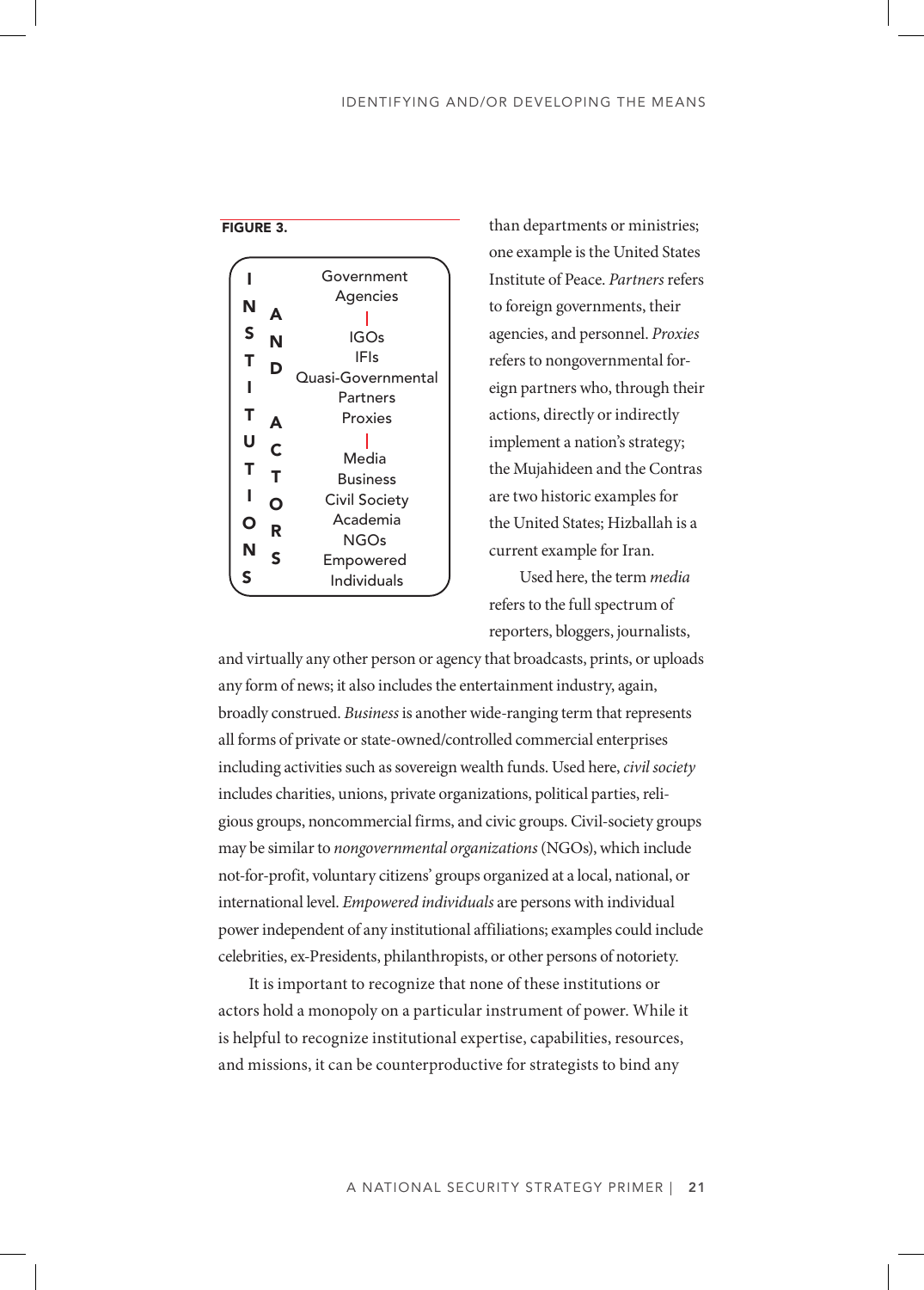**FIGURE 3.**

| INSTITUTIONS AND ACTORS |
| --- |
| Government Agencies |
| \| |
| IGOs |
| IFIs |
| Quasi-Governmental |
| Partners |
| Proxies |
| \| |
| Media |
| Business |
| Civil Society |
| Academia |
| NGOs |
| Empowered Individuals |

than departments or ministries; one example is the United States Institute of Peace. *Partners* refers to foreign governments, their agencies, and personnel. *Proxies* refers to nongovernmental foreign partners who, through their actions, directly or indirectly implement a nation's strategy; the Mujahideen and the Contras are two historic examples for the United States; Hizballah is a current example for Iran.

Used here, the term *media* refers to the full spectrum of reporters, bloggers, journalists, and virtually any other person or agency that broadcasts, prints, or uploads any form of news; it also includes the entertainment industry, again, broadly construed. *Business* is another wide-ranging term that represents all forms of private or state-owned/controlled commercial enterprises including activities such as sovereign wealth funds. Used here, *civil society* includes charities, unions, private organizations, political parties, religious groups, noncommercial firms, and civic groups. Civil-society groups may be similar to *nongovernmental organizations* (NGOs), which include not-for-profit, voluntary citizens' groups organized at a local, national, or international level. *Empowered individuals* are persons with individual power independent of any institutional affiliations; examples could include celebrities, ex-Presidents, philanthropists, or other persons of notoriety.

It is important to recognize that none of these institutions or actors hold a monopoly on a particular instrument of power. While it is helpful to recognize institutional expertise, capabilities, resources, and missions, it can be counterproductive for strategists to bind any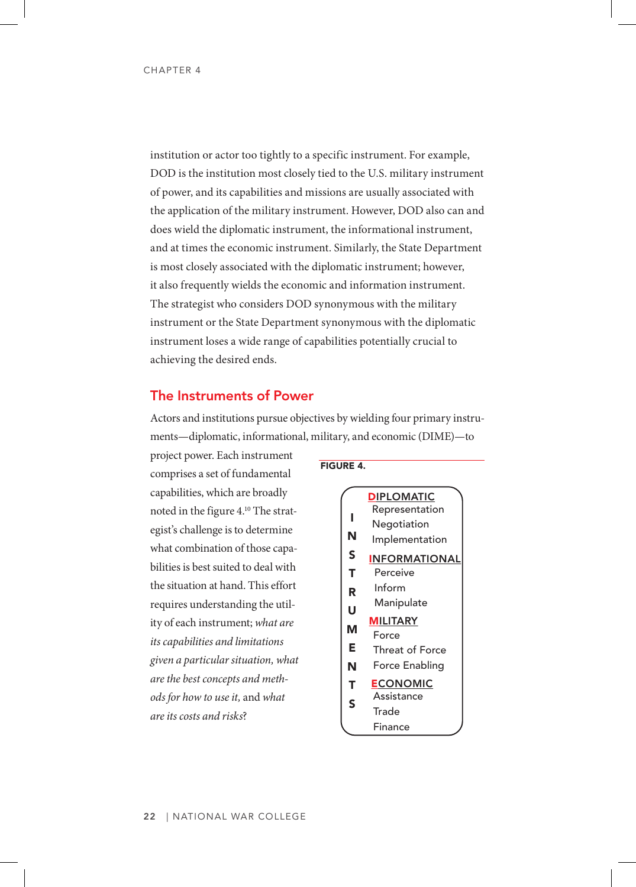institution or actor too tightly to a specific instrument. For example, DOD is the institution most closely tied to the U.S. military instrument of power, and its capabilities and missions are usually associated with the application of the military instrument. However, DOD also can and does wield the diplomatic instrument, the informational instrument, and at times the economic instrument. Similarly, the State Department is most closely associated with the diplomatic instrument; however, it also frequently wields the economic and information instrument. The strategist who considers DOD synonymous with the military instrument or the State Department synonymous with the diplomatic instrument loses a wide range of capabilities potentially crucial to achieving the desired ends.

## The Instruments of Power

Actors and institutions pursue objectives by wielding four primary instruments—diplomatic, informational, military, and economic (DIME)—to project power. Each instrument comprises a set of fundamental capabilities, which are broadly noted in the figure 4.[10] The strategist's challenge is to determine what combination of those capabilities is best suited to deal with the situation at hand. This effort requires understanding the utility of each instrument; *what are its capabilities and limitations given a particular situation, what are the best concepts and methods for how to use it,* and *what are its costs and risks*?

**FIGURE 4.**

INSTRUMENTS

**DIPLOMATIC**
- Representation
- Negotiation
- Implementation

**INFORMATIONAL**
- Perceive
- Inform
- Manipulate

**MILITARY**
- Force
- Threat of Force
- Force Enabling

**ECONOMIC**
- Assistance
- Trade
- Finance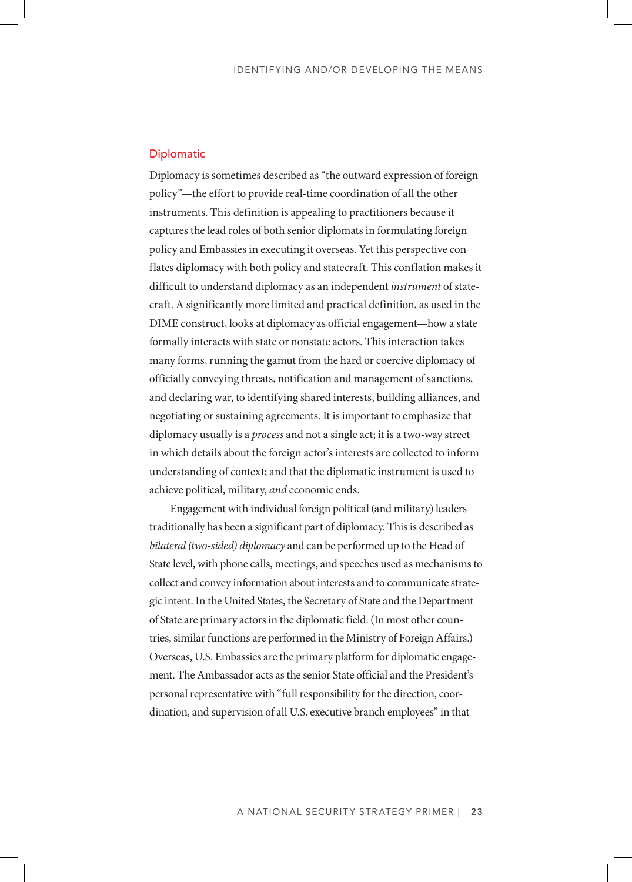## Diplomatic

Diplomacy is sometimes described as "the outward expression of foreign policy"—the effort to provide real-time coordination of all the other instruments. This definition is appealing to practitioners because it captures the lead roles of both senior diplomats in formulating foreign policy and Embassies in executing it overseas. Yet this perspective conflates diplomacy with both policy and statecraft. This conflation makes it difficult to understand diplomacy as an independent *instrument* of statecraft. A significantly more limited and practical definition, as used in the DIME construct, looks at diplomacy as official engagement—how a state formally interacts with state or nonstate actors. This interaction takes many forms, running the gamut from the hard or coercive diplomacy of officially conveying threats, notification and management of sanctions, and declaring war, to identifying shared interests, building alliances, and negotiating or sustaining agreements. It is important to emphasize that diplomacy usually is a *process* and not a single act; it is a two-way street in which details about the foreign actor's interests are collected to inform understanding of context; and that the diplomatic instrument is used to achieve political, military, *and* economic ends.

Engagement with individual foreign political (and military) leaders traditionally has been a significant part of diplomacy. This is described as *bilateral (two-sided) diplomacy* and can be performed up to the Head of State level, with phone calls, meetings, and speeches used as mechanisms to collect and convey information about interests and to communicate strategic intent. In the United States, the Secretary of State and the Department of State are primary actors in the diplomatic field. (In most other countries, similar functions are performed in the Ministry of Foreign Affairs.) Overseas, U.S. Embassies are the primary platform for diplomatic engagement. The Ambassador acts as the senior State official and the President's personal representative with "full responsibility for the direction, coordination, and supervision of all U.S. executive branch employees" in that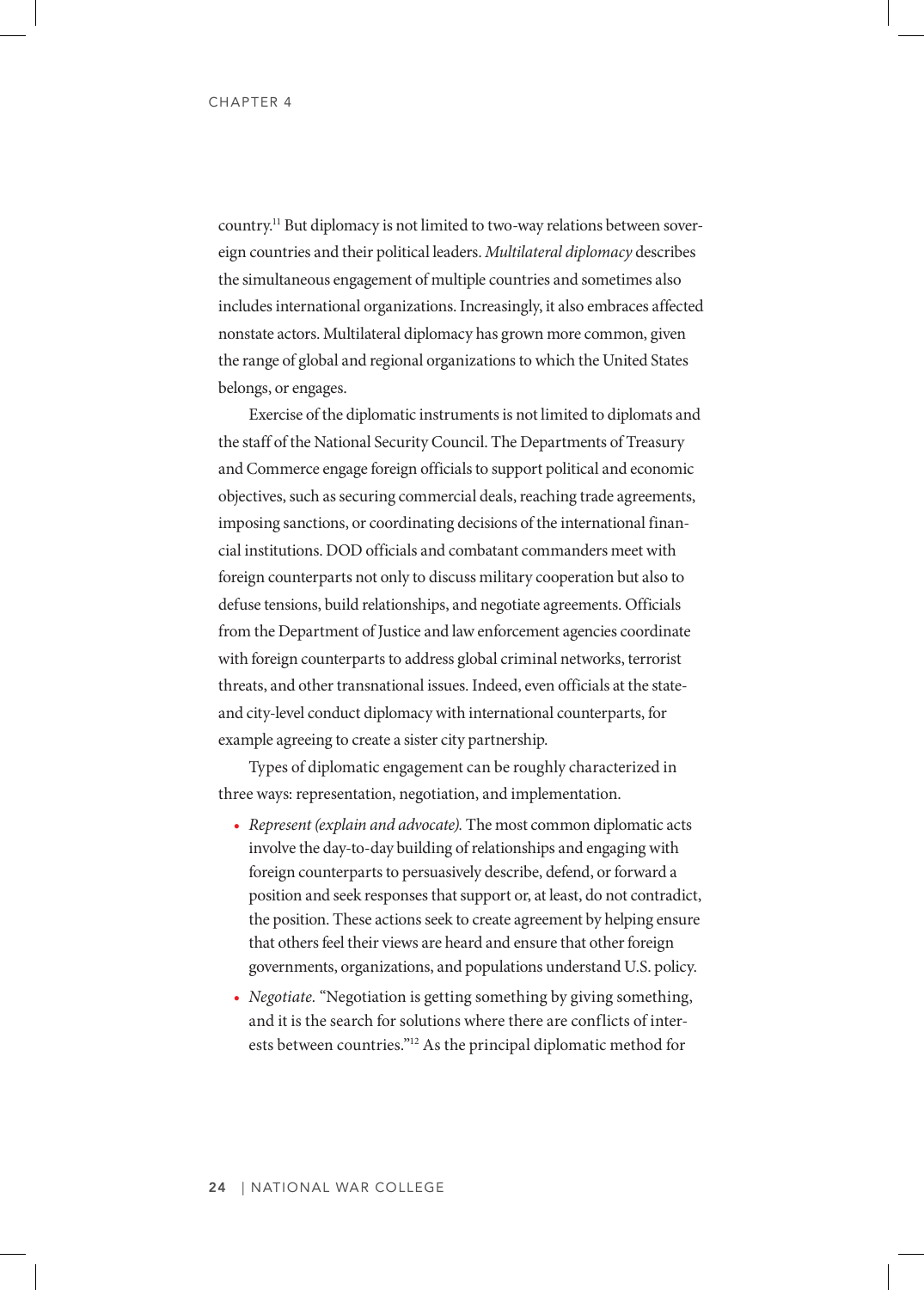country.[11] But diplomacy is not limited to two-way relations between sovereign countries and their political leaders. *Multilateral diplomacy* describes the simultaneous engagement of multiple countries and sometimes also includes international organizations. Increasingly, it also embraces affected nonstate actors. Multilateral diplomacy has grown more common, given the range of global and regional organizations to which the United States belongs, or engages.

Exercise of the diplomatic instruments is not limited to diplomats and the staff of the National Security Council. The Departments of Treasury and Commerce engage foreign officials to support political and economic objectives, such as securing commercial deals, reaching trade agreements, imposing sanctions, or coordinating decisions of the international financial institutions. DOD officials and combatant commanders meet with foreign counterparts not only to discuss military cooperation but also to defuse tensions, build relationships, and negotiate agreements. Officials from the Department of Justice and law enforcement agencies coordinate with foreign counterparts to address global criminal networks, terrorist threats, and other transnational issues. Indeed, even officials at the state- and city-level conduct diplomacy with international counterparts, for example agreeing to create a sister city partnership.

Types of diplomatic engagement can be roughly characterized in three ways: representation, negotiation, and implementation.

- *Represent (explain and advocate).* The most common diplomatic acts involve the day-to-day building of relationships and engaging with foreign counterparts to persuasively describe, defend, or forward a position and seek responses that support or, at least, do not contradict, the position. These actions seek to create agreement by helping ensure that others feel their views are heard and ensure that other foreign governments, organizations, and populations understand U.S. policy.
- *Negotiate.* "Negotiation is getting something by giving something, and it is the search for solutions where there are conflicts of interests between countries."[12] As the principal diplomatic method for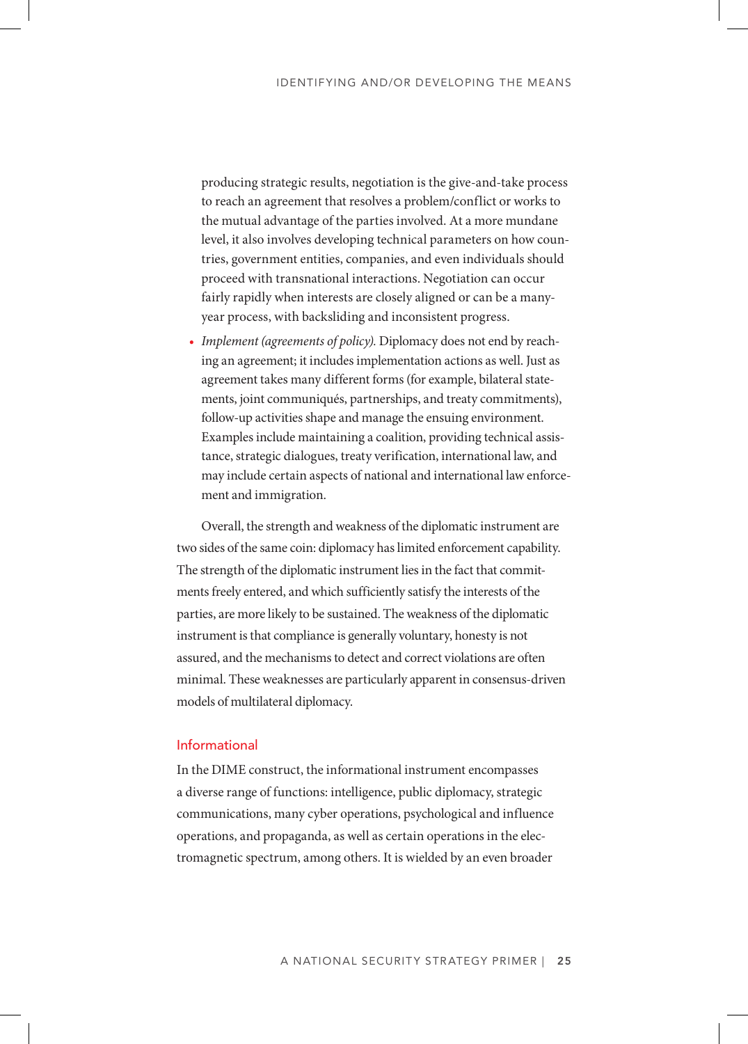producing strategic results, negotiation is the give-and-take process to reach an agreement that resolves a problem/conflict or works to the mutual advantage of the parties involved. At a more mundane level, it also involves developing technical parameters on how countries, government entities, companies, and even individuals should proceed with transnational interactions. Negotiation can occur fairly rapidly when interests are closely aligned or can be a many-year process, with backsliding and inconsistent progress.

- *Implement (agreements of policy).* Diplomacy does not end by reaching an agreement; it includes implementation actions as well. Just as agreement takes many different forms (for example, bilateral statements, joint communiqués, partnerships, and treaty commitments), follow-up activities shape and manage the ensuing environment. Examples include maintaining a coalition, providing technical assistance, strategic dialogues, treaty verification, international law, and may include certain aspects of national and international law enforcement and immigration.

Overall, the strength and weakness of the diplomatic instrument are two sides of the same coin: diplomacy has limited enforcement capability. The strength of the diplomatic instrument lies in the fact that commitments freely entered, and which sufficiently satisfy the interests of the parties, are more likely to be sustained. The weakness of the diplomatic instrument is that compliance is generally voluntary, honesty is not assured, and the mechanisms to detect and correct violations are often minimal. These weaknesses are particularly apparent in consensus-driven models of multilateral diplomacy.

### Informational

In the DIME construct, the informational instrument encompasses a diverse range of functions: intelligence, public diplomacy, strategic communications, many cyber operations, psychological and influence operations, and propaganda, as well as certain operations in the electromagnetic spectrum, among others. It is wielded by an even broader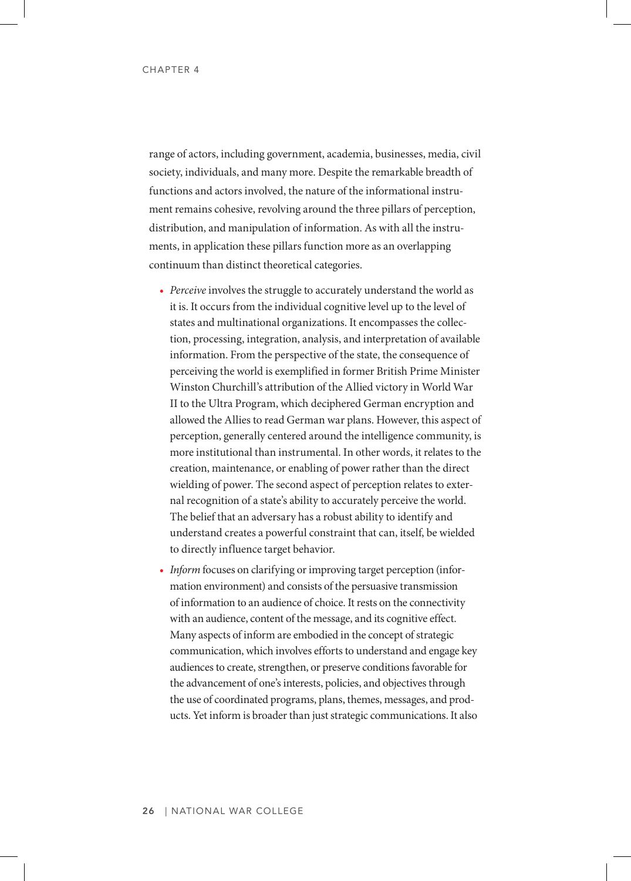range of actors, including government, academia, businesses, media, civil society, individuals, and many more. Despite the remarkable breadth of functions and actors involved, the nature of the informational instrument remains cohesive, revolving around the three pillars of perception, distribution, and manipulation of information. As with all the instruments, in application these pillars function more as an overlapping continuum than distinct theoretical categories.

- *Perceive* involves the struggle to accurately understand the world as it is. It occurs from the individual cognitive level up to the level of states and multinational organizations. It encompasses the collection, processing, integration, analysis, and interpretation of available information. From the perspective of the state, the consequence of perceiving the world is exemplified in former British Prime Minister Winston Churchill's attribution of the Allied victory in World War II to the Ultra Program, which deciphered German encryption and allowed the Allies to read German war plans. However, this aspect of perception, generally centered around the intelligence community, is more institutional than instrumental. In other words, it relates to the creation, maintenance, or enabling of power rather than the direct wielding of power. The second aspect of perception relates to external recognition of a state's ability to accurately perceive the world. The belief that an adversary has a robust ability to identify and understand creates a powerful constraint that can, itself, be wielded to directly influence target behavior.
- *Inform* focuses on clarifying or improving target perception (information environment) and consists of the persuasive transmission of information to an audience of choice. It rests on the connectivity with an audience, content of the message, and its cognitive effect. Many aspects of inform are embodied in the concept of strategic communication, which involves efforts to understand and engage key audiences to create, strengthen, or preserve conditions favorable for the advancement of one's interests, policies, and objectives through the use of coordinated programs, plans, themes, messages, and products. Yet inform is broader than just strategic communications. It also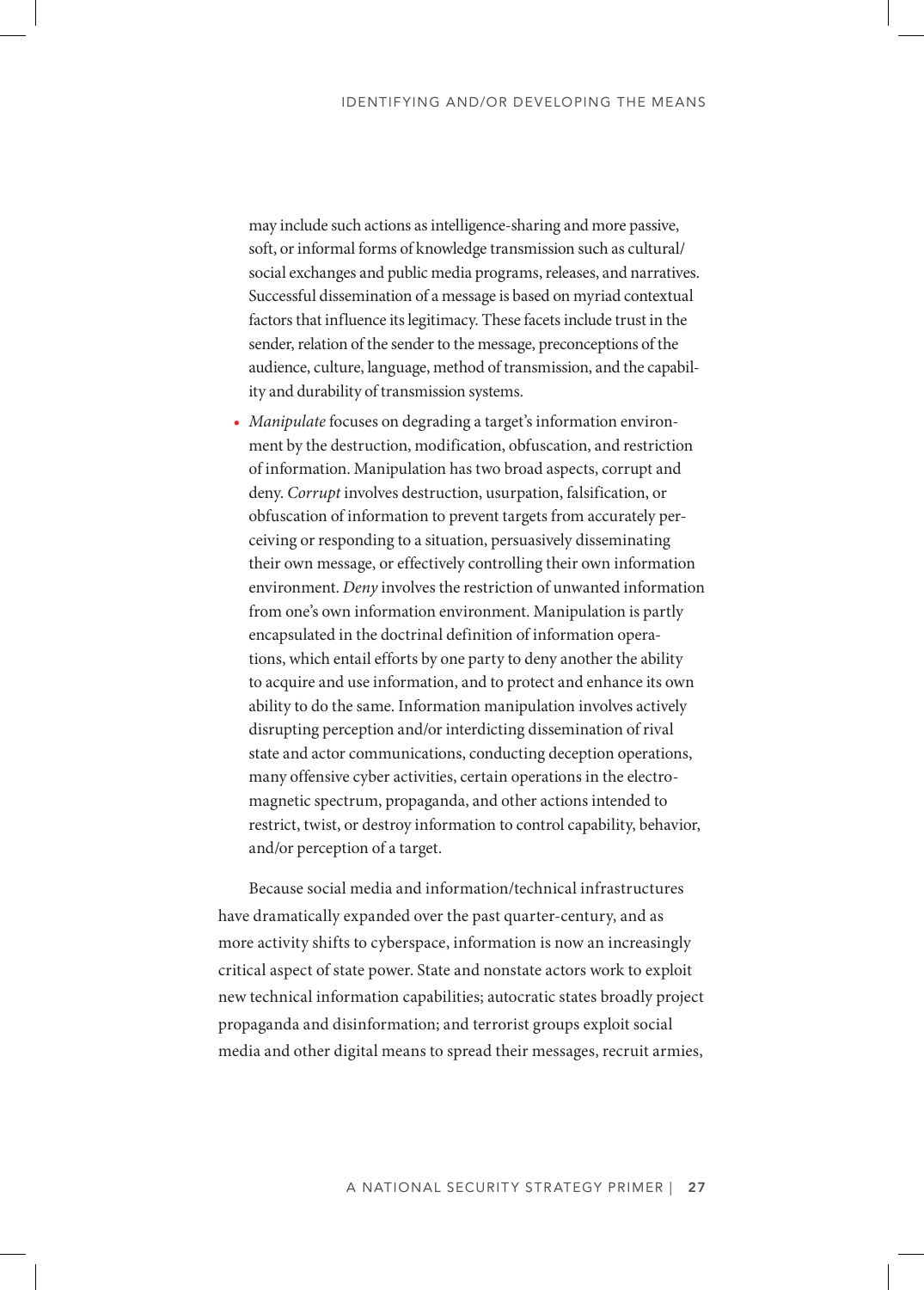may include such actions as intelligence-sharing and more passive, soft, or informal forms of knowledge transmission such as cultural/social exchanges and public media programs, releases, and narratives. Successful dissemination of a message is based on myriad contextual factors that influence its legitimacy. These facets include trust in the sender, relation of the sender to the message, preconceptions of the audience, culture, language, method of transmission, and the capability and durability of transmission systems.

- *Manipulate* focuses on degrading a target's information environment by the destruction, modification, obfuscation, and restriction of information. Manipulation has two broad aspects, corrupt and deny. *Corrupt* involves destruction, usurpation, falsification, or obfuscation of information to prevent targets from accurately perceiving or responding to a situation, persuasively disseminating their own message, or effectively controlling their own information environment. *Deny* involves the restriction of unwanted information from one's own information environment. Manipulation is partly encapsulated in the doctrinal definition of information operations, which entail efforts by one party to deny another the ability to acquire and use information, and to protect and enhance its own ability to do the same. Information manipulation involves actively disrupting perception and/or interdicting dissemination of rival state and actor communications, conducting deception operations, many offensive cyber activities, certain operations in the electromagnetic spectrum, propaganda, and other actions intended to restrict, twist, or destroy information to control capability, behavior, and/or perception of a target.

Because social media and information/technical infrastructures have dramatically expanded over the past quarter-century, and as more activity shifts to cyberspace, information is now an increasingly critical aspect of state power. State and nonstate actors work to exploit new technical information capabilities; autocratic states broadly project propaganda and disinformation; and terrorist groups exploit social media and other digital means to spread their messages, recruit armies,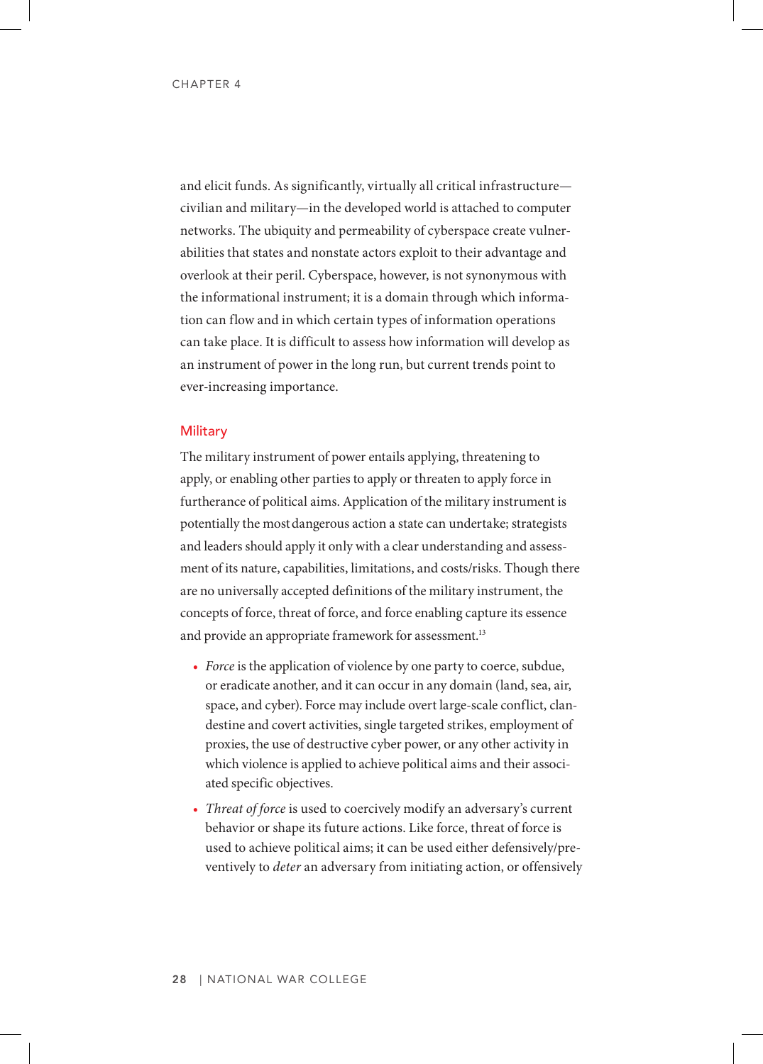and elicit funds. As significantly, virtually all critical infrastructure—civilian and military—in the developed world is attached to computer networks. The ubiquity and permeability of cyberspace create vulnerabilities that states and nonstate actors exploit to their advantage and overlook at their peril. Cyberspace, however, is not synonymous with the informational instrument; it is a domain through which information can flow and in which certain types of information operations can take place. It is difficult to assess how information will develop as an instrument of power in the long run, but current trends point to ever-increasing importance.

## Military

The military instrument of power entails applying, threatening to apply, or enabling other parties to apply or threaten to apply force in furtherance of political aims. Application of the military instrument is potentially the most dangerous action a state can undertake; strategists and leaders should apply it only with a clear understanding and assessment of its nature, capabilities, limitations, and costs/risks. Though there are no universally accepted definitions of the military instrument, the concepts of force, threat of force, and force enabling capture its essence and provide an appropriate framework for assessment.[13]

- *Force* is the application of violence by one party to coerce, subdue, or eradicate another, and it can occur in any domain (land, sea, air, space, and cyber). Force may include overt large-scale conflict, clandestine and covert activities, single targeted strikes, employment of proxies, the use of destructive cyber power, or any other activity in which violence is applied to achieve political aims and their associated specific objectives.
- *Threat of force* is used to coercively modify an adversary's current behavior or shape its future actions. Like force, threat of force is used to achieve political aims; it can be used either defensively/preventively to *deter* an adversary from initiating action, or offensively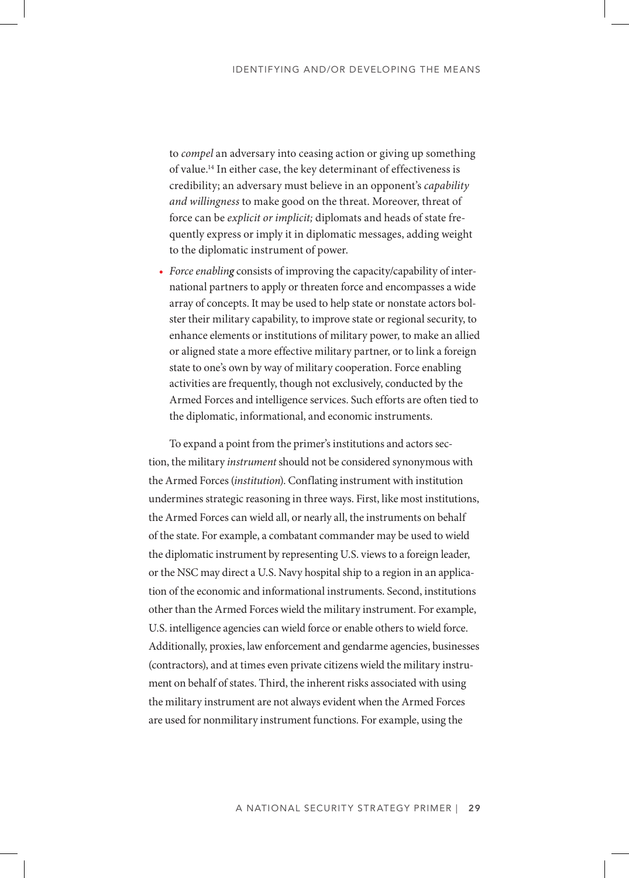to *compel* an adversary into ceasing action or giving up something of value.[14] In either case, the key determinant of effectiveness is credibility; an adversary must believe in an opponent's *capability and willingness* to make good on the threat. Moreover, threat of force can be *explicit or implicit;* diplomats and heads of state frequently express or imply it in diplomatic messages, adding weight to the diplomatic instrument of power.

- *Force enabling* consists of improving the capacity/capability of international partners to apply or threaten force and encompasses a wide array of concepts. It may be used to help state or nonstate actors bolster their military capability, to improve state or regional security, to enhance elements or institutions of military power, to make an allied or aligned state a more effective military partner, or to link a foreign state to one's own by way of military cooperation. Force enabling activities are frequently, though not exclusively, conducted by the Armed Forces and intelligence services. Such efforts are often tied to the diplomatic, informational, and economic instruments.

To expand a point from the primer's institutions and actors section, the military *instrument* should not be considered synonymous with the Armed Forces (*institution*). Conflating instrument with institution undermines strategic reasoning in three ways. First, like most institutions, the Armed Forces can wield all, or nearly all, the instruments on behalf of the state. For example, a combatant commander may be used to wield the diplomatic instrument by representing U.S. views to a foreign leader, or the NSC may direct a U.S. Navy hospital ship to a region in an application of the economic and informational instruments. Second, institutions other than the Armed Forces wield the military instrument. For example, U.S. intelligence agencies can wield force or enable others to wield force. Additionally, proxies, law enforcement and gendarme agencies, businesses (contractors), and at times even private citizens wield the military instrument on behalf of states. Third, the inherent risks associated with using the military instrument are not always evident when the Armed Forces are used for nonmilitary instrument functions. For example, using the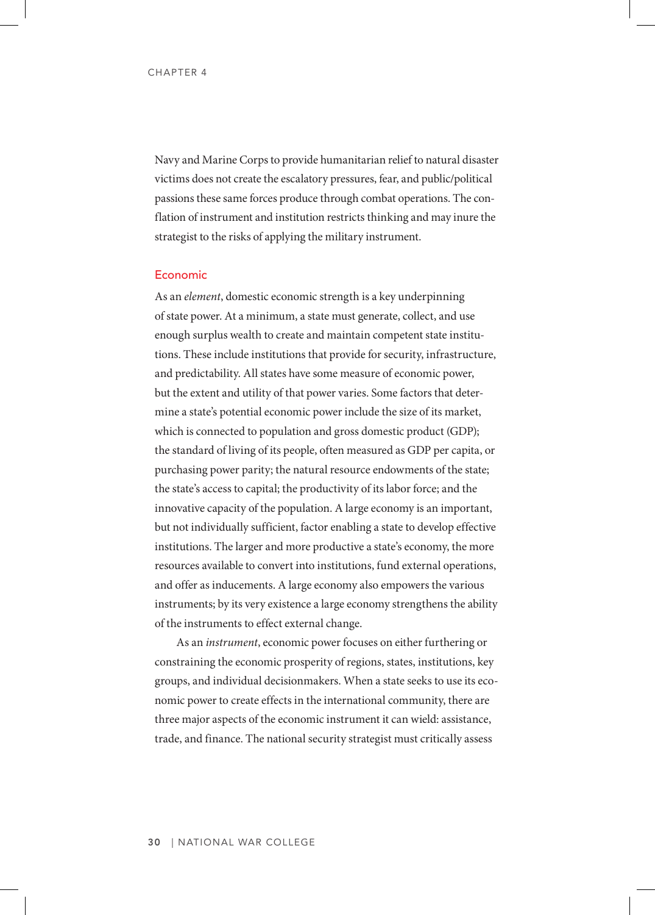Navy and Marine Corps to provide humanitarian relief to natural disaster victims does not create the escalatory pressures, fear, and public/political passions these same forces produce through combat operations. The conflation of instrument and institution restricts thinking and may inure the strategist to the risks of applying the military instrument.

### Economic

As an *element*, domestic economic strength is a key underpinning of state power. At a minimum, a state must generate, collect, and use enough surplus wealth to create and maintain competent state institutions. These include institutions that provide for security, infrastructure, and predictability. All states have some measure of economic power, but the extent and utility of that power varies. Some factors that determine a state's potential economic power include the size of its market, which is connected to population and gross domestic product (GDP); the standard of living of its people, often measured as GDP per capita, or purchasing power parity; the natural resource endowments of the state; the state's access to capital; the productivity of its labor force; and the innovative capacity of the population. A large economy is an important, but not individually sufficient, factor enabling a state to develop effective institutions. The larger and more productive a state's economy, the more resources available to convert into institutions, fund external operations, and offer as inducements. A large economy also empowers the various instruments; by its very existence a large economy strengthens the ability of the instruments to effect external change.

As an *instrument*, economic power focuses on either furthering or constraining the economic prosperity of regions, states, institutions, key groups, and individual decisionmakers. When a state seeks to use its economic power to create effects in the international community, there are three major aspects of the economic instrument it can wield: assistance, trade, and finance. The national security strategist must critically assess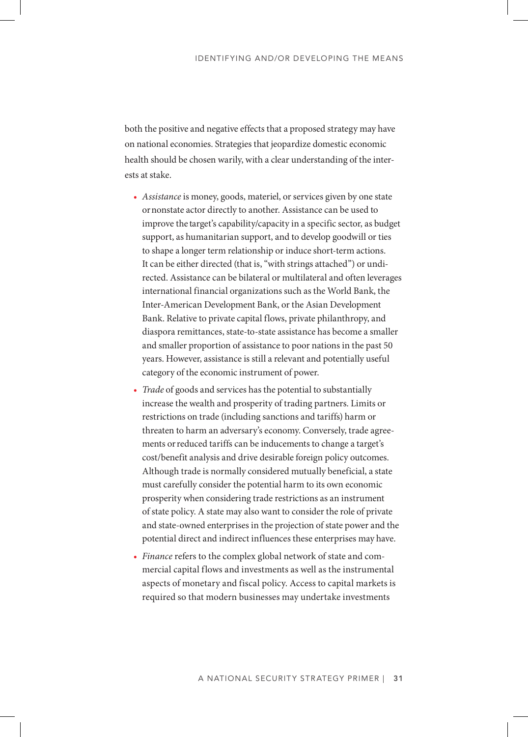both the positive and negative effects that a proposed strategy may have on national economies. Strategies that jeopardize domestic economic health should be chosen warily, with a clear understanding of the interests at stake.

- *Assistance* is money, goods, materiel, or services given by one state or nonstate actor directly to another. Assistance can be used to improve the target's capability/capacity in a specific sector, as budget support, as humanitarian support, and to develop goodwill or ties to shape a longer term relationship or induce short-term actions. It can be either directed (that is, "with strings attached") or undirected. Assistance can be bilateral or multilateral and often leverages international financial organizations such as the World Bank, the Inter-American Development Bank, or the Asian Development Bank. Relative to private capital flows, private philanthropy, and diaspora remittances, state-to-state assistance has become a smaller and smaller proportion of assistance to poor nations in the past 50 years. However, assistance is still a relevant and potentially useful category of the economic instrument of power.
- *Trade* of goods and services has the potential to substantially increase the wealth and prosperity of trading partners. Limits or restrictions on trade (including sanctions and tariffs) harm or threaten to harm an adversary's economy. Conversely, trade agreements or reduced tariffs can be inducements to change a target's cost/benefit analysis and drive desirable foreign policy outcomes. Although trade is normally considered mutually beneficial, a state must carefully consider the potential harm to its own economic prosperity when considering trade restrictions as an instrument of state policy. A state may also want to consider the role of private and state-owned enterprises in the projection of state power and the potential direct and indirect influences these enterprises may have.
- *Finance* refers to the complex global network of state and commercial capital flows and investments as well as the instrumental aspects of monetary and fiscal policy. Access to capital markets is required so that modern businesses may undertake investments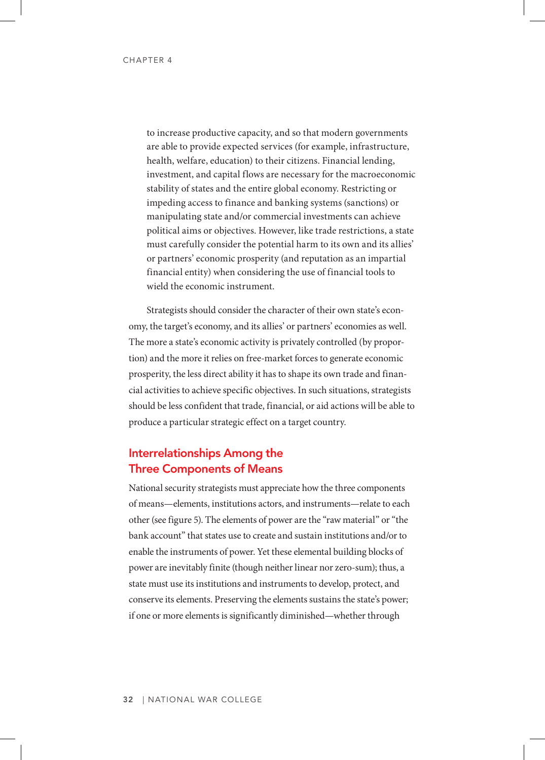to increase productive capacity, and so that modern governments are able to provide expected services (for example, infrastructure, health, welfare, education) to their citizens. Financial lending, investment, and capital flows are necessary for the macroeconomic stability of states and the entire global economy. Restricting or impeding access to finance and banking systems (sanctions) or manipulating state and/or commercial investments can achieve political aims or objectives. However, like trade restrictions, a state must carefully consider the potential harm to its own and its allies' or partners' economic prosperity (and reputation as an impartial financial entity) when considering the use of financial tools to wield the economic instrument.

Strategists should consider the character of their own state's economy, the target's economy, and its allies' or partners' economies as well. The more a state's economic activity is privately controlled (by proportion) and the more it relies on free-market forces to generate economic prosperity, the less direct ability it has to shape its own trade and financial activities to achieve specific objectives. In such situations, strategists should be less confident that trade, financial, or aid actions will be able to produce a particular strategic effect on a target country.

## Interrelationships Among the Three Components of Means

National security strategists must appreciate how the three components of means—elements, institutions actors, and instruments—relate to each other (see figure 5). The elements of power are the "raw material" or "the bank account" that states use to create and sustain institutions and/or to enable the instruments of power. Yet these elemental building blocks of power are inevitably finite (though neither linear nor zero-sum); thus, a state must use its institutions and instruments to develop, protect, and conserve its elements. Preserving the elements sustains the state's power; if one or more elements is significantly diminished—whether through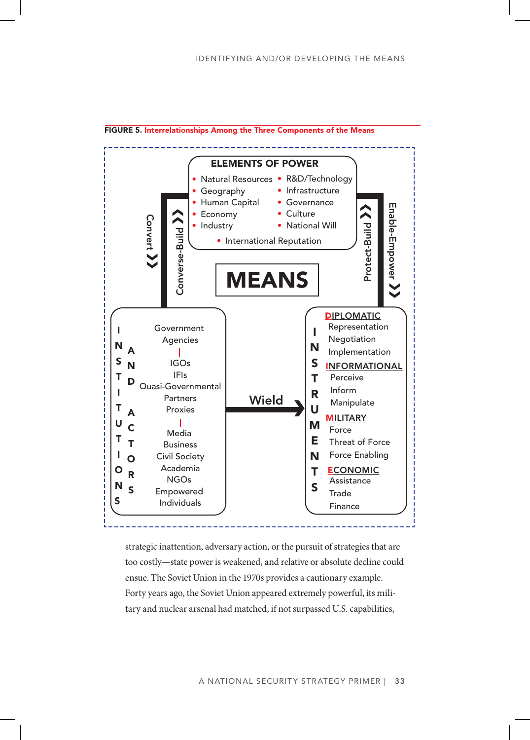**FIGURE 5. Interrelationships Among the Three Components of the Means**

**ELEMENTS OF POWER**

- Natural Resources
- Geography
- Human Capital
- Economy
- Industry
- R&D/Technology
- Infrastructure
- Governance
- Culture
- National Will
- International Reputation

**MEANS**

Convert ❯❯ | Converse-Build ❮❮ | Protect-Build ❮❮ | Enable-Empower ❯❯

**INSTITUTIONS AND ACTORS**

Government Agencies

IGOs
IFIs
Quasi-Governmental
Partners
Proxies

Media
Business
Civil Society
Academia
NGOs
Empowered Individuals

Wield →

**INSTRUMENTS**

**DIPLOMATIC**
Representation
Negotiation
Implementation

**INFORMATIONAL**
Perceive
Inform
Manipulate

**MILITARY**
Force
Threat of Force
Force Enabling

**ECONOMIC**
Assistance
Trade
Finance

strategic inattention, adversary action, or the pursuit of strategies that are too costly—state power is weakened, and relative or absolute decline could ensue. The Soviet Union in the 1970s provides a cautionary example. Forty years ago, the Soviet Union appeared extremely powerful, its military and nuclear arsenal had matched, if not surpassed U.S. capabilities,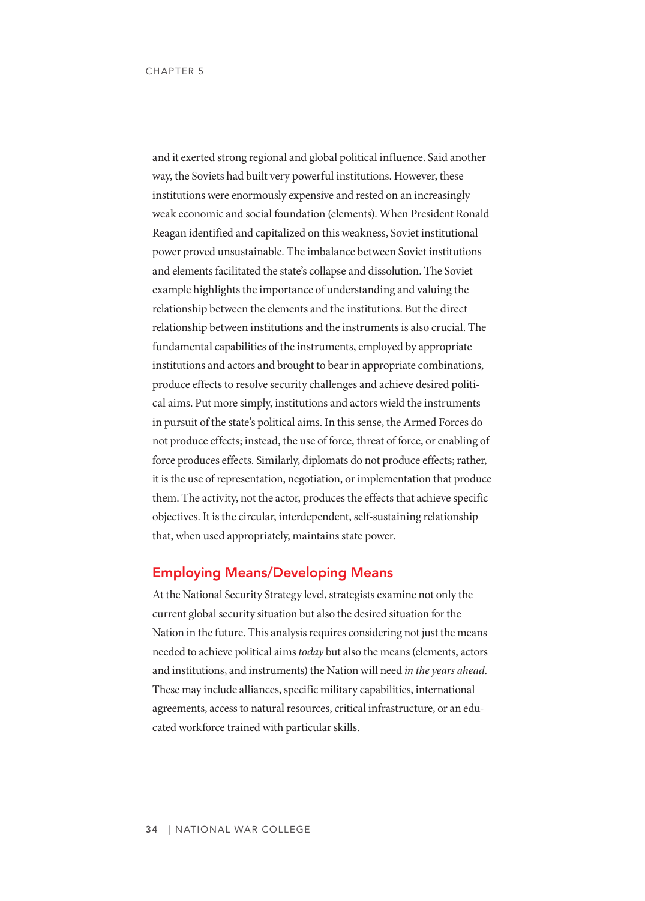and it exerted strong regional and global political influence. Said another way, the Soviets had built very powerful institutions. However, these institutions were enormously expensive and rested on an increasingly weak economic and social foundation (elements). When President Ronald Reagan identified and capitalized on this weakness, Soviet institutional power proved unsustainable. The imbalance between Soviet institutions and elements facilitated the state's collapse and dissolution. The Soviet example highlights the importance of understanding and valuing the relationship between the elements and the institutions. But the direct relationship between institutions and the instruments is also crucial. The fundamental capabilities of the instruments, employed by appropriate institutions and actors and brought to bear in appropriate combinations, produce effects to resolve security challenges and achieve desired political aims. Put more simply, institutions and actors wield the instruments in pursuit of the state's political aims. In this sense, the Armed Forces do not produce effects; instead, the use of force, threat of force, or enabling of force produces effects. Similarly, diplomats do not produce effects; rather, it is the use of representation, negotiation, or implementation that produce them. The activity, not the actor, produces the effects that achieve specific objectives. It is the circular, interdependent, self-sustaining relationship that, when used appropriately, maintains state power.

## Employing Means/Developing Means

At the National Security Strategy level, strategists examine not only the current global security situation but also the desired situation for the Nation in the future. This analysis requires considering not just the means needed to achieve political aims *today* but also the means (elements, actors and institutions, and instruments) the Nation will need *in the years ahead*. These may include alliances, specific military capabilities, international agreements, access to natural resources, critical infrastructure, or an educated workforce trained with particular skills.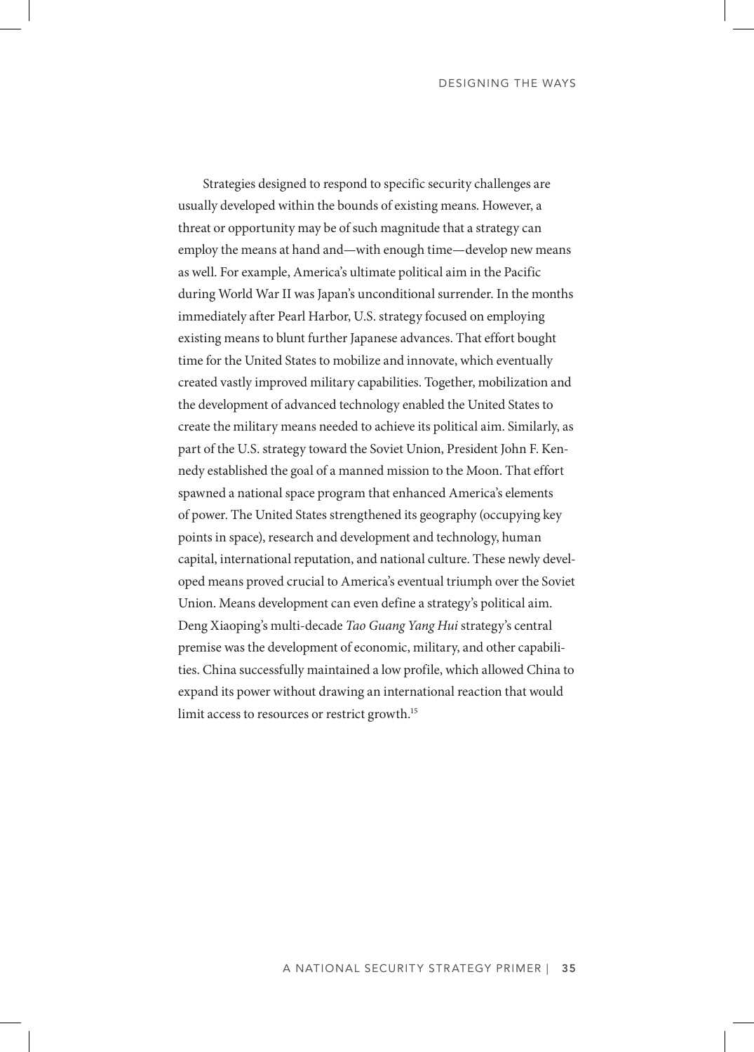Strategies designed to respond to specific security challenges are usually developed within the bounds of existing means. However, a threat or opportunity may be of such magnitude that a strategy can employ the means at hand and—with enough time—develop new means as well. For example, America's ultimate political aim in the Pacific during World War II was Japan's unconditional surrender. In the months immediately after Pearl Harbor, U.S. strategy focused on employing existing means to blunt further Japanese advances. That effort bought time for the United States to mobilize and innovate, which eventually created vastly improved military capabilities. Together, mobilization and the development of advanced technology enabled the United States to create the military means needed to achieve its political aim. Similarly, as part of the U.S. strategy toward the Soviet Union, President John F. Kennedy established the goal of a manned mission to the Moon. That effort spawned a national space program that enhanced America's elements of power. The United States strengthened its geography (occupying key points in space), research and development and technology, human capital, international reputation, and national culture. These newly developed means proved crucial to America's eventual triumph over the Soviet Union. Means development can even define a strategy's political aim. Deng Xiaoping's multi-decade *Tao Guang Yang Hui* strategy's central premise was the development of economic, military, and other capabilities. China successfully maintained a low profile, which allowed China to expand its power without drawing an international reaction that would limit access to resources or restrict growth.[15]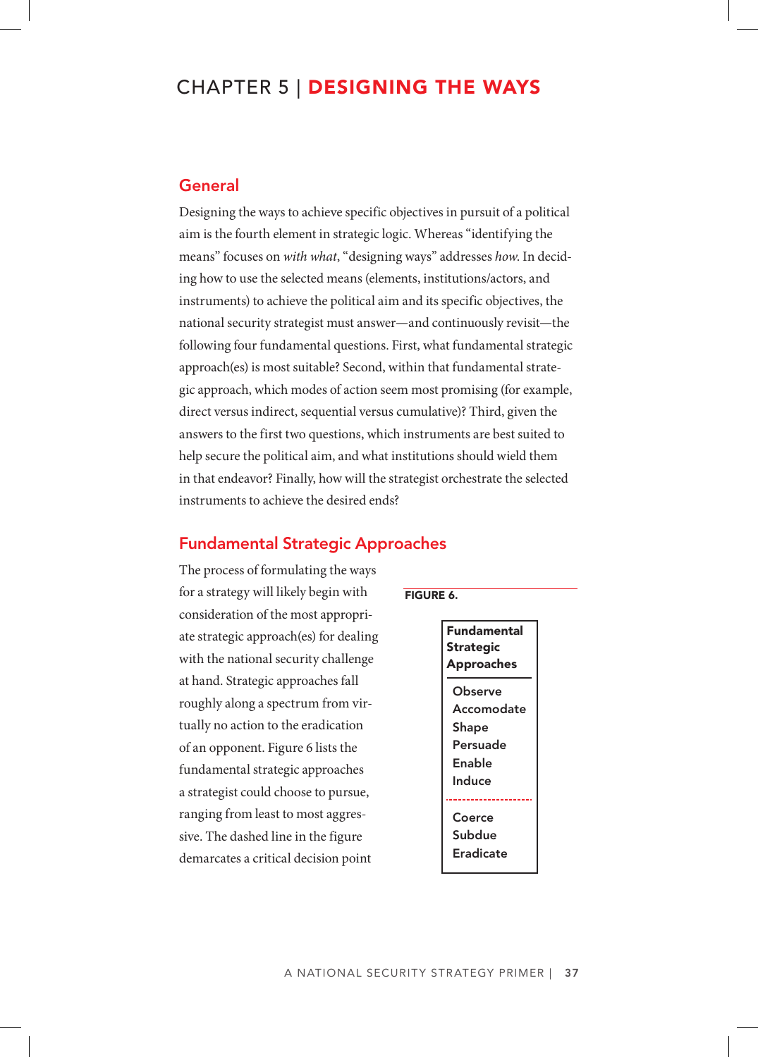# CHAPTER 5 | DESIGNING THE WAYS

## General

Designing the ways to achieve specific objectives in pursuit of a political aim is the fourth element in strategic logic. Whereas "identifying the means" focuses on *with what*, "designing ways" addresses *how*. In deciding how to use the selected means (elements, institutions/actors, and instruments) to achieve the political aim and its specific objectives, the national security strategist must answer—and continuously revisit—the following four fundamental questions. First, what fundamental strategic approach(es) is most suitable? Second, within that fundamental strategic approach, which modes of action seem most promising (for example, direct versus indirect, sequential versus cumulative)? Third, given the answers to the first two questions, which instruments are best suited to help secure the political aim, and what institutions should wield them in that endeavor? Finally, how will the strategist orchestrate the selected instruments to achieve the desired ends?

## Fundamental Strategic Approaches

The process of formulating the ways for a strategy will likely begin with consideration of the most appropriate strategic approach(es) for dealing with the national security challenge at hand. Strategic approaches fall roughly along a spectrum from virtually no action to the eradication of an opponent. Figure 6 lists the fundamental strategic approaches a strategist could choose to pursue, ranging from least to most aggressive. The dashed line in the figure demarcates a critical decision point

**FIGURE 6.**

| **Fundamental Strategic Approaches** |
| --- |
| Observe |
| Accomodate |
| Shape |
| Persuade |
| Enable |
| Induce |
| - - - - - - - - - - - - |
| Coerce |
| Subdue |
| Eradicate |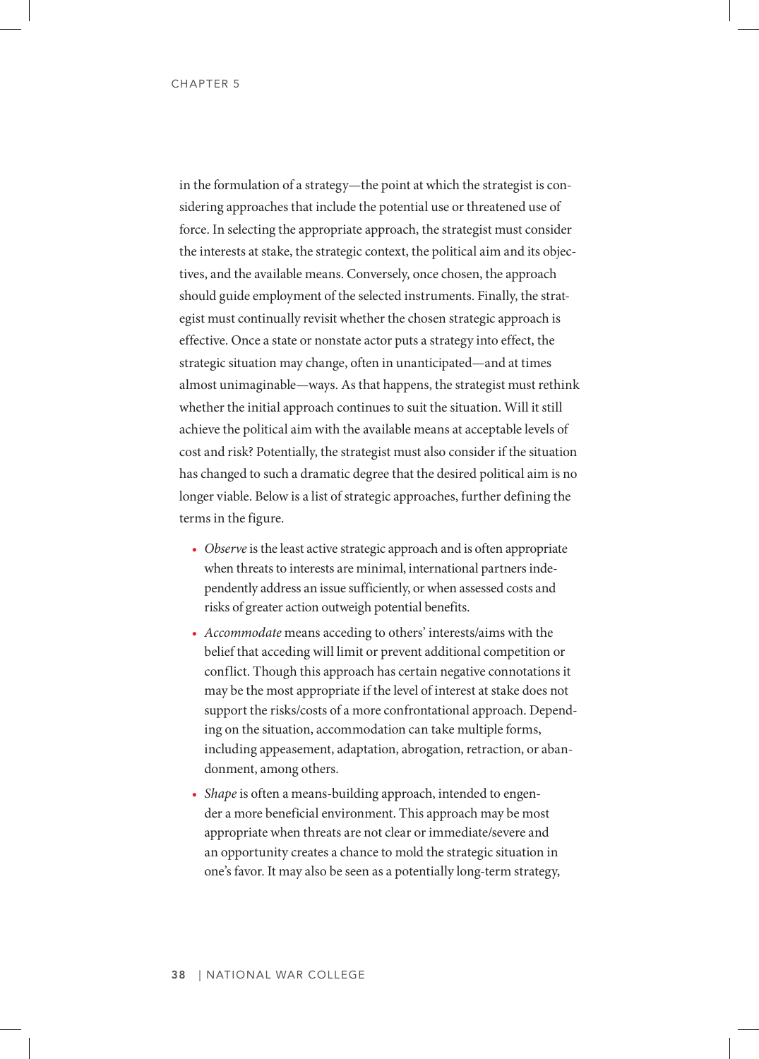in the formulation of a strategy—the point at which the strategist is considering approaches that include the potential use or threatened use of force. In selecting the appropriate approach, the strategist must consider the interests at stake, the strategic context, the political aim and its objectives, and the available means. Conversely, once chosen, the approach should guide employment of the selected instruments. Finally, the strategist must continually revisit whether the chosen strategic approach is effective. Once a state or nonstate actor puts a strategy into effect, the strategic situation may change, often in unanticipated—and at times almost unimaginable—ways. As that happens, the strategist must rethink whether the initial approach continues to suit the situation. Will it still achieve the political aim with the available means at acceptable levels of cost and risk? Potentially, the strategist must also consider if the situation has changed to such a dramatic degree that the desired political aim is no longer viable. Below is a list of strategic approaches, further defining the terms in the figure.

- *Observe* is the least active strategic approach and is often appropriate when threats to interests are minimal, international partners independently address an issue sufficiently, or when assessed costs and risks of greater action outweigh potential benefits.
- *Accommodate* means acceding to others' interests/aims with the belief that acceding will limit or prevent additional competition or conflict. Though this approach has certain negative connotations it may be the most appropriate if the level of interest at stake does not support the risks/costs of a more confrontational approach. Depending on the situation, accommodation can take multiple forms, including appeasement, adaptation, abrogation, retraction, or abandonment, among others.
- *Shape* is often a means-building approach, intended to engender a more beneficial environment. This approach may be most appropriate when threats are not clear or immediate/severe and an opportunity creates a chance to mold the strategic situation in one's favor. It may also be seen as a potentially long-term strategy,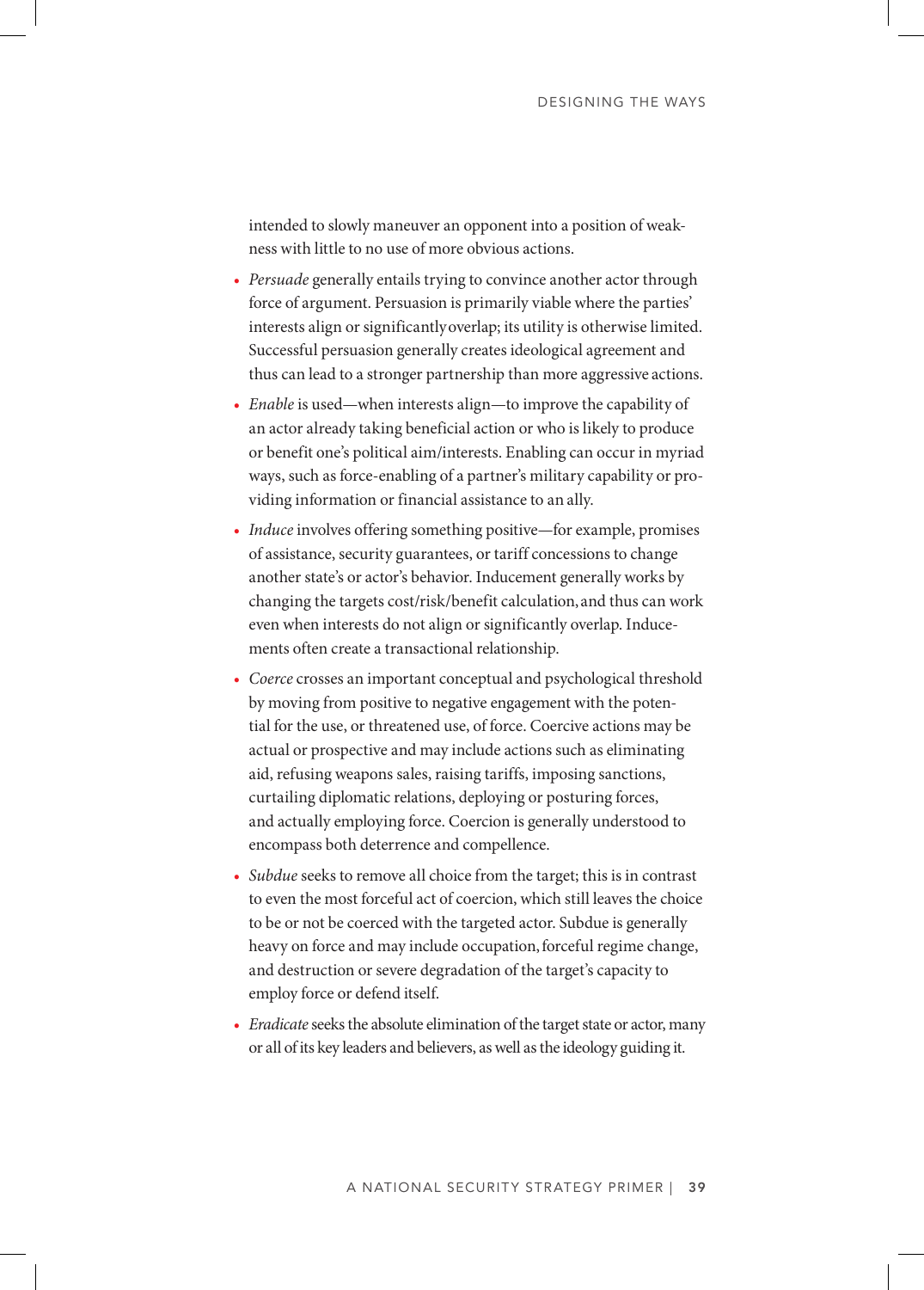intended to slowly maneuver an opponent into a position of weakness with little to no use of more obvious actions.

- *Persuade* generally entails trying to convince another actor through force of argument. Persuasion is primarily viable where the parties' interests align or significantly overlap; its utility is otherwise limited. Successful persuasion generally creates ideological agreement and thus can lead to a stronger partnership than more aggressive actions.
- *Enable* is used—when interests align—to improve the capability of an actor already taking beneficial action or who is likely to produce or benefit one's political aim/interests. Enabling can occur in myriad ways, such as force-enabling of a partner's military capability or providing information or financial assistance to an ally.
- *Induce* involves offering something positive—for example, promises of assistance, security guarantees, or tariff concessions to change another state's or actor's behavior. Inducement generally works by changing the targets cost/risk/benefit calculation, and thus can work even when interests do not align or significantly overlap. Inducements often create a transactional relationship.
- *Coerce* crosses an important conceptual and psychological threshold by moving from positive to negative engagement with the potential for the use, or threatened use, of force. Coercive actions may be actual or prospective and may include actions such as eliminating aid, refusing weapons sales, raising tariffs, imposing sanctions, curtailing diplomatic relations, deploying or posturing forces, and actually employing force. Coercion is generally understood to encompass both deterrence and compellence.
- *Subdue* seeks to remove all choice from the target; this is in contrast to even the most forceful act of coercion, which still leaves the choice to be or not be coerced with the targeted actor. Subdue is generally heavy on force and may include occupation, forceful regime change, and destruction or severe degradation of the target's capacity to employ force or defend itself.
- *Eradicate* seeks the absolute elimination of the target state or actor, many or all of its key leaders and believers, as well as the ideology guiding it.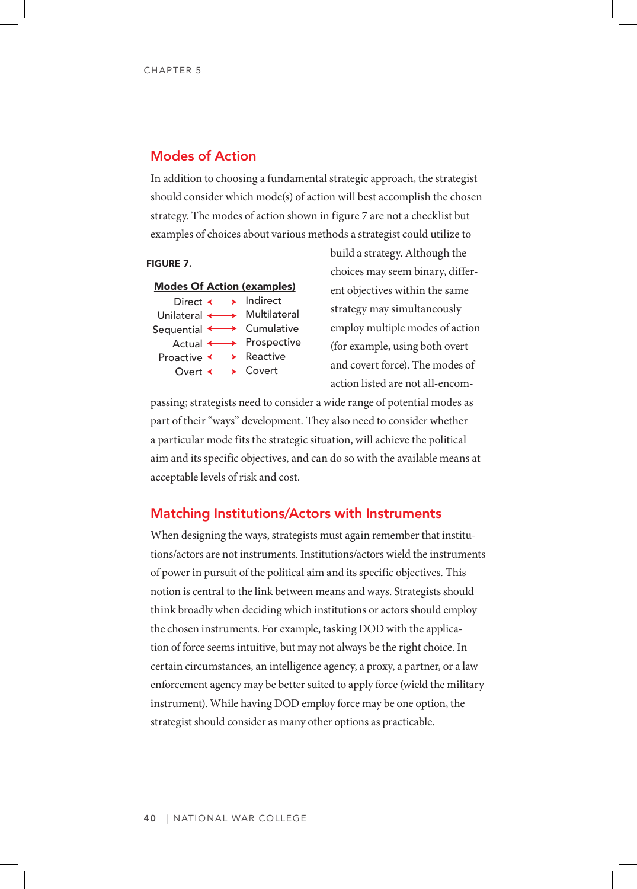## Modes of Action

In addition to choosing a fundamental strategic approach, the strategist should consider which mode(s) of action will best accomplish the chosen strategy. The modes of action shown in figure 7 are not a checklist but examples of choices about various methods a strategist could utilize to build a strategy. Although the choices may seem binary, different objectives within the same strategy may simultaneously employ multiple modes of action (for example, using both overt and covert force). The modes of action listed are not all-encompassing; strategists need to consider a wide range of potential modes as part of their "ways" development. They also need to consider whether a particular mode fits the strategic situation, will achieve the political aim and its specific objectives, and can do so with the available means at acceptable levels of risk and cost.

**FIGURE 7.**

**Modes Of Action (examples)**

| | | |
|---|---|---|
| Direct | ⟷ | Indirect |
| Unilateral | ⟷ | Multilateral |
| Sequential | ⟷ | Cumulative |
| Actual | ⟷ | Prospective |
| Proactive | ⟷ | Reactive |
| Overt | ⟷ | Covert |

## Matching Institutions/Actors with Instruments

When designing the ways, strategists must again remember that institutions/actors are not instruments. Institutions/actors wield the instruments of power in pursuit of the political aim and its specific objectives. This notion is central to the link between means and ways. Strategists should think broadly when deciding which institutions or actors should employ the chosen instruments. For example, tasking DOD with the application of force seems intuitive, but may not always be the right choice. In certain circumstances, an intelligence agency, a proxy, a partner, or a law enforcement agency may be better suited to apply force (wield the military instrument). While having DOD employ force may be one option, the strategist should consider as many other options as practicable.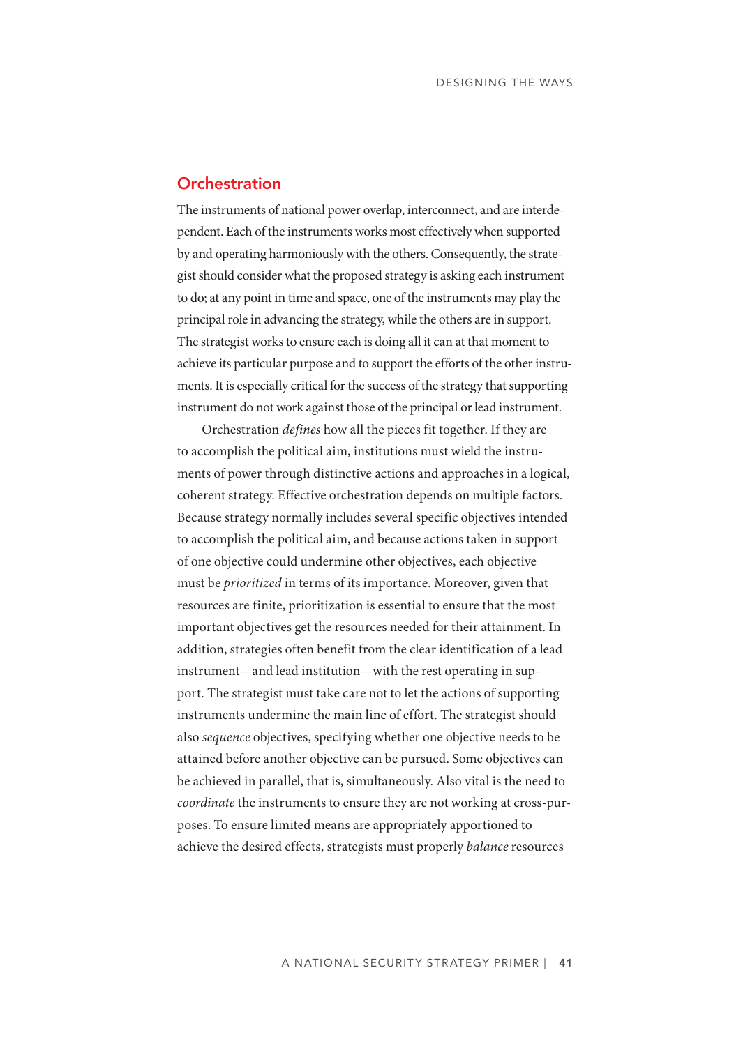## Orchestration

The instruments of national power overlap, interconnect, and are interdependent. Each of the instruments works most effectively when supported by and operating harmoniously with the others. Consequently, the strategist should consider what the proposed strategy is asking each instrument to do; at any point in time and space, one of the instruments may play the principal role in advancing the strategy, while the others are in support. The strategist works to ensure each is doing all it can at that moment to achieve its particular purpose and to support the efforts of the other instruments. It is especially critical for the success of the strategy that supporting instrument do not work against those of the principal or lead instrument.

Orchestration *defines* how all the pieces fit together. If they are to accomplish the political aim, institutions must wield the instruments of power through distinctive actions and approaches in a logical, coherent strategy. Effective orchestration depends on multiple factors. Because strategy normally includes several specific objectives intended to accomplish the political aim, and because actions taken in support of one objective could undermine other objectives, each objective must be *prioritized* in terms of its importance. Moreover, given that resources are finite, prioritization is essential to ensure that the most important objectives get the resources needed for their attainment. In addition, strategies often benefit from the clear identification of a lead instrument—and lead institution—with the rest operating in support. The strategist must take care not to let the actions of supporting instruments undermine the main line of effort. The strategist should also *sequence* objectives, specifying whether one objective needs to be attained before another objective can be pursued. Some objectives can be achieved in parallel, that is, simultaneously. Also vital is the need to *coordinate* the instruments to ensure they are not working at cross-purposes. To ensure limited means are appropriately apportioned to achieve the desired effects, strategists must properly *balance* resources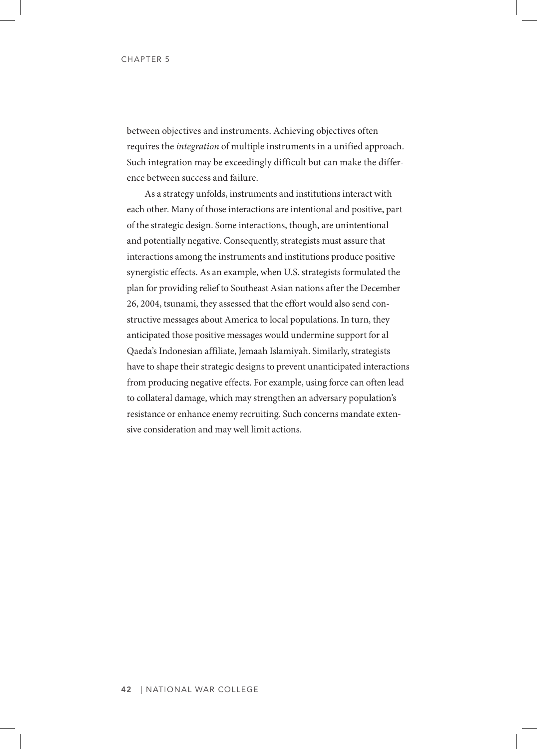between objectives and instruments. Achieving objectives often requires the *integration* of multiple instruments in a unified approach. Such integration may be exceedingly difficult but can make the difference between success and failure.

As a strategy unfolds, instruments and institutions interact with each other. Many of those interactions are intentional and positive, part of the strategic design. Some interactions, though, are unintentional and potentially negative. Consequently, strategists must assure that interactions among the instruments and institutions produce positive synergistic effects. As an example, when U.S. strategists formulated the plan for providing relief to Southeast Asian nations after the December 26, 2004, tsunami, they assessed that the effort would also send constructive messages about America to local populations. In turn, they anticipated those positive messages would undermine support for al Qaeda's Indonesian affiliate, Jemaah Islamiyah. Similarly, strategists have to shape their strategic designs to prevent unanticipated interactions from producing negative effects. For example, using force can often lead to collateral damage, which may strengthen an adversary population's resistance or enhance enemy recruiting. Such concerns mandate extensive consideration and may well limit actions.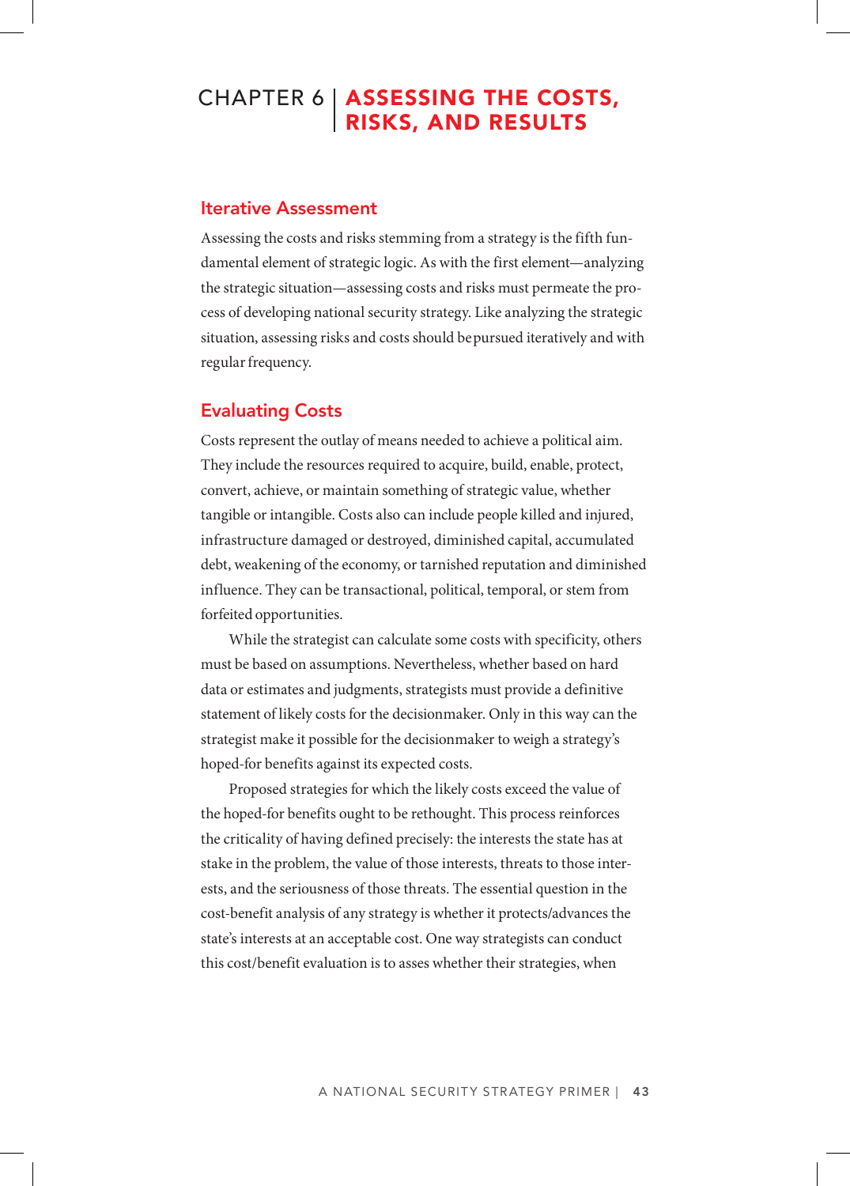# CHAPTER 6 | ASSESSING THE COSTS, RISKS, AND RESULTS

## Iterative Assessment

Assessing the costs and risks stemming from a strategy is the fifth fundamental element of strategic logic. As with the first element—analyzing the strategic situation—assessing costs and risks must permeate the process of developing national security strategy. Like analyzing the strategic situation, assessing risks and costs should be pursued iteratively and with regular frequency.

## Evaluating Costs

Costs represent the outlay of means needed to achieve a political aim. They include the resources required to acquire, build, enable, protect, convert, achieve, or maintain something of strategic value, whether tangible or intangible. Costs also can include people killed and injured, infrastructure damaged or destroyed, diminished capital, accumulated debt, weakening of the economy, or tarnished reputation and diminished influence. They can be transactional, political, temporal, or stem from forfeited opportunities.

While the strategist can calculate some costs with specificity, others must be based on assumptions. Nevertheless, whether based on hard data or estimates and judgments, strategists must provide a definitive statement of likely costs for the decisionmaker. Only in this way can the strategist make it possible for the decisionmaker to weigh a strategy's hoped-for benefits against its expected costs.

Proposed strategies for which the likely costs exceed the value of the hoped-for benefits ought to be rethought. This process reinforces the criticality of having defined precisely: the interests the state has at stake in the problem, the value of those interests, threats to those interests, and the seriousness of those threats. The essential question in the cost-benefit analysis of any strategy is whether it protects/advances the state's interests at an acceptable cost. One way strategists can conduct this cost/benefit evaluation is to asses whether their strategies, when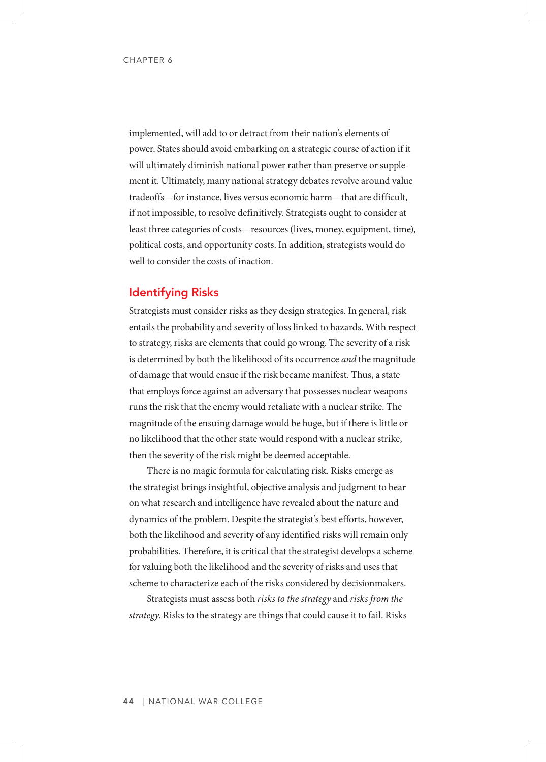implemented, will add to or detract from their nation's elements of power. States should avoid embarking on a strategic course of action if it will ultimately diminish national power rather than preserve or supplement it. Ultimately, many national strategy debates revolve around value tradeoffs—for instance, lives versus economic harm—that are difficult, if not impossible, to resolve definitively. Strategists ought to consider at least three categories of costs—resources (lives, money, equipment, time), political costs, and opportunity costs. In addition, strategists would do well to consider the costs of inaction.

## Identifying Risks

Strategists must consider risks as they design strategies. In general, risk entails the probability and severity of loss linked to hazards. With respect to strategy, risks are elements that could go wrong. The severity of a risk is determined by both the likelihood of its occurrence *and* the magnitude of damage that would ensue if the risk became manifest. Thus, a state that employs force against an adversary that possesses nuclear weapons runs the risk that the enemy would retaliate with a nuclear strike. The magnitude of the ensuing damage would be huge, but if there is little or no likelihood that the other state would respond with a nuclear strike, then the severity of the risk might be deemed acceptable.

There is no magic formula for calculating risk. Risks emerge as the strategist brings insightful, objective analysis and judgment to bear on what research and intelligence have revealed about the nature and dynamics of the problem. Despite the strategist's best efforts, however, both the likelihood and severity of any identified risks will remain only probabilities. Therefore, it is critical that the strategist develops a scheme for valuing both the likelihood and the severity of risks and uses that scheme to characterize each of the risks considered by decisionmakers.

Strategists must assess both *risks to the strategy* and *risks from the strategy.* Risks to the strategy are things that could cause it to fail. Risks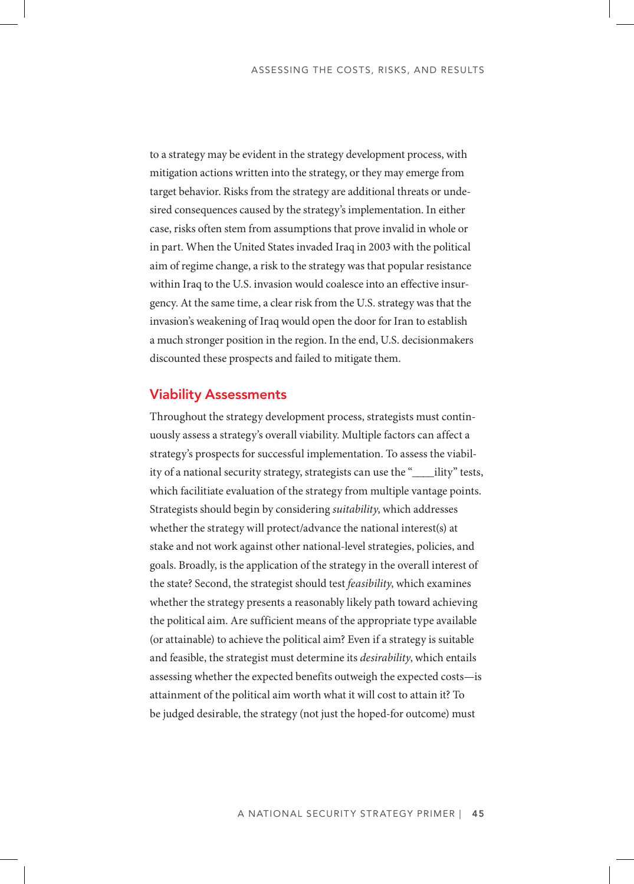to a strategy may be evident in the strategy development process, with mitigation actions written into the strategy, or they may emerge from target behavior. Risks from the strategy are additional threats or undesired consequences caused by the strategy's implementation. In either case, risks often stem from assumptions that prove invalid in whole or in part. When the United States invaded Iraq in 2003 with the political aim of regime change, a risk to the strategy was that popular resistance within Iraq to the U.S. invasion would coalesce into an effective insurgency. At the same time, a clear risk from the U.S. strategy was that the invasion's weakening of Iraq would open the door for Iran to establish a much stronger position in the region. In the end, U.S. decisionmakers discounted these prospects and failed to mitigate them.

## Viability Assessments

Throughout the strategy development process, strategists must continuously assess a strategy's overall viability. Multiple factors can affect a strategy's prospects for successful implementation. To assess the viability of a national security strategy, strategists can use the "____ility" tests, which facilitiate evaluation of the strategy from multiple vantage points. Strategists should begin by considering *suitability*, which addresses whether the strategy will protect/advance the national interest(s) at stake and not work against other national-level strategies, policies, and goals. Broadly, is the application of the strategy in the overall interest of the state? Second, the strategist should test *feasibility*, which examines whether the strategy presents a reasonably likely path toward achieving the political aim. Are sufficient means of the appropriate type available (or attainable) to achieve the political aim? Even if a strategy is suitable and feasible, the strategist must determine its *desirability*, which entails assessing whether the expected benefits outweigh the expected costs—is attainment of the political aim worth what it will cost to attain it? To be judged desirable, the strategy (not just the hoped-for outcome) must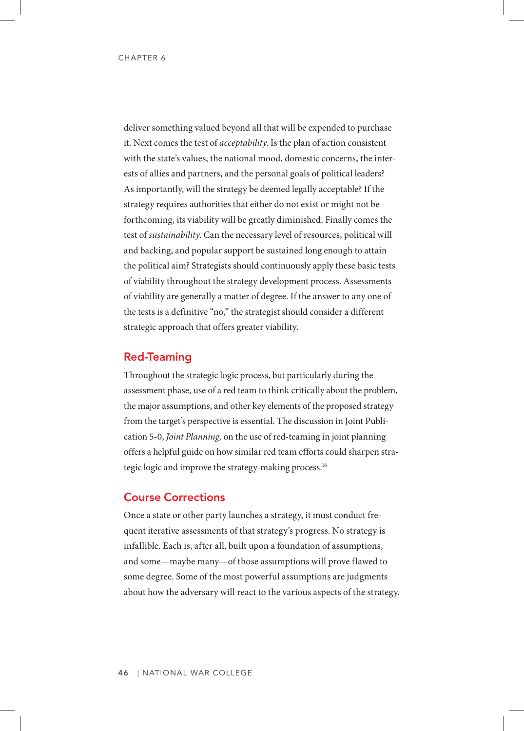deliver something valued beyond all that will be expended to purchase it. Next comes the test of *acceptability*. Is the plan of action consistent with the state's values, the national mood, domestic concerns, the interests of allies and partners, and the personal goals of political leaders? As importantly, will the strategy be deemed legally acceptable? If the strategy requires authorities that either do not exist or might not be forthcoming, its viability will be greatly diminished. Finally comes the test of *sustainability*. Can the necessary level of resources, political will and backing, and popular support be sustained long enough to attain the political aim? Strategists should continuously apply these basic tests of viability throughout the strategy development process. Assessments of viability are generally a matter of degree. If the answer to any one of the tests is a definitive "no," the strategist should consider a different strategic approach that offers greater viability.

## Red-Teaming

Throughout the strategic logic process, but particularly during the assessment phase, use of a red team to think critically about the problem, the major assumptions, and other key elements of the proposed strategy from the target's perspective is essential. The discussion in Joint Publication 5-0, *Joint Planning,* on the use of red-teaming in joint planning offers a helpful guide on how similar red team efforts could sharpen strategic logic and improve the strategy-making process.[16]

## Course Corrections

Once a state or other party launches a strategy, it must conduct frequent iterative assessments of that strategy's progress. No strategy is infallible. Each is, after all, built upon a foundation of assumptions, and some—maybe many—of those assumptions will prove flawed to some degree. Some of the most powerful assumptions are judgments about how the adversary will react to the various aspects of the strategy.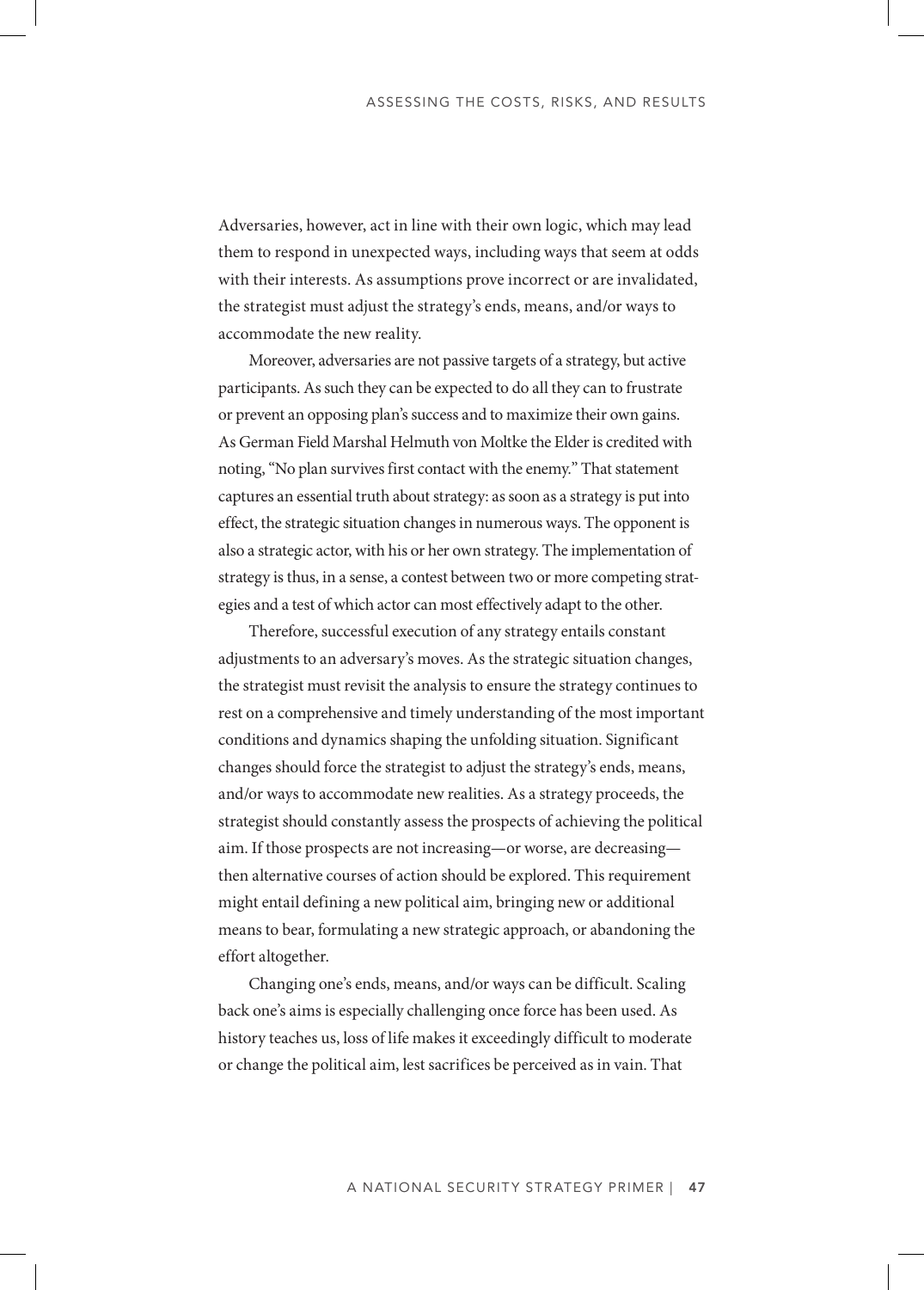Adversaries, however, act in line with their own logic, which may lead them to respond in unexpected ways, including ways that seem at odds with their interests. As assumptions prove incorrect or are invalidated, the strategist must adjust the strategy's ends, means, and/or ways to accommodate the new reality.

Moreover, adversaries are not passive targets of a strategy, but active participants. As such they can be expected to do all they can to frustrate or prevent an opposing plan's success and to maximize their own gains. As German Field Marshal Helmuth von Moltke the Elder is credited with noting, "No plan survives first contact with the enemy." That statement captures an essential truth about strategy: as soon as a strategy is put into effect, the strategic situation changes in numerous ways. The opponent is also a strategic actor, with his or her own strategy. The implementation of strategy is thus, in a sense, a contest between two or more competing strategies and a test of which actor can most effectively adapt to the other.

Therefore, successful execution of any strategy entails constant adjustments to an adversary's moves. As the strategic situation changes, the strategist must revisit the analysis to ensure the strategy continues to rest on a comprehensive and timely understanding of the most important conditions and dynamics shaping the unfolding situation. Significant changes should force the strategist to adjust the strategy's ends, means, and/or ways to accommodate new realities. As a strategy proceeds, the strategist should constantly assess the prospects of achieving the political aim. If those prospects are not increasing—or worse, are decreasing—then alternative courses of action should be explored. This requirement might entail defining a new political aim, bringing new or additional means to bear, formulating a new strategic approach, or abandoning the effort altogether.

Changing one's ends, means, and/or ways can be difficult. Scaling back one's aims is especially challenging once force has been used. As history teaches us, loss of life makes it exceedingly difficult to moderate or change the political aim, lest sacrifices be perceived as in vain. That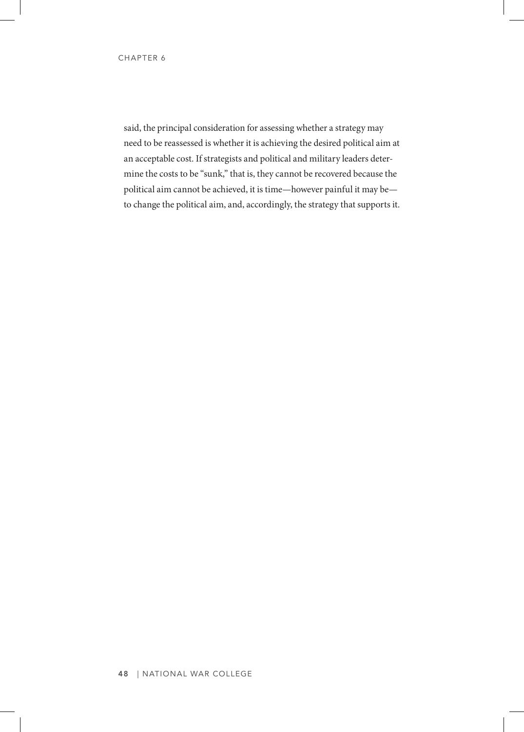said, the principal consideration for assessing whether a strategy may need to be reassessed is whether it is achieving the desired political aim at an acceptable cost. If strategists and political and military leaders determine the costs to be "sunk," that is, they cannot be recovered because the political aim cannot be achieved, it is time—however painful it may be—to change the political aim, and, accordingly, the strategy that supports it.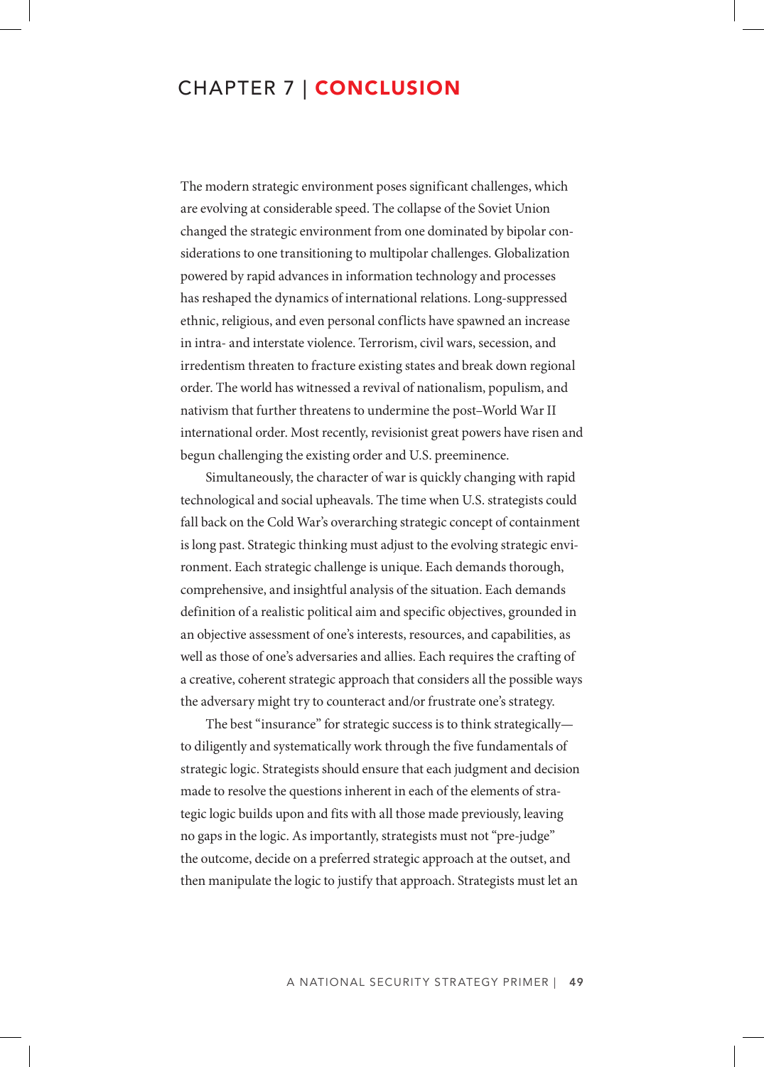# CHAPTER 7 | CONCLUSION

The modern strategic environment poses significant challenges, which are evolving at considerable speed. The collapse of the Soviet Union changed the strategic environment from one dominated by bipolar considerations to one transitioning to multipolar challenges. Globalization powered by rapid advances in information technology and processes has reshaped the dynamics of international relations. Long-suppressed ethnic, religious, and even personal conflicts have spawned an increase in intra- and interstate violence. Terrorism, civil wars, secession, and irredentism threaten to fracture existing states and break down regional order. The world has witnessed a revival of nationalism, populism, and nativism that further threatens to undermine the post–World War II international order. Most recently, revisionist great powers have risen and begun challenging the existing order and U.S. preeminence.

Simultaneously, the character of war is quickly changing with rapid technological and social upheavals. The time when U.S. strategists could fall back on the Cold War's overarching strategic concept of containment is long past. Strategic thinking must adjust to the evolving strategic environment. Each strategic challenge is unique. Each demands thorough, comprehensive, and insightful analysis of the situation. Each demands definition of a realistic political aim and specific objectives, grounded in an objective assessment of one's interests, resources, and capabilities, as well as those of one's adversaries and allies. Each requires the crafting of a creative, coherent strategic approach that considers all the possible ways the adversary might try to counteract and/or frustrate one's strategy.

The best "insurance" for strategic success is to think strategically—to diligently and systematically work through the five fundamentals of strategic logic. Strategists should ensure that each judgment and decision made to resolve the questions inherent in each of the elements of strategic logic builds upon and fits with all those made previously, leaving no gaps in the logic. As importantly, strategists must not "pre-judge" the outcome, decide on a preferred strategic approach at the outset, and then manipulate the logic to justify that approach. Strategists must let an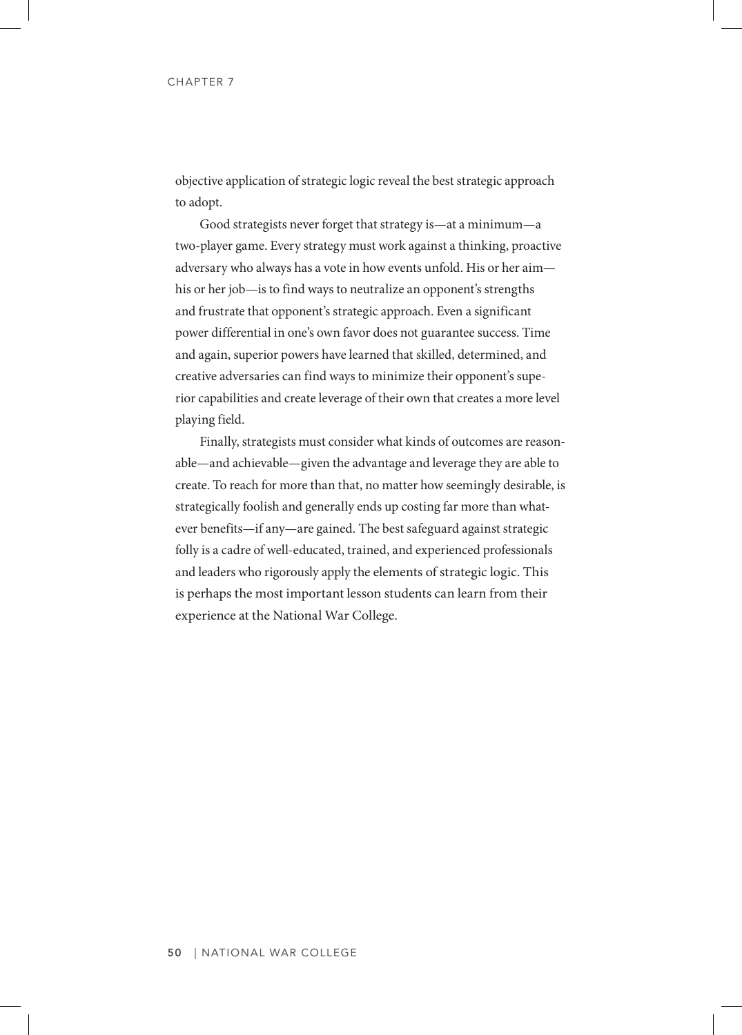objective application of strategic logic reveal the best strategic approach to adopt.

Good strategists never forget that strategy is—at a minimum—a two-player game. Every strategy must work against a thinking, proactive adversary who always has a vote in how events unfold. His or her aim—his or her job—is to find ways to neutralize an opponent's strengths and frustrate that opponent's strategic approach. Even a significant power differential in one's own favor does not guarantee success. Time and again, superior powers have learned that skilled, determined, and creative adversaries can find ways to minimize their opponent's superior capabilities and create leverage of their own that creates a more level playing field.

Finally, strategists must consider what kinds of outcomes are reasonable—and achievable—given the advantage and leverage they are able to create. To reach for more than that, no matter how seemingly desirable, is strategically foolish and generally ends up costing far more than whatever benefits—if any—are gained. The best safeguard against strategic folly is a cadre of well-educated, trained, and experienced professionals and leaders who rigorously apply the elements of strategic logic. This is perhaps the most important lesson students can learn from their experience at the National War College.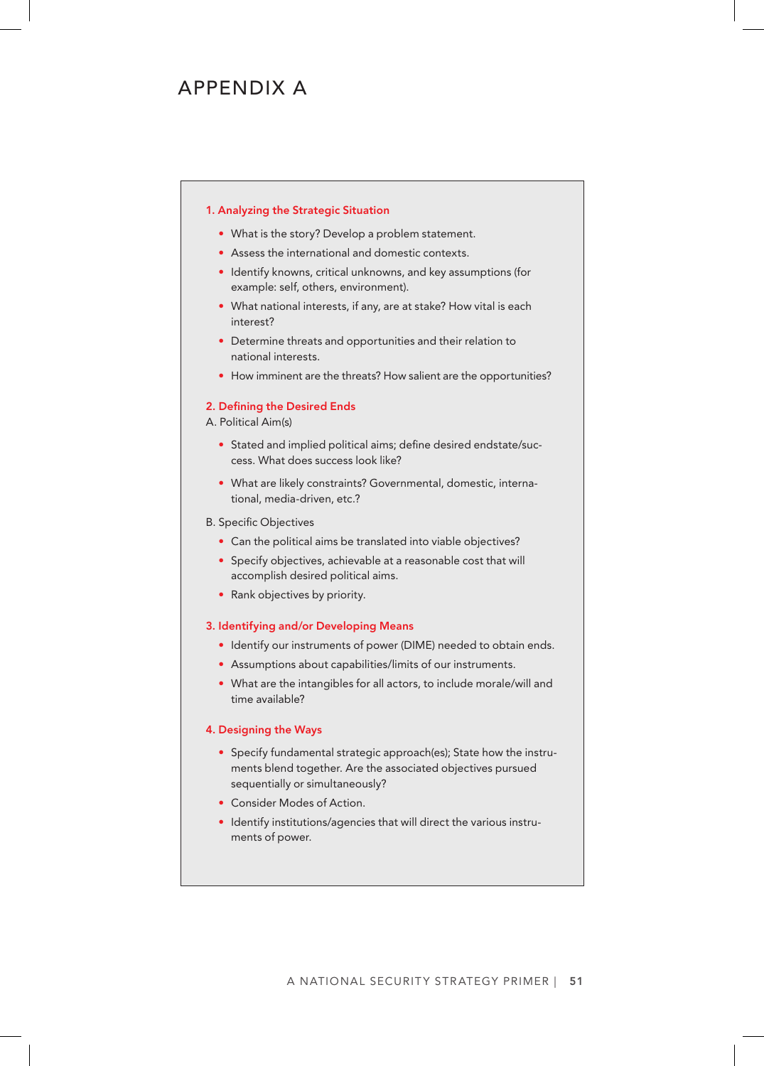# APPENDIX A

### 1. Analyzing the Strategic Situation

- What is the story? Develop a problem statement.
- Assess the international and domestic contexts.
- Identify knowns, critical unknowns, and key assumptions (for example: self, others, environment).
- What national interests, if any, are at stake? How vital is each interest?
- Determine threats and opportunities and their relation to national interests.
- How imminent are the threats? How salient are the opportunities?

### 2. Defining the Desired Ends

A. Political Aim(s)

- Stated and implied political aims; define desired endstate/success. What does success look like?
- What are likely constraints? Governmental, domestic, international, media-driven, etc.?

B. Specific Objectives

- Can the political aims be translated into viable objectives?
- Specify objectives, achievable at a reasonable cost that will accomplish desired political aims.
- Rank objectives by priority.

### 3. Identifying and/or Developing Means

- Identify our instruments of power (DIME) needed to obtain ends.
- Assumptions about capabilities/limits of our instruments.
- What are the intangibles for all actors, to include morale/will and time available?

### 4. Designing the Ways

- Specify fundamental strategic approach(es); State how the instruments blend together. Are the associated objectives pursued sequentially or simultaneously?
- Consider Modes of Action.
- Identify institutions/agencies that will direct the various instruments of power.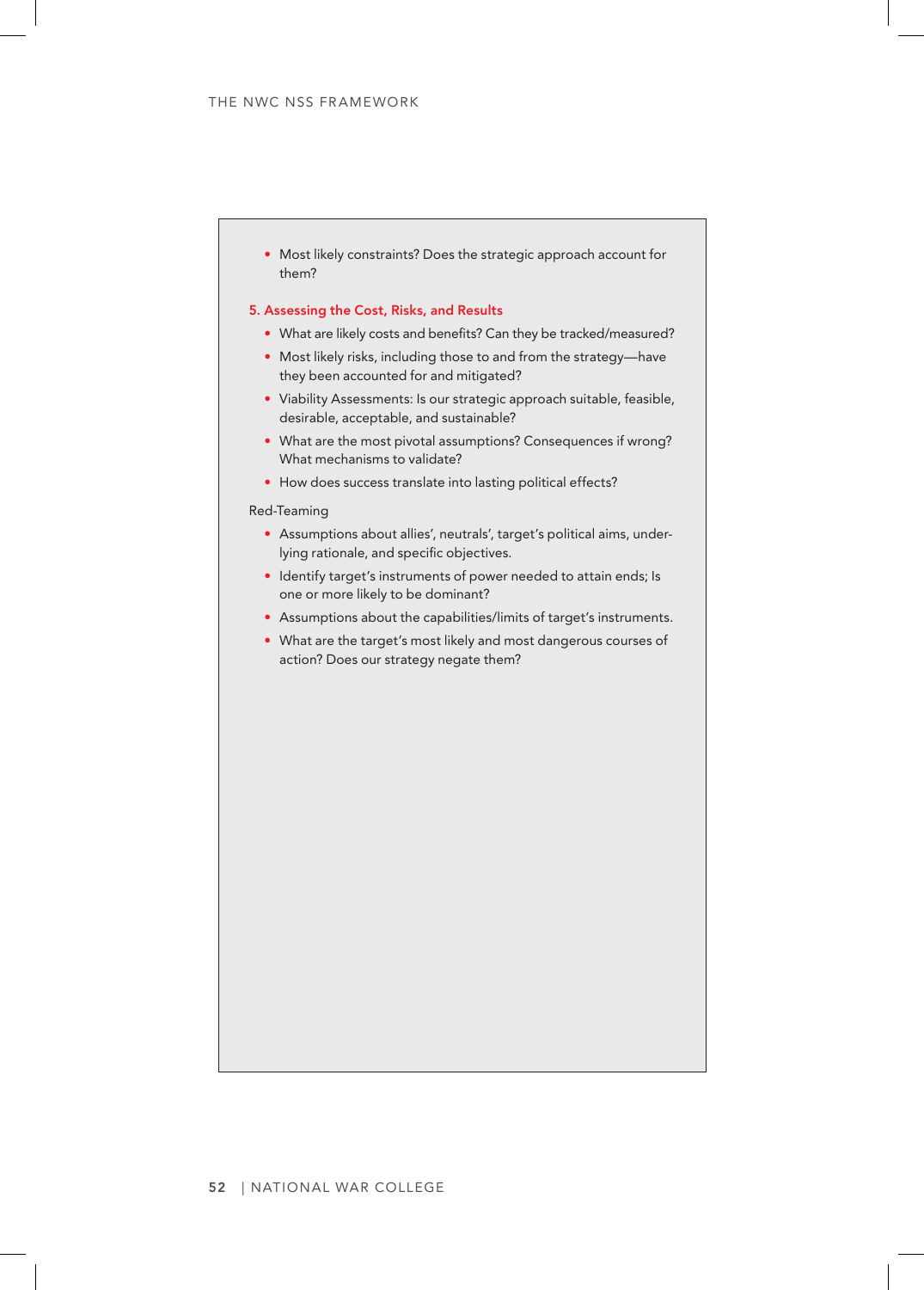- Most likely constraints? Does the strategic approach account for them?

### 5. Assessing the Cost, Risks, and Results

- What are likely costs and benefits? Can they be tracked/measured?
- Most likely risks, including those to and from the strategy—have they been accounted for and mitigated?
- Viability Assessments: Is our strategic approach suitable, feasible, desirable, acceptable, and sustainable?
- What are the most pivotal assumptions? Consequences if wrong? What mechanisms to validate?
- How does success translate into lasting political effects?

Red-Teaming

- Assumptions about allies', neutrals', target's political aims, underlying rationale, and specific objectives.
- Identify target's instruments of power needed to attain ends; Is one or more likely to be dominant?
- Assumptions about the capabilities/limits of target's instruments.
- What are the target's most likely and most dangerous courses of action? Does our strategy negate them?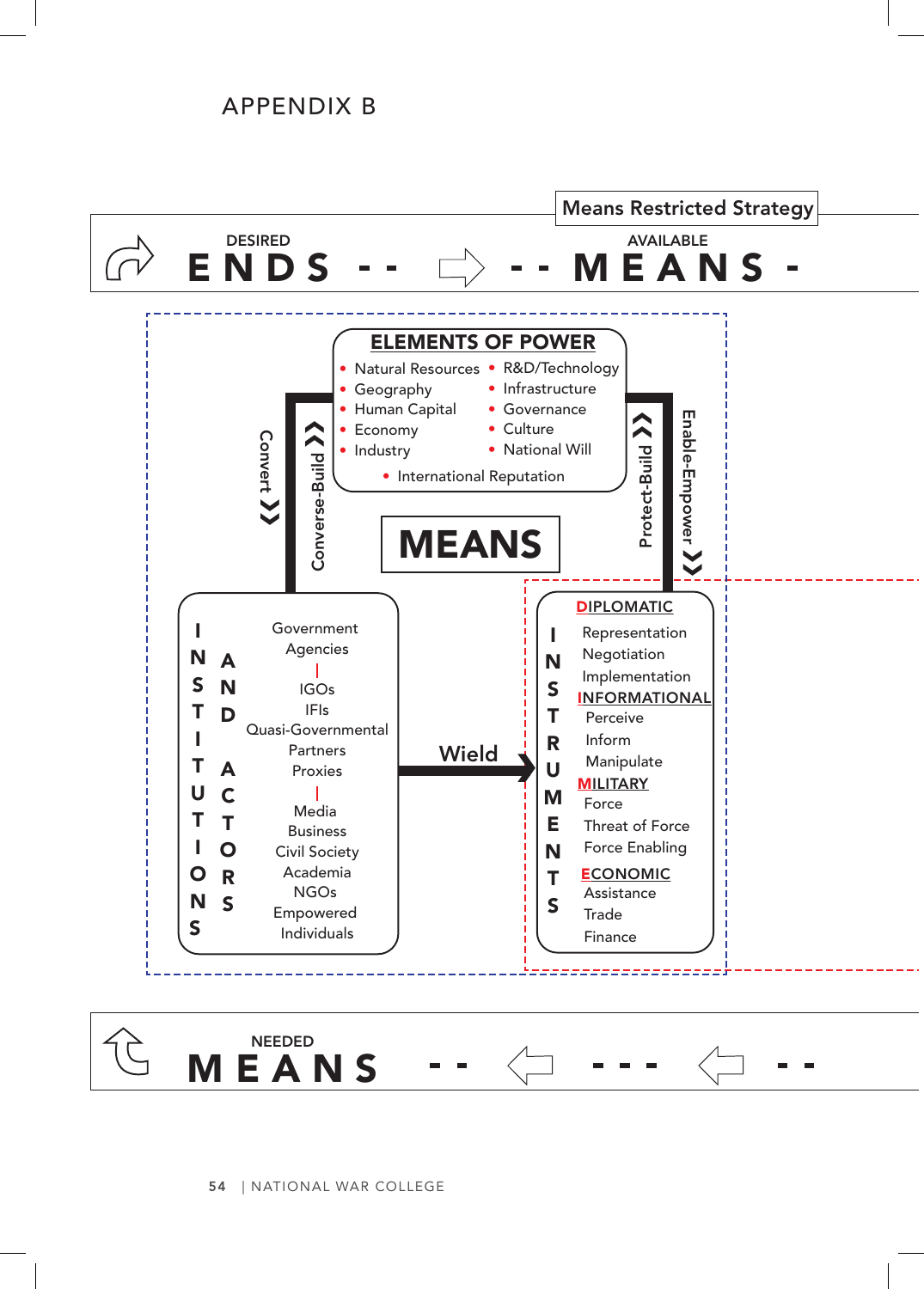# APPENDIX B

**Means Restricted Strategy**

DESIRED **ENDS** - - ⇨ - - AVAILABLE **MEANS** -

**ELEMENTS OF POWER**

- Natural Resources
- Geography
- Human Capital
- Economy
- Industry
- R&D/Technology
- Infrastructure
- Governance
- Culture
- National Will
- International Reputation

Convert » | Converse-Build « | Protect-Build « | Enable-Empower »

**MEANS**

**INSTITUTIONS AND ACTORS**

Government Agencies
|
IGOs
IFIs
Quasi-Governmental
Partners
Proxies
|
Media
Business
Civil Society
Academia
NGOs
Empowered Individuals

**Wield** →

**INSTRUMENTS**

**DIPLOMATIC**
- Representation
- Negotiation
- Implementation

**INFORMATIONAL**
- Perceive
- Inform
- Manipulate

**MILITARY**
- Force
- Threat of Force
- Force Enabling

**ECONOMIC**
- Assistance
- Trade
- Finance

NEEDED **MEANS** - - ⇦ - - - ⇦ - -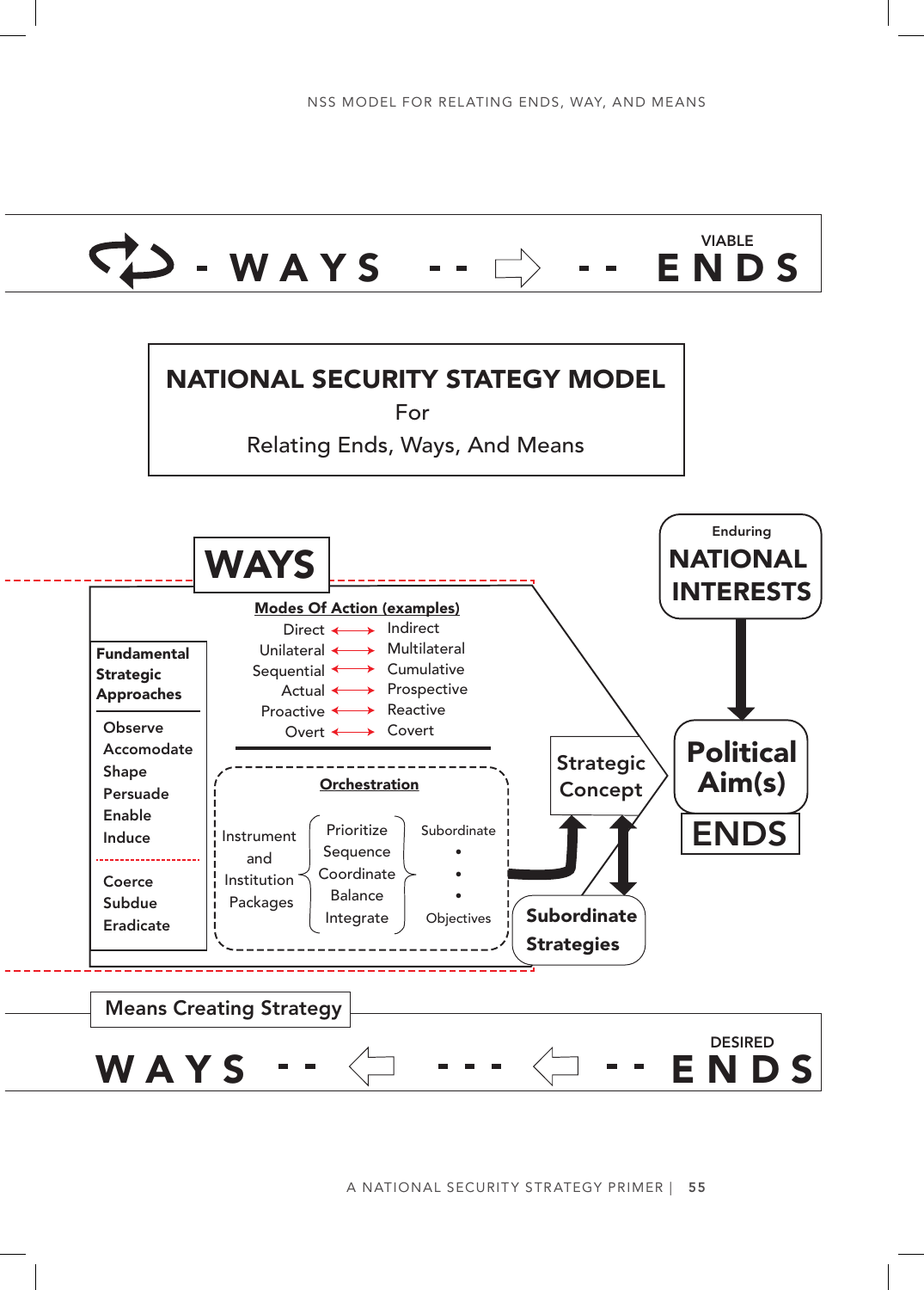- WAYS -- ⇨ -- VIABLE ENDS

## NATIONAL SECURITY STATEGY MODEL

For

Relating Ends, Ways, And Means

# WAYS

**Modes Of Action (examples)**

| | |
|---|---|
| Direct | Indirect |
| Unilateral | Multilateral |
| Sequential | Cumulative |
| Actual | Prospective |
| Proactive | Reactive |
| Overt | Covert |

**Fundamental Strategic Approaches**

- Observe
- Accomodate
- Shape
- Persuade
- Enable
- Induce

- Coerce
- Subdue
- Eradicate

**Orchestration**

Instrument and Institution Packages — Prioritize, Sequence, Coordinate, Balance, Integrate — Subordinate • • • Objectives

Strategic Concept

Subordinate Strategies

Enduring NATIONAL INTERESTS

Political Aim(s)

ENDS

Means Creating Strategy

WAYS -- ⇦ --- ⇦ -- DESIRED ENDS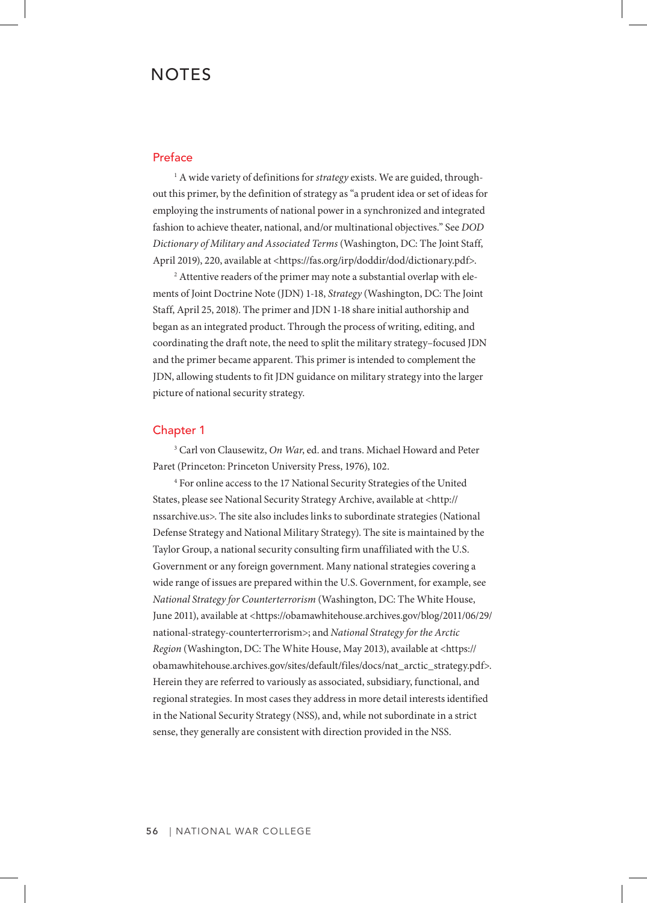# NOTES

## Preface

[1] A wide variety of definitions for *strategy* exists. We are guided, throughout this primer, by the definition of strategy as "a prudent idea or set of ideas for employing the instruments of national power in a synchronized and integrated fashion to achieve theater, national, and/or multinational objectives." See *DOD Dictionary of Military and Associated Terms* (Washington, DC: The Joint Staff, April 2019), 220, available at <https://fas.org/irp/doddir/dod/dictionary.pdf>.

[2] Attentive readers of the primer may note a substantial overlap with elements of Joint Doctrine Note (JDN) 1-18, *Strategy* (Washington, DC: The Joint Staff, April 25, 2018). The primer and JDN 1-18 share initial authorship and began as an integrated product. Through the process of writing, editing, and coordinating the draft note, the need to split the military strategy–focused JDN and the primer became apparent. This primer is intended to complement the JDN, allowing students to fit JDN guidance on military strategy into the larger picture of national security strategy.

## Chapter 1

[3] Carl von Clausewitz, *On War*, ed. and trans. Michael Howard and Peter Paret (Princeton: Princeton University Press, 1976), 102.

[4] For online access to the 17 National Security Strategies of the United States, please see National Security Strategy Archive, available at <http://nssarchive.us>. The site also includes links to subordinate strategies (National Defense Strategy and National Military Strategy). The site is maintained by the Taylor Group, a national security consulting firm unaffiliated with the U.S. Government or any foreign government. Many national strategies covering a wide range of issues are prepared within the U.S. Government, for example, see *National Strategy for Counterterrorism* (Washington, DC: The White House, June 2011), available at <https://obamawhitehouse.archives.gov/blog/2011/06/29/national-strategy-counterterrorism>; and *National Strategy for the Arctic Region* (Washington, DC: The White House, May 2013), available at <https://obamawhitehouse.archives.gov/sites/default/files/docs/nat_arctic_strategy.pdf>. Herein they are referred to variously as associated, subsidiary, functional, and regional strategies. In most cases they address in more detail interests identified in the National Security Strategy (NSS), and, while not subordinate in a strict sense, they generally are consistent with direction provided in the NSS.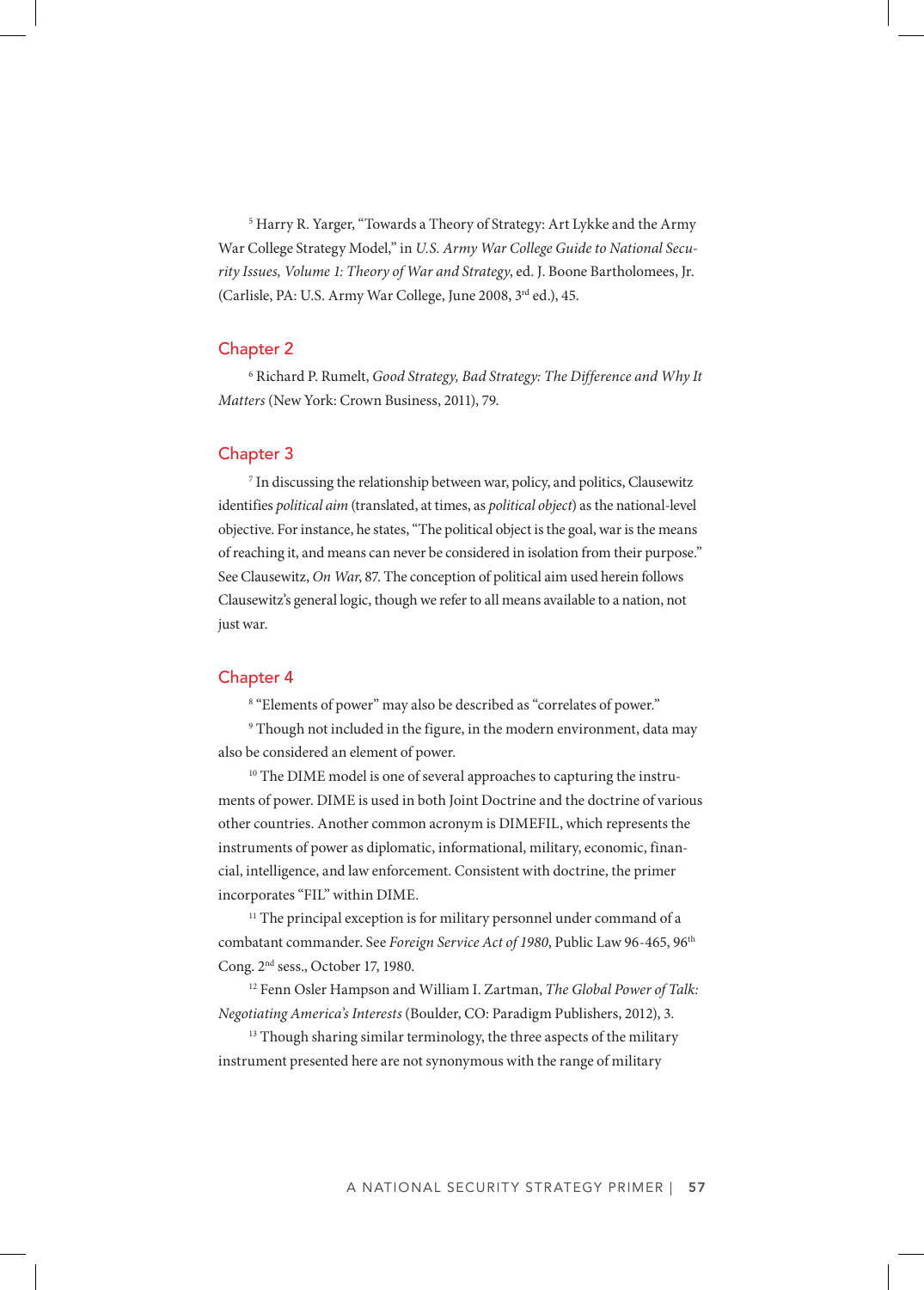[5] Harry R. Yarger, "Towards a Theory of Strategy: Art Lykke and the Army War College Strategy Model," in *U.S. Army War College Guide to National Security Issues, Volume 1: Theory of War and Strategy*, ed. J. Boone Bartholomees, Jr. (Carlisle, PA: U.S. Army War College, June 2008, 3rd ed.), 45.

## Chapter 2

[6] Richard P. Rumelt, *Good Strategy, Bad Strategy: The Difference and Why It Matters* (New York: Crown Business, 2011), 79.

## Chapter 3

[7] In discussing the relationship between war, policy, and politics, Clausewitz identifies *political aim* (translated, at times, as *political object*) as the national-level objective. For instance, he states, "The political object is the goal, war is the means of reaching it, and means can never be considered in isolation from their purpose." See Clausewitz, *On War*, 87. The conception of political aim used herein follows Clausewitz's general logic, though we refer to all means available to a nation, not just war.

## Chapter 4

[8] "Elements of power" may also be described as "correlates of power."

[9] Though not included in the figure, in the modern environment, data may also be considered an element of power.

[10] The DIME model is one of several approaches to capturing the instruments of power. DIME is used in both Joint Doctrine and the doctrine of various other countries. Another common acronym is DIMEFIL, which represents the instruments of power as diplomatic, informational, military, economic, financial, intelligence, and law enforcement. Consistent with doctrine, the primer incorporates "FIL" within DIME.

[11] The principal exception is for military personnel under command of a combatant commander. See *Foreign Service Act of 1980*, Public Law 96-465, 96th Cong. 2nd sess., October 17, 1980.

[12] Fenn Osler Hampson and William I. Zartman, *The Global Power of Talk: Negotiating America's Interests* (Boulder, CO: Paradigm Publishers, 2012), 3.

[13] Though sharing similar terminology, the three aspects of the military instrument presented here are not synonymous with the range of military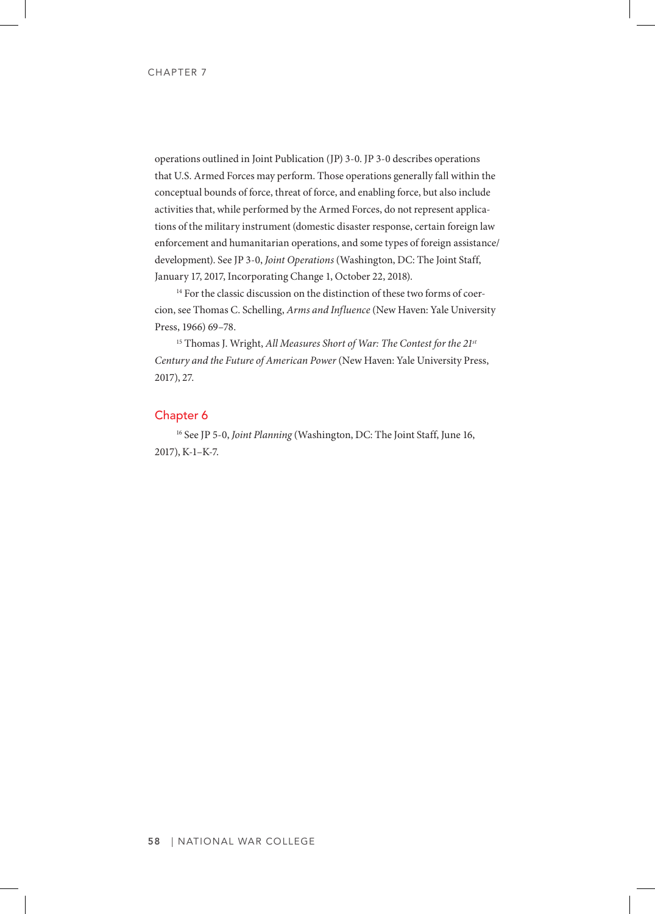operations outlined in Joint Publication (JP) 3-0. JP 3-0 describes operations that U.S. Armed Forces may perform. Those operations generally fall within the conceptual bounds of force, threat of force, and enabling force, but also include activities that, while performed by the Armed Forces, do not represent applications of the military instrument (domestic disaster response, certain foreign law enforcement and humanitarian operations, and some types of foreign assistance/development). See JP 3-0, *Joint Operations* (Washington, DC: The Joint Staff, January 17, 2017, Incorporating Change 1, October 22, 2018).

[14] For the classic discussion on the distinction of these two forms of coercion, see Thomas C. Schelling, *Arms and Influence* (New Haven: Yale University Press, 1966) 69–78.

[15] Thomas J. Wright, *All Measures Short of War: The Contest for the 21st Century and the Future of American Power* (New Haven: Yale University Press, 2017), 27.

## Chapter 6

[16] See JP 5-0, *Joint Planning* (Washington, DC: The Joint Staff, June 16, 2017), K-1–K-7.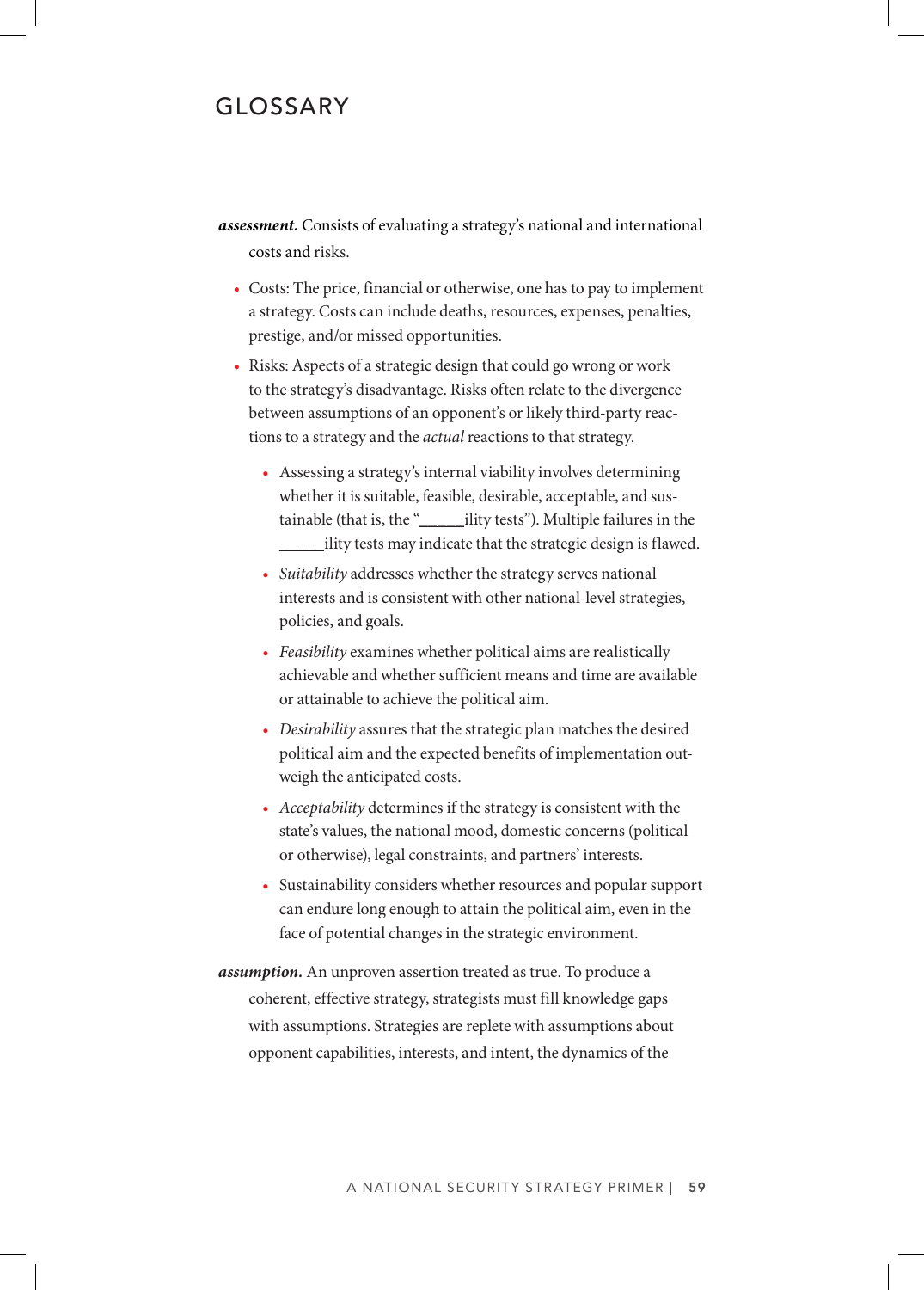# GLOSSARY

***assessment.*** Consists of evaluating a strategy's national and international costs and risks.

- Costs: The price, financial or otherwise, one has to pay to implement a strategy. Costs can include deaths, resources, expenses, penalties, prestige, and/or missed opportunities.
- Risks: Aspects of a strategic design that could go wrong or work to the strategy's disadvantage. Risks often relate to the divergence between assumptions of an opponent's or likely third-party reactions to a strategy and the *actual* reactions to that strategy.
    - Assessing a strategy's internal viability involves determining whether it is suitable, feasible, desirable, acceptable, and sustainable (that is, the "\_\_\_\_\_\_ility tests"). Multiple failures in the \_\_\_\_\_\_ility tests may indicate that the strategic design is flawed.
    - *Suitability* addresses whether the strategy serves national interests and is consistent with other national-level strategies, policies, and goals.
    - *Feasibility* examines whether political aims are realistically achievable and whether sufficient means and time are available or attainable to achieve the political aim.
    - *Desirability* assures that the strategic plan matches the desired political aim and the expected benefits of implementation outweigh the anticipated costs.
    - *Acceptability* determines if the strategy is consistent with the state's values, the national mood, domestic concerns (political or otherwise), legal constraints, and partners' interests.
    - Sustainability considers whether resources and popular support can endure long enough to attain the political aim, even in the face of potential changes in the strategic environment.

***assumption.*** An unproven assertion treated as true. To produce a coherent, effective strategy, strategists must fill knowledge gaps with assumptions. Strategies are replete with assumptions about opponent capabilities, interests, and intent, the dynamics of the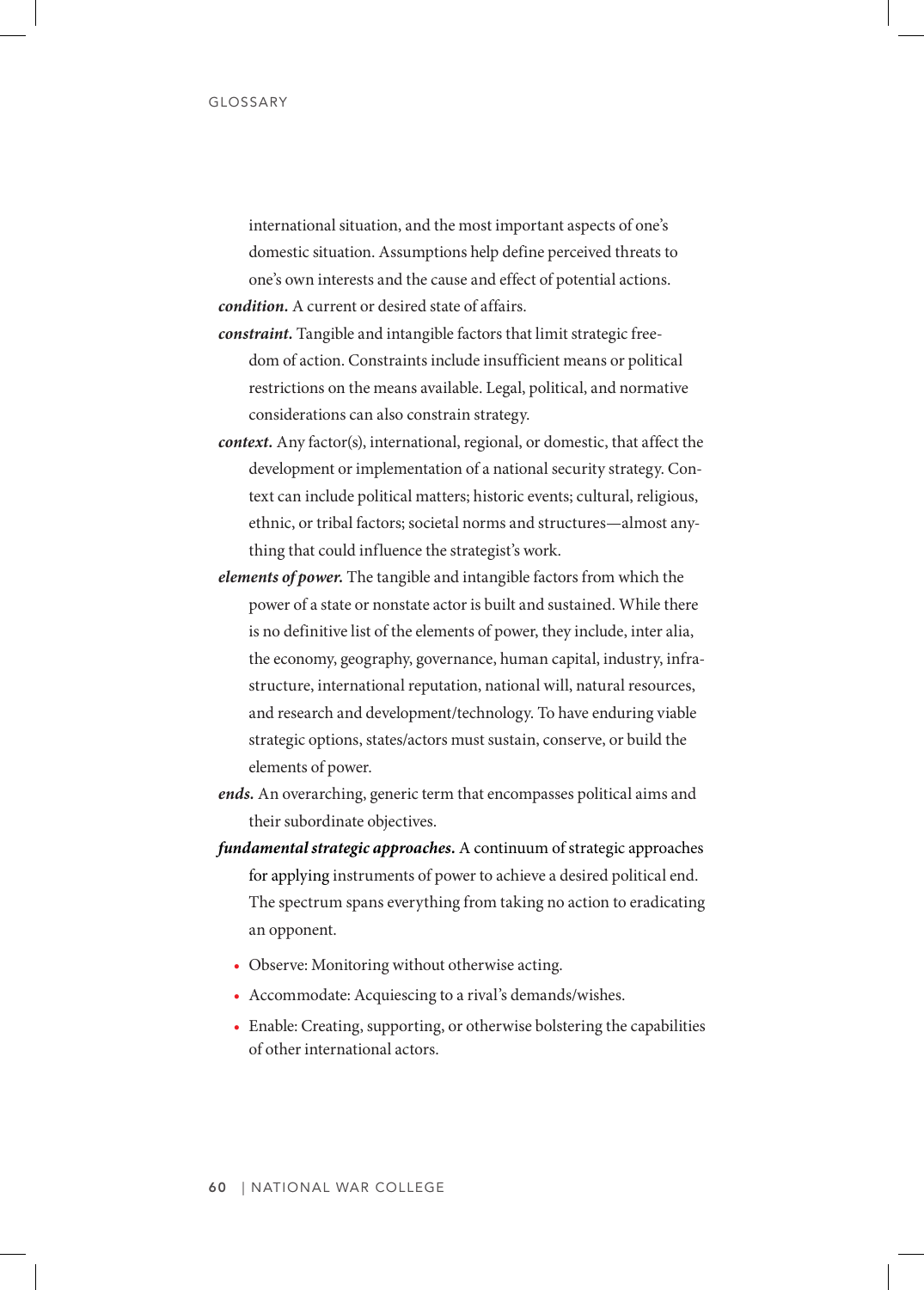international situation, and the most important aspects of one's domestic situation. Assumptions help define perceived threats to one's own interests and the cause and effect of potential actions.

***condition.*** A current or desired state of affairs.

***constraint.*** Tangible and intangible factors that limit strategic freedom of action. Constraints include insufficient means or political restrictions on the means available. Legal, political, and normative considerations can also constrain strategy.

***context.*** Any factor(s), international, regional, or domestic, that affect the development or implementation of a national security strategy. Context can include political matters; historic events; cultural, religious, ethnic, or tribal factors; societal norms and structures—almost anything that could influence the strategist's work.

***elements of power.*** The tangible and intangible factors from which the power of a state or nonstate actor is built and sustained. While there is no definitive list of the elements of power, they include, inter alia, the economy, geography, governance, human capital, industry, infrastructure, international reputation, national will, natural resources, and research and development/technology. To have enduring viable strategic options, states/actors must sustain, conserve, or build the elements of power.

***ends.*** An overarching, generic term that encompasses political aims and their subordinate objectives.

***fundamental strategic approaches.*** A continuum of strategic approaches for applying instruments of power to achieve a desired political end. The spectrum spans everything from taking no action to eradicating an opponent.

- Observe: Monitoring without otherwise acting.
- Accommodate: Acquiescing to a rival's demands/wishes.
- Enable: Creating, supporting, or otherwise bolstering the capabilities of other international actors.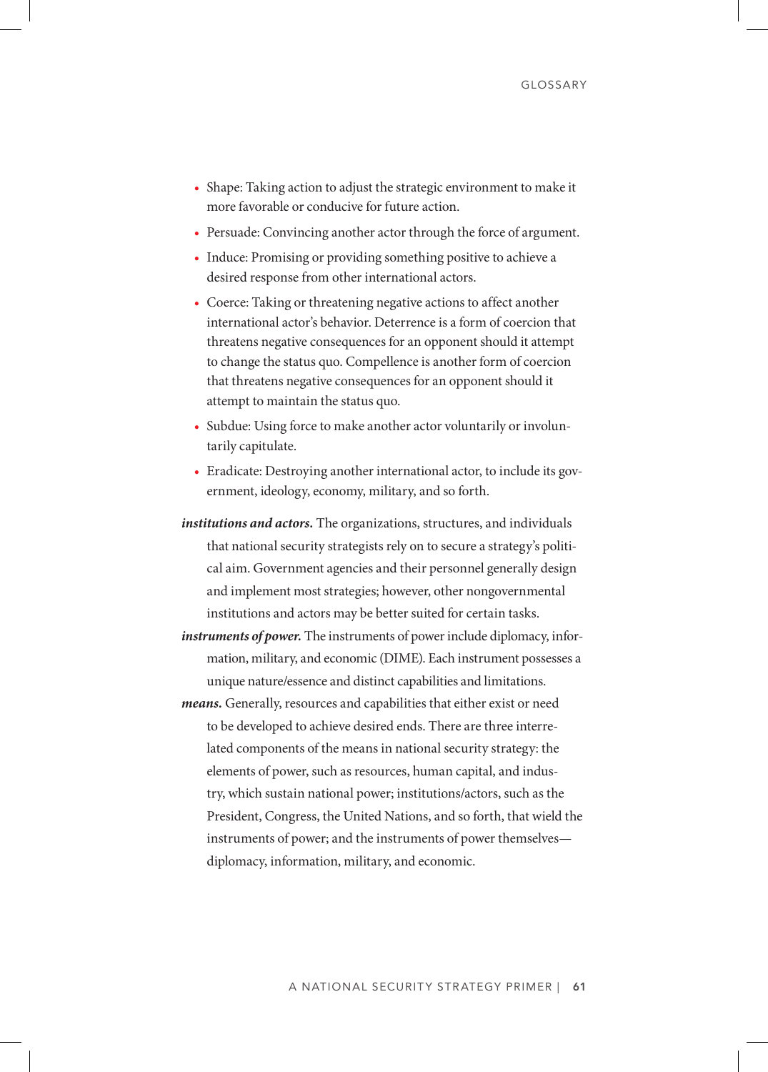- Shape: Taking action to adjust the strategic environment to make it more favorable or conducive for future action.
- Persuade: Convincing another actor through the force of argument.
- Induce: Promising or providing something positive to achieve a desired response from other international actors.
- Coerce: Taking or threatening negative actions to affect another international actor's behavior. Deterrence is a form of coercion that threatens negative consequences for an opponent should it attempt to change the status quo. Compellence is another form of coercion that threatens negative consequences for an opponent should it attempt to maintain the status quo.
- Subdue: Using force to make another actor voluntarily or involuntarily capitulate.
- Eradicate: Destroying another international actor, to include its government, ideology, economy, military, and so forth.

***institutions and actors.*** The organizations, structures, and individuals that national security strategists rely on to secure a strategy's political aim. Government agencies and their personnel generally design and implement most strategies; however, other nongovernmental institutions and actors may be better suited for certain tasks.

***instruments of power.*** The instruments of power include diplomacy, information, military, and economic (DIME). Each instrument possesses a unique nature/essence and distinct capabilities and limitations.

***means.*** Generally, resources and capabilities that either exist or need to be developed to achieve desired ends. There are three interrelated components of the means in national security strategy: the elements of power, such as resources, human capital, and industry, which sustain national power; institutions/actors, such as the President, Congress, the United Nations, and so forth, that wield the instruments of power; and the instruments of power themselves—diplomacy, information, military, and economic.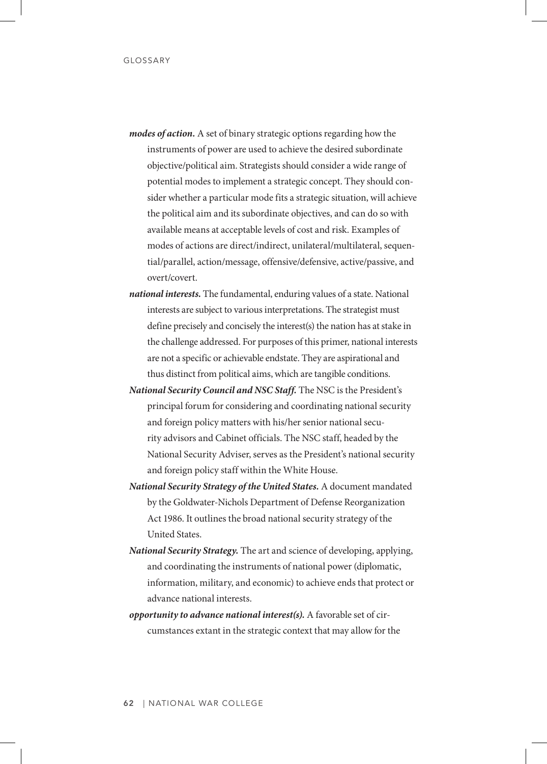***modes of action.*** A set of binary strategic options regarding how the instruments of power are used to achieve the desired subordinate objective/political aim. Strategists should consider a wide range of potential modes to implement a strategic concept. They should consider whether a particular mode fits a strategic situation, will achieve the political aim and its subordinate objectives, and can do so with available means at acceptable levels of cost and risk. Examples of modes of actions are direct/indirect, unilateral/multilateral, sequential/parallel, action/message, offensive/defensive, active/passive, and overt/covert.

***national interests.*** The fundamental, enduring values of a state. National interests are subject to various interpretations. The strategist must define precisely and concisely the interest(s) the nation has at stake in the challenge addressed. For purposes of this primer, national interests are not a specific or achievable endstate. They are aspirational and thus distinct from political aims, which are tangible conditions.

***National Security Council and NSC Staff.*** The NSC is the President's principal forum for considering and coordinating national security and foreign policy matters with his/her senior national security advisors and Cabinet officials. The NSC staff, headed by the National Security Adviser, serves as the President's national security and foreign policy staff within the White House.

***National Security Strategy of the United States.*** A document mandated by the Goldwater-Nichols Department of Defense Reorganization Act 1986. It outlines the broad national security strategy of the United States.

***National Security Strategy.*** The art and science of developing, applying, and coordinating the instruments of national power (diplomatic, information, military, and economic) to achieve ends that protect or advance national interests.

***opportunity to advance national interest(s).*** A favorable set of circumstances extant in the strategic context that may allow for the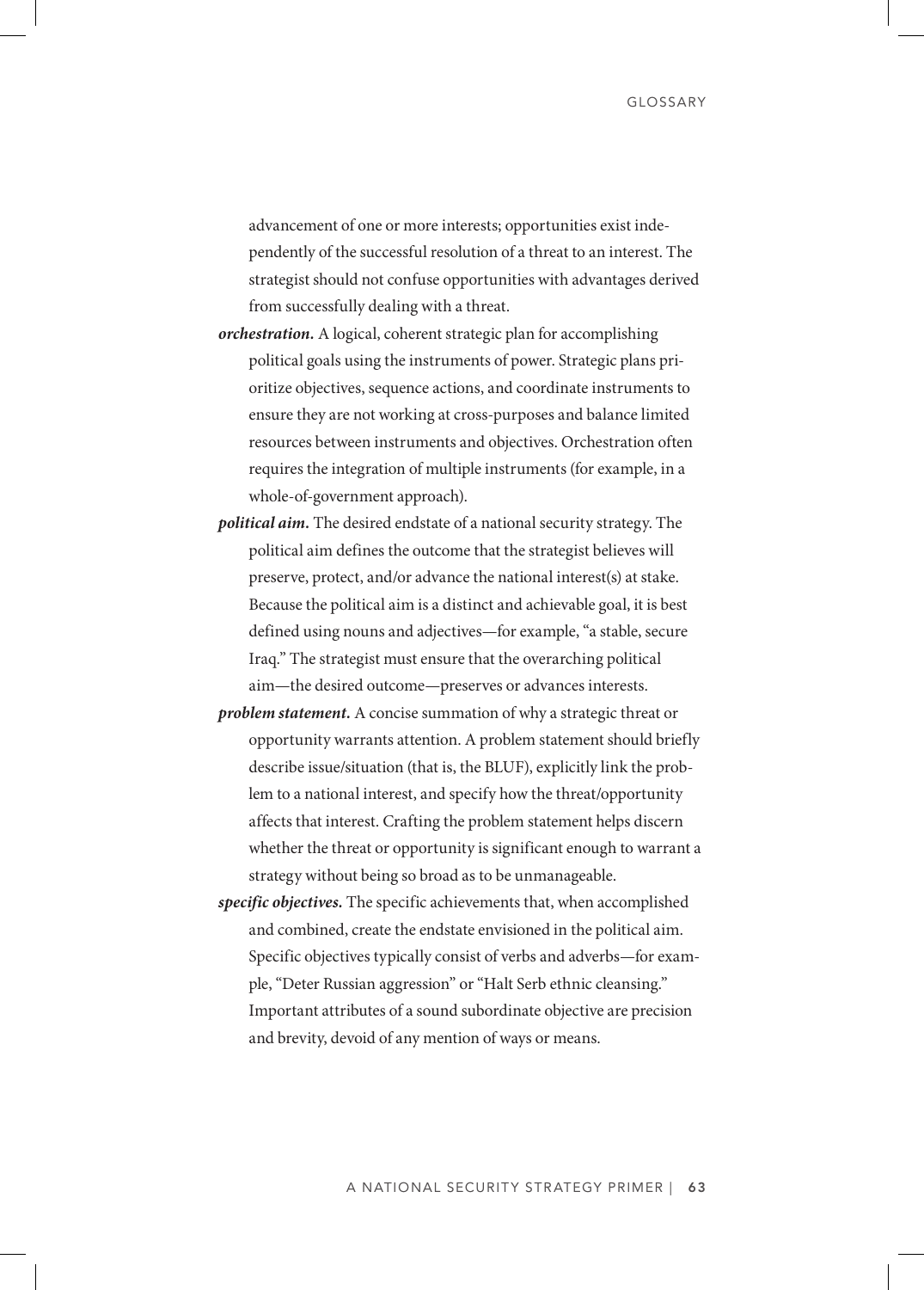advancement of one or more interests; opportunities exist independently of the successful resolution of a threat to an interest. The strategist should not confuse opportunities with advantages derived from successfully dealing with a threat.

***orchestration.*** A logical, coherent strategic plan for accomplishing political goals using the instruments of power. Strategic plans prioritize objectives, sequence actions, and coordinate instruments to ensure they are not working at cross-purposes and balance limited resources between instruments and objectives. Orchestration often requires the integration of multiple instruments (for example, in a whole-of-government approach).

***political aim.*** The desired endstate of a national security strategy. The political aim defines the outcome that the strategist believes will preserve, protect, and/or advance the national interest(s) at stake. Because the political aim is a distinct and achievable goal, it is best defined using nouns and adjectives—for example, "a stable, secure Iraq." The strategist must ensure that the overarching political aim—the desired outcome—preserves or advances interests.

***problem statement.*** A concise summation of why a strategic threat or opportunity warrants attention. A problem statement should briefly describe issue/situation (that is, the BLUF), explicitly link the problem to a national interest, and specify how the threat/opportunity affects that interest. Crafting the problem statement helps discern whether the threat or opportunity is significant enough to warrant a strategy without being so broad as to be unmanageable.

***specific objectives.*** The specific achievements that, when accomplished and combined, create the endstate envisioned in the political aim. Specific objectives typically consist of verbs and adverbs—for example, "Deter Russian aggression" or "Halt Serb ethnic cleansing." Important attributes of a sound subordinate objective are precision and brevity, devoid of any mention of ways or means.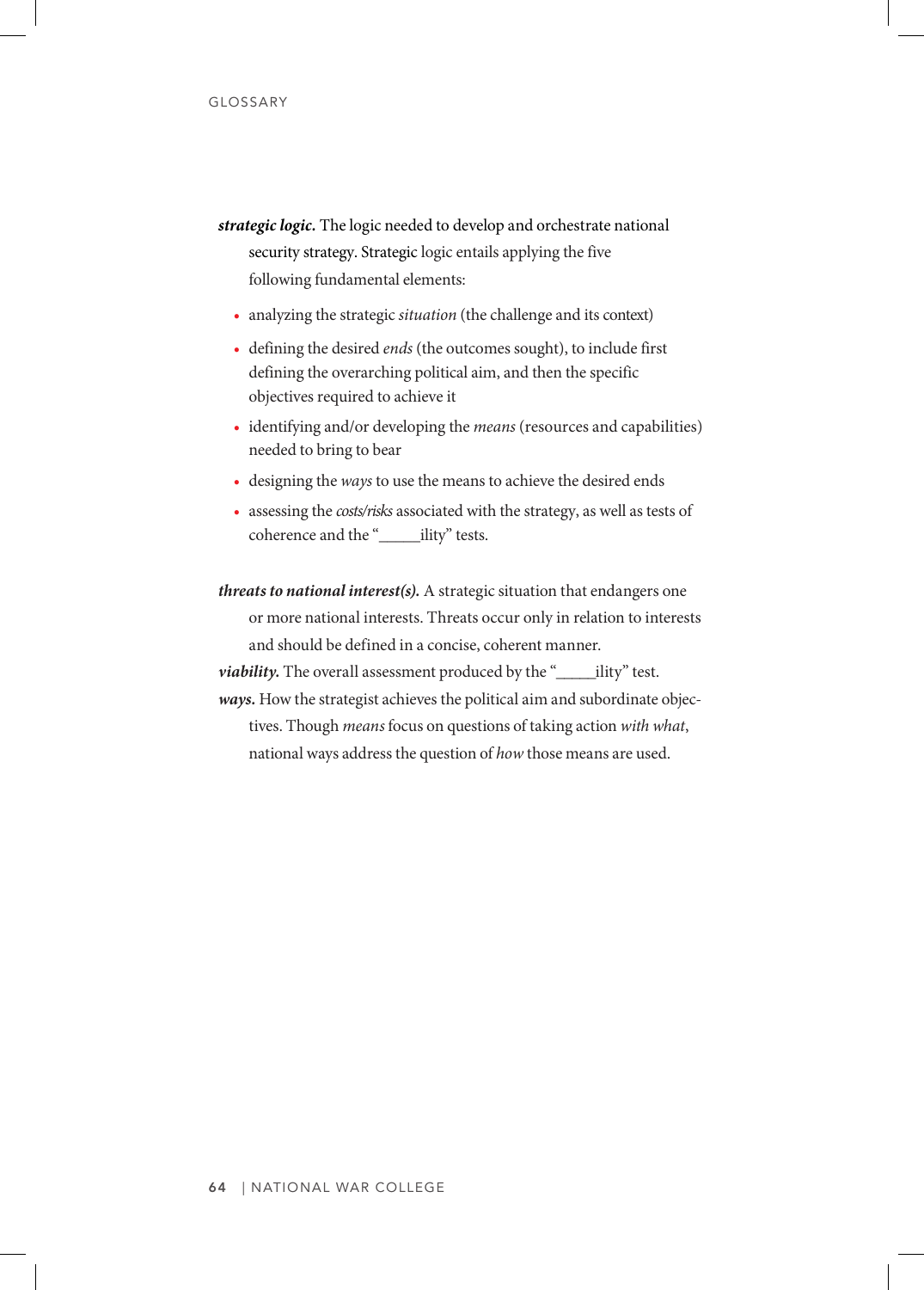***strategic logic.*** The logic needed to develop and orchestrate national security strategy. Strategic logic entails applying the five following fundamental elements:

- analyzing the strategic *situation* (the challenge and its context)
- defining the desired *ends* (the outcomes sought), to include first defining the overarching political aim, and then the specific objectives required to achieve it
- identifying and/or developing the *means* (resources and capabilities) needed to bring to bear
- designing the *ways* to use the means to achieve the desired ends
- assessing the *costs/risks* associated with the strategy, as well as tests of coherence and the "_____ility" tests.

***threats to national interest(s).*** A strategic situation that endangers one or more national interests. Threats occur only in relation to interests and should be defined in a concise, coherent manner.

***viability.*** The overall assessment produced by the "_____ility" test.

***ways.*** How the strategist achieves the political aim and subordinate objectives. Though *means* focus on questions of taking action *with what*, national ways address the question of *how* those means are used.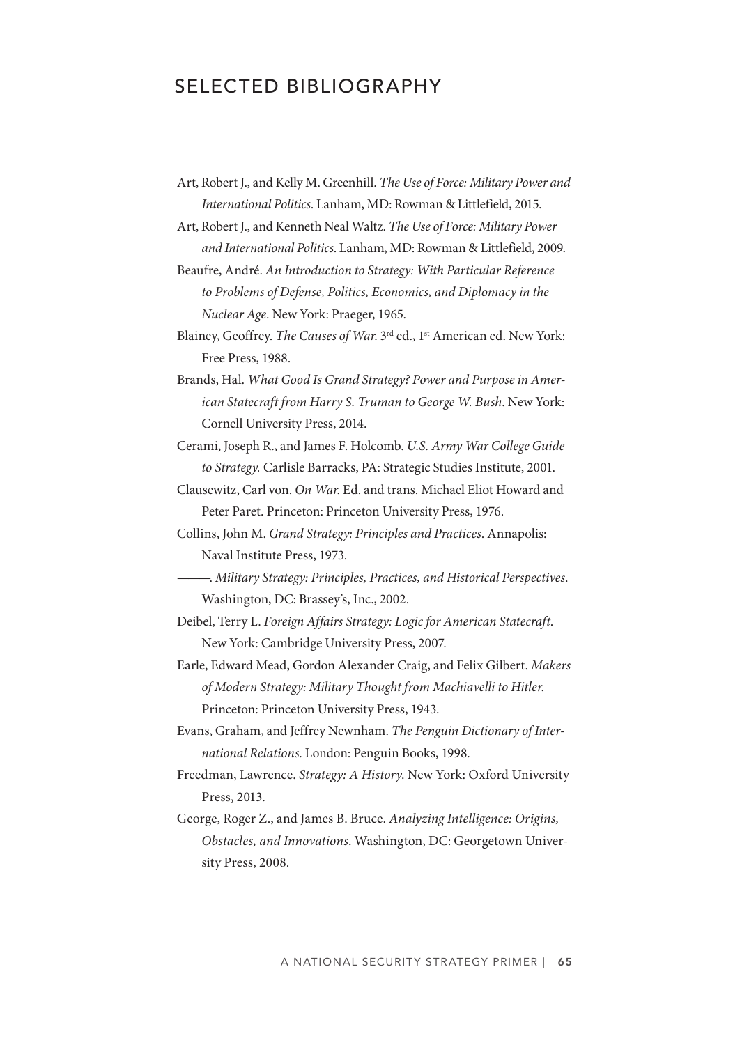# SELECTED BIBLIOGRAPHY

Art, Robert J., and Kelly M. Greenhill. *The Use of Force: Military Power and International Politics*. Lanham, MD: Rowman & Littlefield, 2015.

Art, Robert J., and Kenneth Neal Waltz. *The Use of Force: Military Power and International Politics*. Lanham, MD: Rowman & Littlefield, 2009.

Beaufre, André. *An Introduction to Strategy: With Particular Reference to Problems of Defense, Politics, Economics, and Diplomacy in the Nuclear Age*. New York: Praeger, 1965.

Blainey, Geoffrey. *The Causes of War*. 3rd ed., 1st American ed. New York: Free Press, 1988.

Brands, Hal. *What Good Is Grand Strategy? Power and Purpose in American Statecraft from Harry S. Truman to George W. Bush*. New York: Cornell University Press, 2014.

Cerami, Joseph R., and James F. Holcomb. *U.S. Army War College Guide to Strategy.* Carlisle Barracks, PA: Strategic Studies Institute, 2001.

Clausewitz, Carl von. *On War*. Ed. and trans. Michael Eliot Howard and Peter Paret. Princeton: Princeton University Press, 1976.

Collins, John M. *Grand Strategy: Principles and Practices*. Annapolis: Naval Institute Press, 1973.

———. *Military Strategy: Principles, Practices, and Historical Perspectives*. Washington, DC: Brassey's, Inc., 2002.

Deibel, Terry L. *Foreign Affairs Strategy: Logic for American Statecraft*. New York: Cambridge University Press, 2007.

Earle, Edward Mead, Gordon Alexander Craig, and Felix Gilbert. *Makers of Modern Strategy: Military Thought from Machiavelli to Hitler*. Princeton: Princeton University Press, 1943.

Evans, Graham, and Jeffrey Newnham. *The Penguin Dictionary of International Relations*. London: Penguin Books, 1998.

Freedman, Lawrence. *Strategy: A History*. New York: Oxford University Press, 2013.

George, Roger Z., and James B. Bruce. *Analyzing Intelligence: Origins, Obstacles, and Innovations*. Washington, DC: Georgetown University Press, 2008.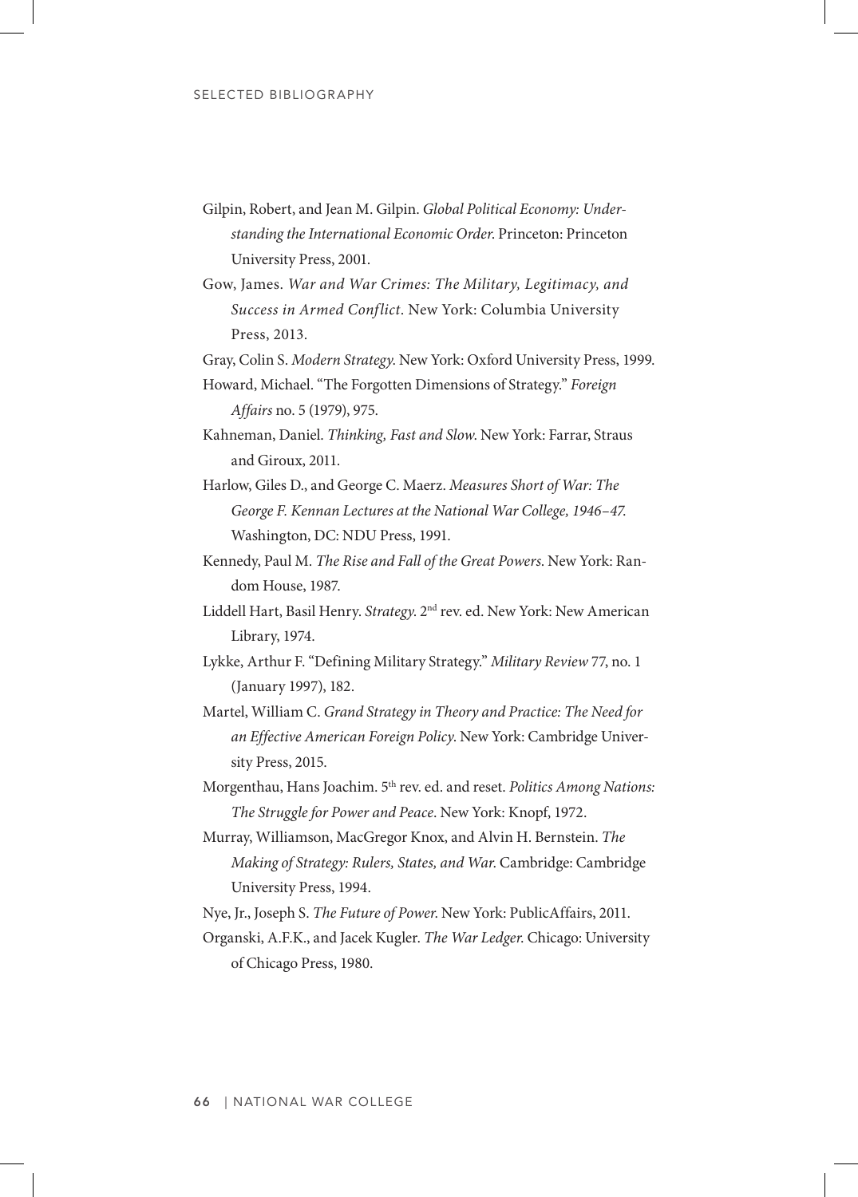Gilpin, Robert, and Jean M. Gilpin. *Global Political Economy: Understanding the International Economic Order*. Princeton: Princeton University Press, 2001.

Gow, James. *War and War Crimes: The Military, Legitimacy, and Success in Armed Conflict*. New York: Columbia University Press, 2013.

Gray, Colin S. *Modern Strategy*. New York: Oxford University Press, 1999.

Howard, Michael. "The Forgotten Dimensions of Strategy." *Foreign Affairs* no. 5 (1979), 975.

Kahneman, Daniel. *Thinking, Fast and Slow*. New York: Farrar, Straus and Giroux, 2011.

Harlow, Giles D., and George C. Maerz. *Measures Short of War: The George F. Kennan Lectures at the National War College, 1946–47*. Washington, DC: NDU Press, 1991.

Kennedy, Paul M. *The Rise and Fall of the Great Powers*. New York: Random House, 1987.

Liddell Hart, Basil Henry. *Strategy*. 2nd rev. ed. New York: New American Library, 1974.

Lykke, Arthur F. "Defining Military Strategy." *Military Review* 77, no. 1 (January 1997), 182.

Martel, William C. *Grand Strategy in Theory and Practice: The Need for an Effective American Foreign Policy*. New York: Cambridge University Press, 2015.

Morgenthau, Hans Joachim. 5th rev. ed. and reset. *Politics Among Nations: The Struggle for Power and Peace*. New York: Knopf, 1972.

Murray, Williamson, MacGregor Knox, and Alvin H. Bernstein. *The Making of Strategy: Rulers, States, and War*. Cambridge: Cambridge University Press, 1994.

Nye, Jr., Joseph S. *The Future of Power*. New York: PublicAffairs, 2011.

Organski, A.F.K., and Jacek Kugler. *The War Ledger*. Chicago: University of Chicago Press, 1980.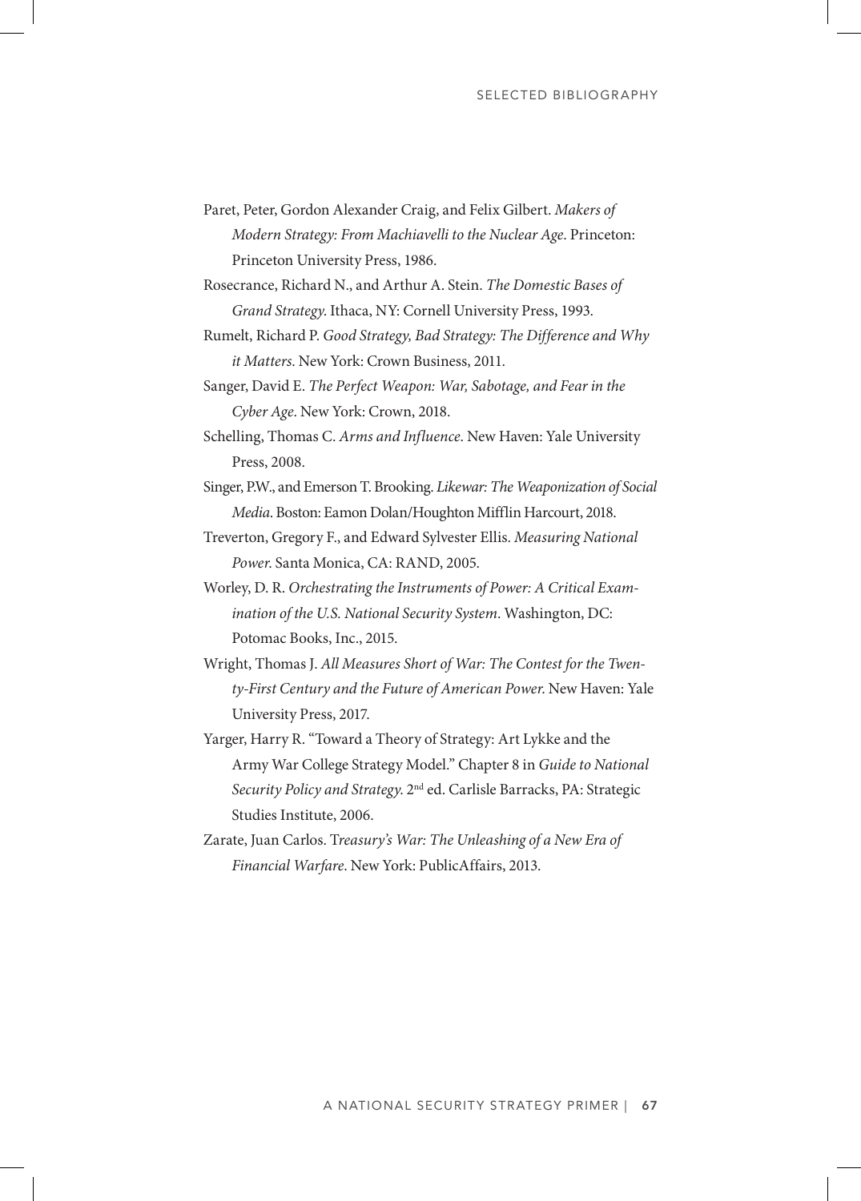Paret, Peter, Gordon Alexander Craig, and Felix Gilbert. *Makers of Modern Strategy: From Machiavelli to the Nuclear Age*. Princeton: Princeton University Press, 1986.

Rosecrance, Richard N., and Arthur A. Stein. *The Domestic Bases of Grand Strategy*. Ithaca, NY: Cornell University Press, 1993.

Rumelt, Richard P. *Good Strategy, Bad Strategy: The Difference and Why it Matters*. New York: Crown Business, 2011.

Sanger, David E. *The Perfect Weapon: War, Sabotage, and Fear in the Cyber Age*. New York: Crown, 2018.

Schelling, Thomas C. *Arms and Influence*. New Haven: Yale University Press, 2008.

Singer, P.W., and Emerson T. Brooking. *Likewar: The Weaponization of Social Media*. Boston: Eamon Dolan/Houghton Mifflin Harcourt, 2018.

Treverton, Gregory F., and Edward Sylvester Ellis. *Measuring National Power*. Santa Monica, CA: RAND, 2005.

Worley, D. R. *Orchestrating the Instruments of Power: A Critical Examination of the U.S. National Security System*. Washington, DC: Potomac Books, Inc., 2015.

Wright, Thomas J. *All Measures Short of War: The Contest for the Twenty-First Century and the Future of American Power*. New Haven: Yale University Press, 2017.

Yarger, Harry R. "Toward a Theory of Strategy: Art Lykke and the Army War College Strategy Model." Chapter 8 in *Guide to National Security Policy and Strategy*. 2nd ed. Carlisle Barracks, PA: Strategic Studies Institute, 2006.

Zarate, Juan Carlos. T*reasury's War: The Unleashing of a New Era of Financial Warfare*. New York: PublicAffairs, 2013.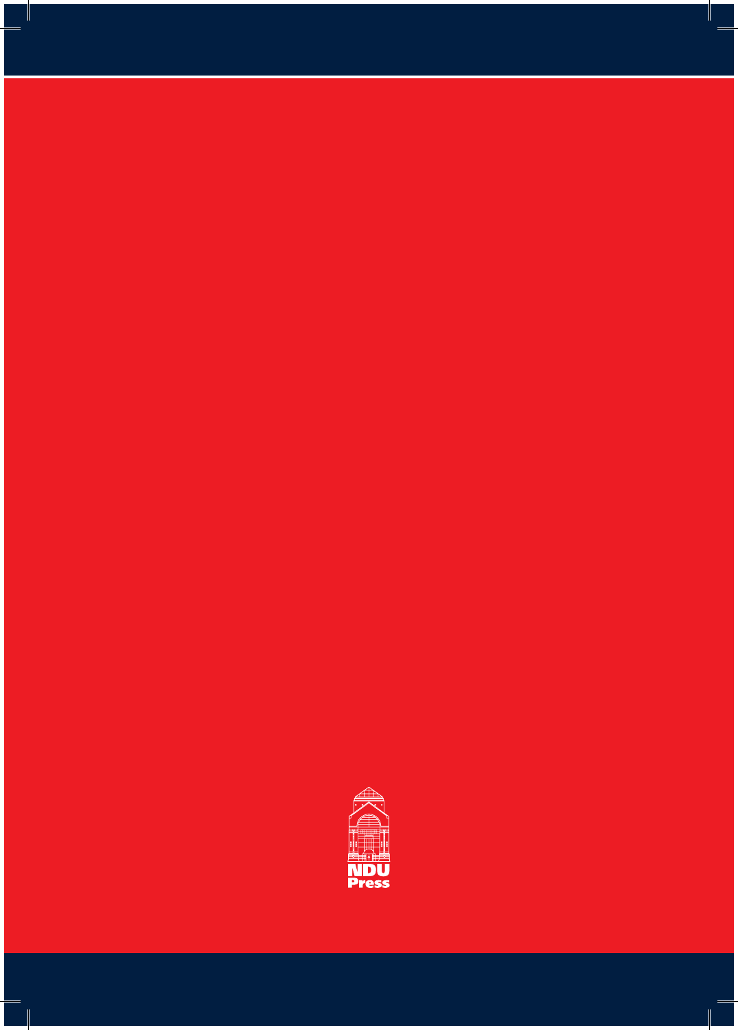NDU
Press